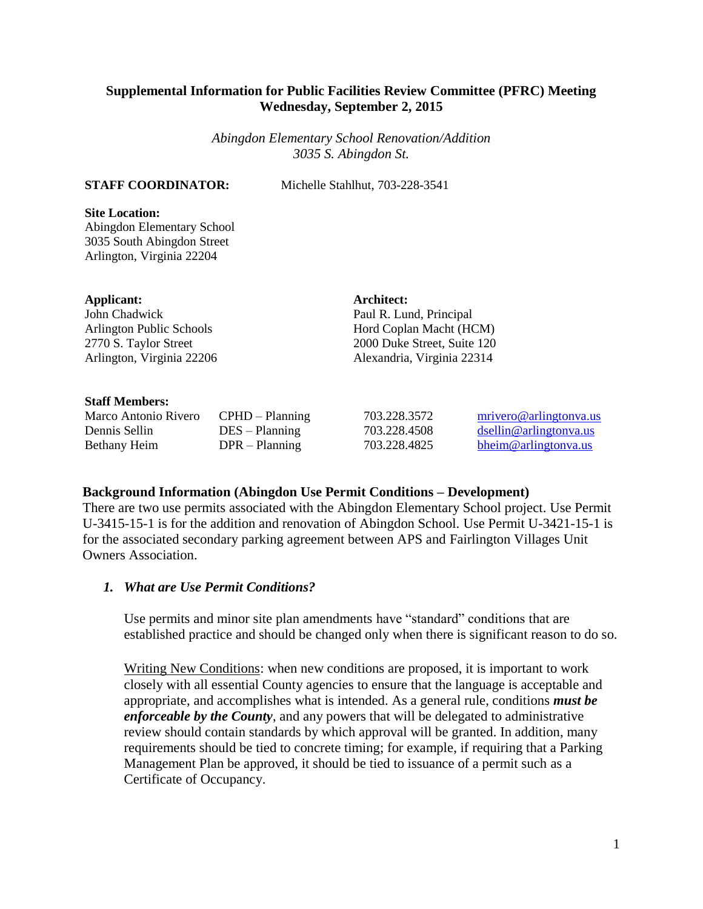**Supplemental Information for Public Facilities Review Committee (PFRC) Meeting**
**Wednesday, September 2, 2015**

*Abingdon Elementary School Renovation/Addition*
*3035 S. Abingdon St.*

**STAFF COORDINATOR:** Michelle Stahlhut, 703-228-3541

**Site Location:**
Abingdon Elementary School
3035 South Abingdon Street
Arlington, Virginia 22204

**Applicant:**
John Chadwick
Arlington Public Schools
2770 S. Taylor Street
Arlington, Virginia 22206

**Architect:**
Paul R. Lund, Principal
Hord Coplan Macht (HCM)
2000 Duke Street, Suite 120
Alexandria, Virginia 22314

**Staff Members:**

| | | | |
|---|---|---|---|
| Marco Antonio Rivero | CPHD – Planning | 703.228.3572 | mrivero@arlingtonva.us |
| Dennis Sellin | DES – Planning | 703.228.4508 | dsellin@arlingtonva.us |
| Bethany Heim | DPR – Planning | 703.228.4825 | bheim@arlingtonva.us |

**Background Information (Abingdon Use Permit Conditions – Development)**
There are two use permits associated with the Abingdon Elementary School project. Use Permit U-3415-15-1 is for the addition and renovation of Abingdon School. Use Permit U-3421-15-1 is for the associated secondary parking agreement between APS and Fairlington Villages Unit Owners Association.

***1. What are Use Permit Conditions?***

Use permits and minor site plan amendments have "standard" conditions that are established practice and should be changed only when there is significant reason to do so.

Writing New Conditions: when new conditions are proposed, it is important to work closely with all essential County agencies to ensure that the language is acceptable and appropriate, and accomplishes what is intended. As a general rule, conditions ***must be enforceable by the County***, and any powers that will be delegated to administrative review should contain standards by which approval will be granted. In addition, many requirements should be tied to concrete timing; for example, if requiring that a Parking Management Plan be approved, it should be tied to issuance of a permit such as a Certificate of Occupancy.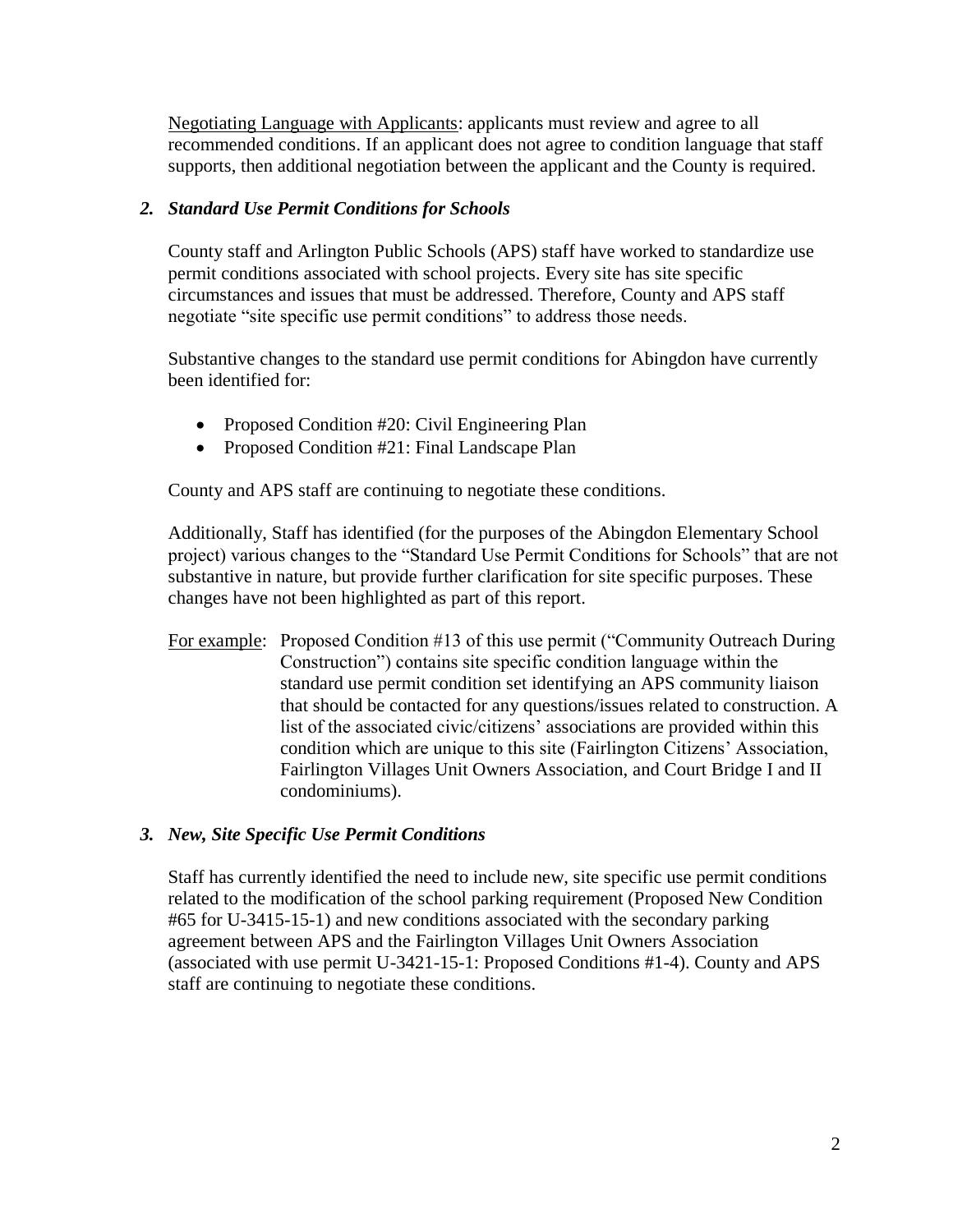Negotiating Language with Applicants: applicants must review and agree to all recommended conditions. If an applicant does not agree to condition language that staff supports, then additional negotiation between the applicant and the County is required.

### *2. Standard Use Permit Conditions for Schools*

County staff and Arlington Public Schools (APS) staff have worked to standardize use permit conditions associated with school projects. Every site has site specific circumstances and issues that must be addressed. Therefore, County and APS staff negotiate "site specific use permit conditions" to address those needs.

Substantive changes to the standard use permit conditions for Abingdon have currently been identified for:

- Proposed Condition #20: Civil Engineering Plan
- Proposed Condition #21: Final Landscape Plan

County and APS staff are continuing to negotiate these conditions.

Additionally, Staff has identified (for the purposes of the Abingdon Elementary School project) various changes to the "Standard Use Permit Conditions for Schools" that are not substantive in nature, but provide further clarification for site specific purposes. These changes have not been highlighted as part of this report.

For example: Proposed Condition #13 of this use permit ("Community Outreach During Construction") contains site specific condition language within the standard use permit condition set identifying an APS community liaison that should be contacted for any questions/issues related to construction. A list of the associated civic/citizens' associations are provided within this condition which are unique to this site (Fairlington Citizens' Association, Fairlington Villages Unit Owners Association, and Court Bridge I and II condominiums).

### *3. New, Site Specific Use Permit Conditions*

Staff has currently identified the need to include new, site specific use permit conditions related to the modification of the school parking requirement (Proposed New Condition #65 for U-3415-15-1) and new conditions associated with the secondary parking agreement between APS and the Fairlington Villages Unit Owners Association (associated with use permit U-3421-15-1: Proposed Conditions #1-4). County and APS staff are continuing to negotiate these conditions.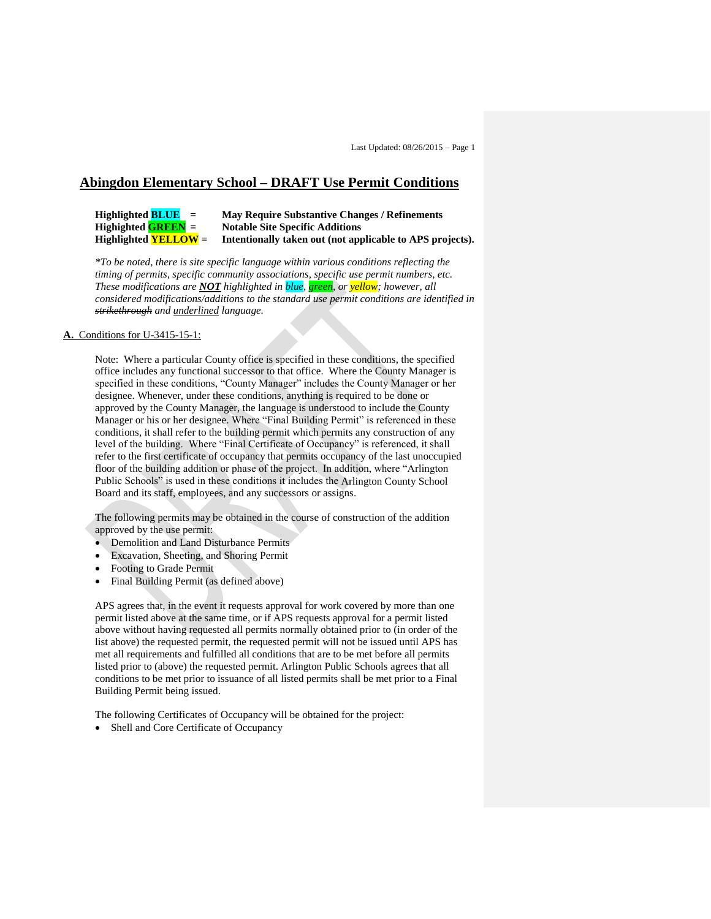## Abingdon Elementary School – DRAFT Use Permit Conditions

**Highlighted BLUE = May Require Substantive Changes / Refinements**
**Highlighted GREEN = Notable Site Specific Additions**
**Highlighted YELLOW = Intentionally taken out (not applicable to APS projects).**

*\*To be noted, there is site specific language within various conditions reflecting the timing of permits, specific community associations, specific use permit numbers, etc. These modifications are **NOT** highlighted in blue, green, or yellow; however, all considered modifications/additions to the standard use permit conditions are identified in ~~strikethrough~~ and <u>underlined</u> language.*

**A.** <u>Conditions for U-3415-15-1:</u>

Note: Where a particular County office is specified in these conditions, the specified office includes any functional successor to that office. Where the County Manager is specified in these conditions, "County Manager" includes the County Manager or her designee. Whenever, under these conditions, anything is required to be done or approved by the County Manager, the language is understood to include the County Manager or his or her designee. Where "Final Building Permit" is referenced in these conditions, it shall refer to the building permit which permits any construction of any level of the building. Where "Final Certificate of Occupancy" is referenced, it shall refer to the first certificate of occupancy that permits occupancy of the last unoccupied floor of the building addition or phase of the project. In addition, where "Arlington Public Schools" is used in these conditions it includes the Arlington County School Board and its staff, employees, and any successors or assigns.

The following permits may be obtained in the course of construction of the addition approved by the use permit:

- Demolition and Land Disturbance Permits
- Excavation, Sheeting, and Shoring Permit
- Footing to Grade Permit
- Final Building Permit (as defined above)

APS agrees that, in the event it requests approval for work covered by more than one permit listed above at the same time, or if APS requests approval for a permit listed above without having requested all permits normally obtained prior to (in order of the list above) the requested permit, the requested permit will not be issued until APS has met all requirements and fulfilled all conditions that are to be met before all permits listed prior to (above) the requested permit. Arlington Public Schools agrees that all conditions to be met prior to issuance of all listed permits shall be met prior to a Final Building Permit being issued.

The following Certificates of Occupancy will be obtained for the project:

- Shell and Core Certificate of Occupancy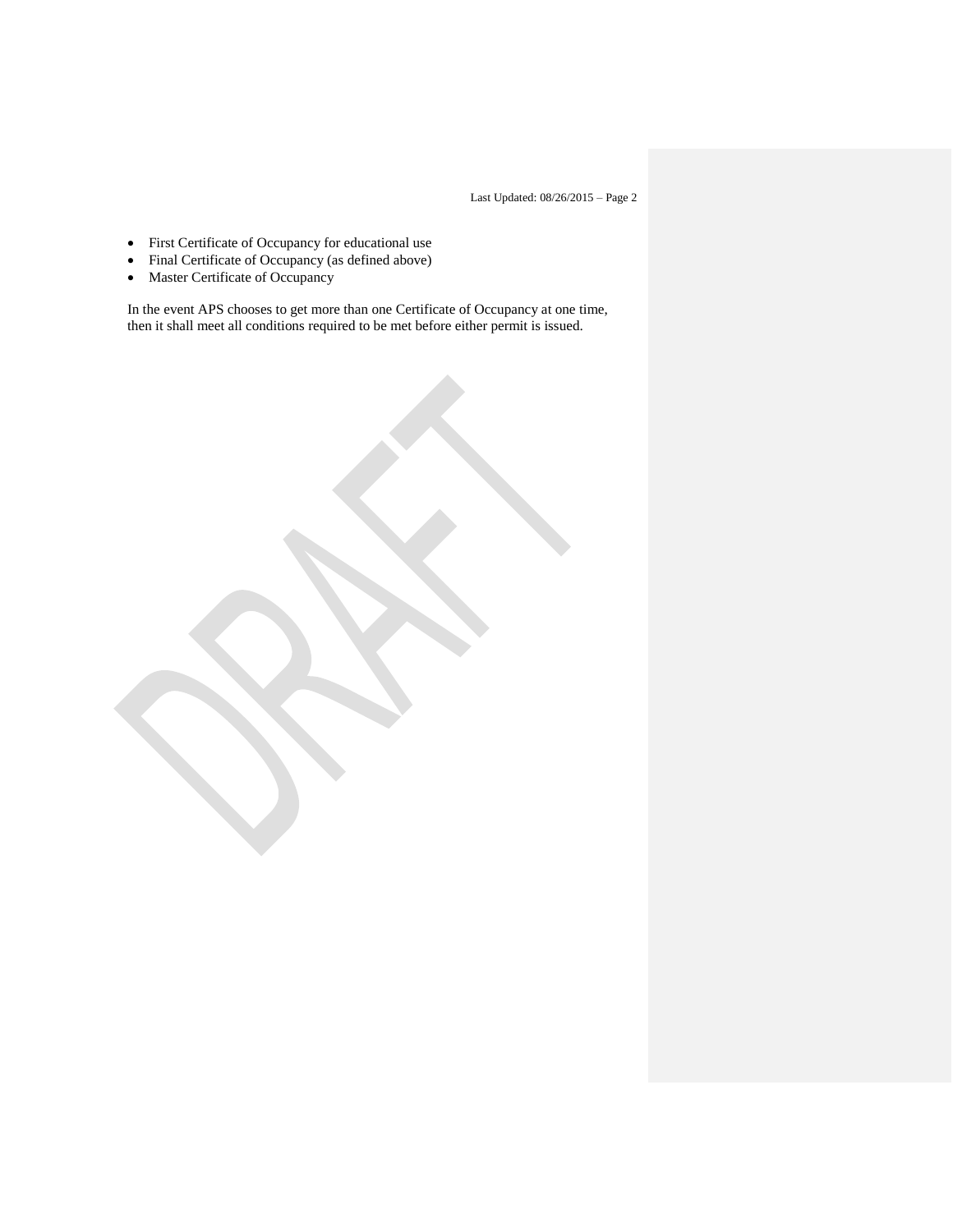- First Certificate of Occupancy for educational use
- Final Certificate of Occupancy (as defined above)
- Master Certificate of Occupancy

In the event APS chooses to get more than one Certificate of Occupancy at one time, then it shall meet all conditions required to be met before either permit is issued.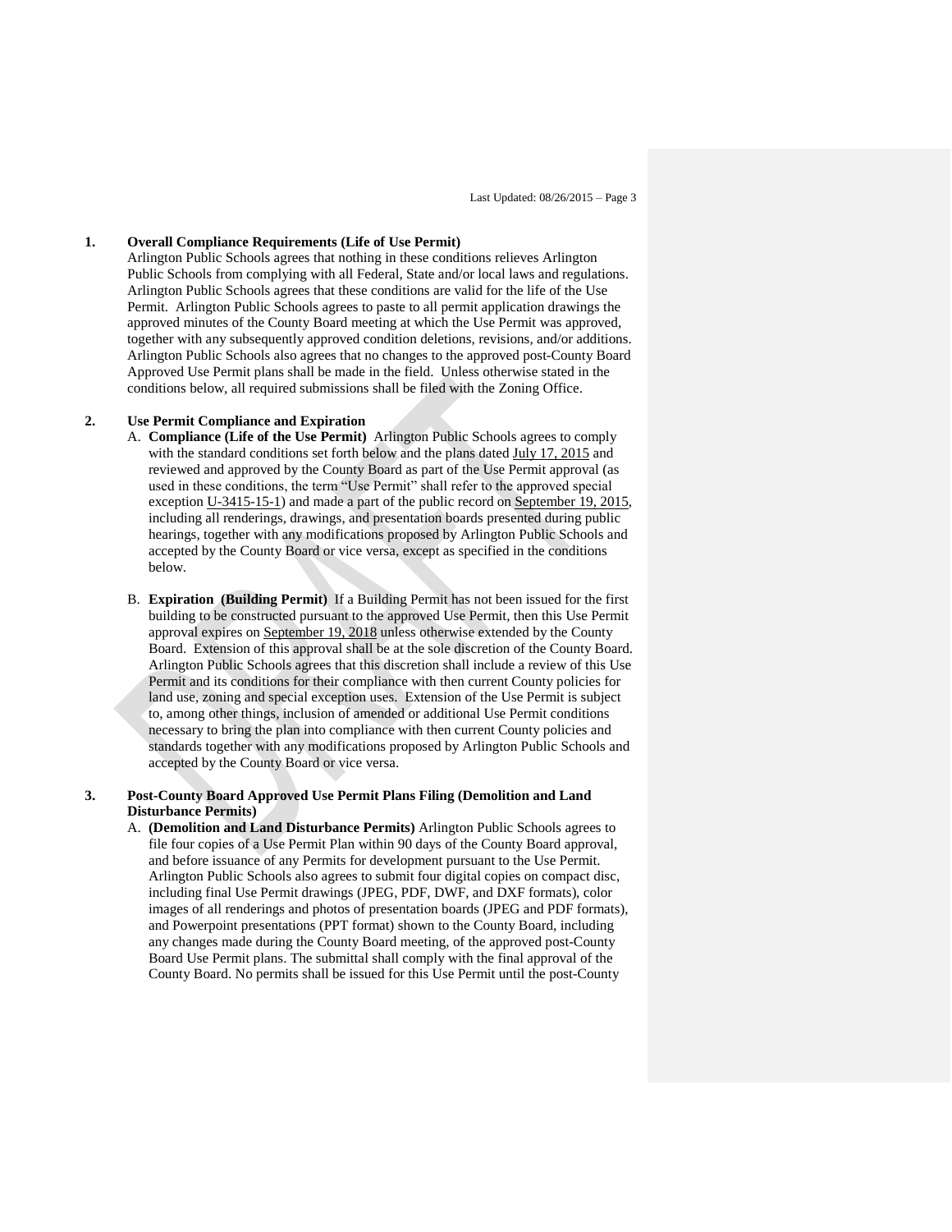**1. Overall Compliance Requirements (Life of Use Permit)**

Arlington Public Schools agrees that nothing in these conditions relieves Arlington Public Schools from complying with all Federal, State and/or local laws and regulations. Arlington Public Schools agrees that these conditions are valid for the life of the Use Permit. Arlington Public Schools agrees to paste to all permit application drawings the approved minutes of the County Board meeting at which the Use Permit was approved, together with any subsequently approved condition deletions, revisions, and/or additions. Arlington Public Schools also agrees that no changes to the approved post-County Board Approved Use Permit plans shall be made in the field. Unless otherwise stated in the conditions below, all required submissions shall be filed with the Zoning Office.

**2. Use Permit Compliance and Expiration**

A. **Compliance (Life of the Use Permit)** Arlington Public Schools agrees to comply with the standard conditions set forth below and the plans dated July 17, 2015 and reviewed and approved by the County Board as part of the Use Permit approval (as used in these conditions, the term "Use Permit" shall refer to the approved special exception U-3415-15-1) and made a part of the public record on September 19, 2015, including all renderings, drawings, and presentation boards presented during public hearings, together with any modifications proposed by Arlington Public Schools and accepted by the County Board or vice versa, except as specified in the conditions below.

B. **Expiration (Building Permit)** If a Building Permit has not been issued for the first building to be constructed pursuant to the approved Use Permit, then this Use Permit approval expires on September 19, 2018 unless otherwise extended by the County Board. Extension of this approval shall be at the sole discretion of the County Board. Arlington Public Schools agrees that this discretion shall include a review of this Use Permit and its conditions for their compliance with then current County policies for land use, zoning and special exception uses. Extension of the Use Permit is subject to, among other things, inclusion of amended or additional Use Permit conditions necessary to bring the plan into compliance with then current County policies and standards together with any modifications proposed by Arlington Public Schools and accepted by the County Board or vice versa.

**3. Post-County Board Approved Use Permit Plans Filing (Demolition and Land Disturbance Permits)**

A. **(Demolition and Land Disturbance Permits)** Arlington Public Schools agrees to file four copies of a Use Permit Plan within 90 days of the County Board approval, and before issuance of any Permits for development pursuant to the Use Permit. Arlington Public Schools also agrees to submit four digital copies on compact disc, including final Use Permit drawings (JPEG, PDF, DWF, and DXF formats), color images of all renderings and photos of presentation boards (JPEG and PDF formats), and Powerpoint presentations (PPT format) shown to the County Board, including any changes made during the County Board meeting, of the approved post-County Board Use Permit plans. The submittal shall comply with the final approval of the County Board. No permits shall be issued for this Use Permit until the post-County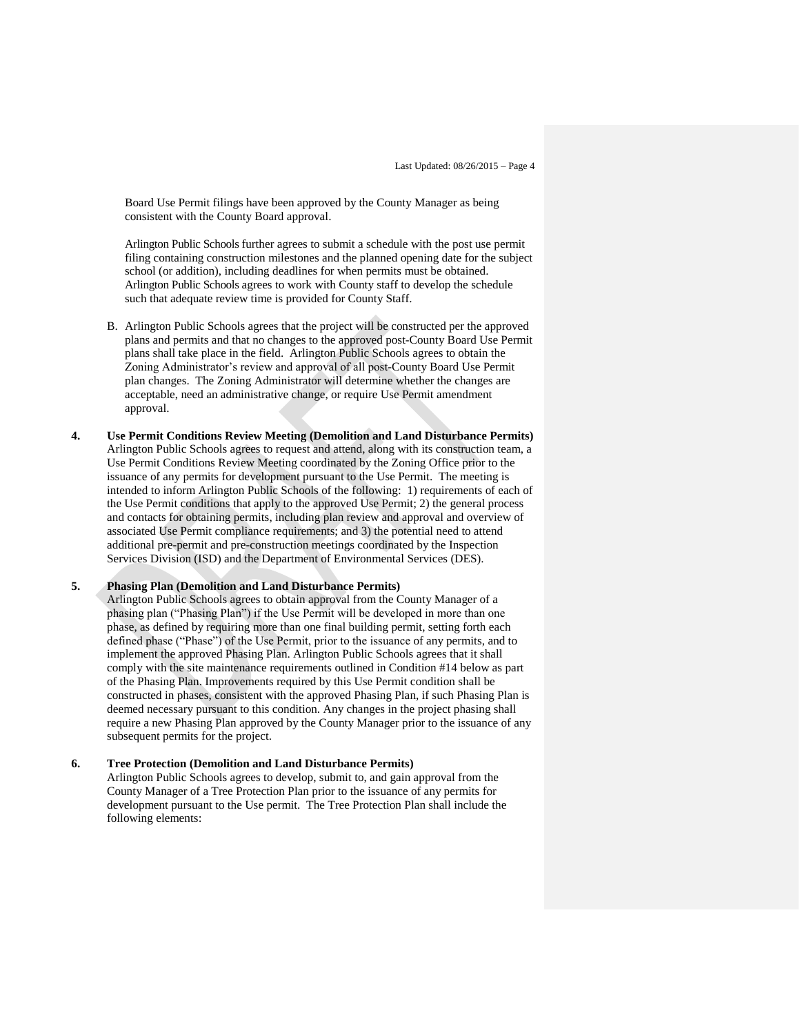Board Use Permit filings have been approved by the County Manager as being consistent with the County Board approval.

Arlington Public Schools further agrees to submit a schedule with the post use permit filing containing construction milestones and the planned opening date for the subject school (or addition), including deadlines for when permits must be obtained. Arlington Public Schools agrees to work with County staff to develop the schedule such that adequate review time is provided for County Staff.

B. Arlington Public Schools agrees that the project will be constructed per the approved plans and permits and that no changes to the approved post-County Board Use Permit plans shall take place in the field. Arlington Public Schools agrees to obtain the Zoning Administrator's review and approval of all post-County Board Use Permit plan changes. The Zoning Administrator will determine whether the changes are acceptable, need an administrative change, or require Use Permit amendment approval.

**4. Use Permit Conditions Review Meeting (Demolition and Land Disturbance Permits)**
Arlington Public Schools agrees to request and attend, along with its construction team, a Use Permit Conditions Review Meeting coordinated by the Zoning Office prior to the issuance of any permits for development pursuant to the Use Permit. The meeting is intended to inform Arlington Public Schools of the following: 1) requirements of each of the Use Permit conditions that apply to the approved Use Permit; 2) the general process and contacts for obtaining permits, including plan review and approval and overview of associated Use Permit compliance requirements; and 3) the potential need to attend additional pre-permit and pre-construction meetings coordinated by the Inspection Services Division (ISD) and the Department of Environmental Services (DES).

**5. Phasing Plan (Demolition and Land Disturbance Permits)**
Arlington Public Schools agrees to obtain approval from the County Manager of a phasing plan ("Phasing Plan") if the Use Permit will be developed in more than one phase, as defined by requiring more than one final building permit, setting forth each defined phase ("Phase") of the Use Permit, prior to the issuance of any permits, and to implement the approved Phasing Plan. Arlington Public Schools agrees that it shall comply with the site maintenance requirements outlined in Condition #14 below as part of the Phasing Plan. Improvements required by this Use Permit condition shall be constructed in phases, consistent with the approved Phasing Plan, if such Phasing Plan is deemed necessary pursuant to this condition. Any changes in the project phasing shall require a new Phasing Plan approved by the County Manager prior to the issuance of any subsequent permits for the project.

**6. Tree Protection (Demolition and Land Disturbance Permits)**
Arlington Public Schools agrees to develop, submit to, and gain approval from the County Manager of a Tree Protection Plan prior to the issuance of any permits for development pursuant to the Use permit. The Tree Protection Plan shall include the following elements: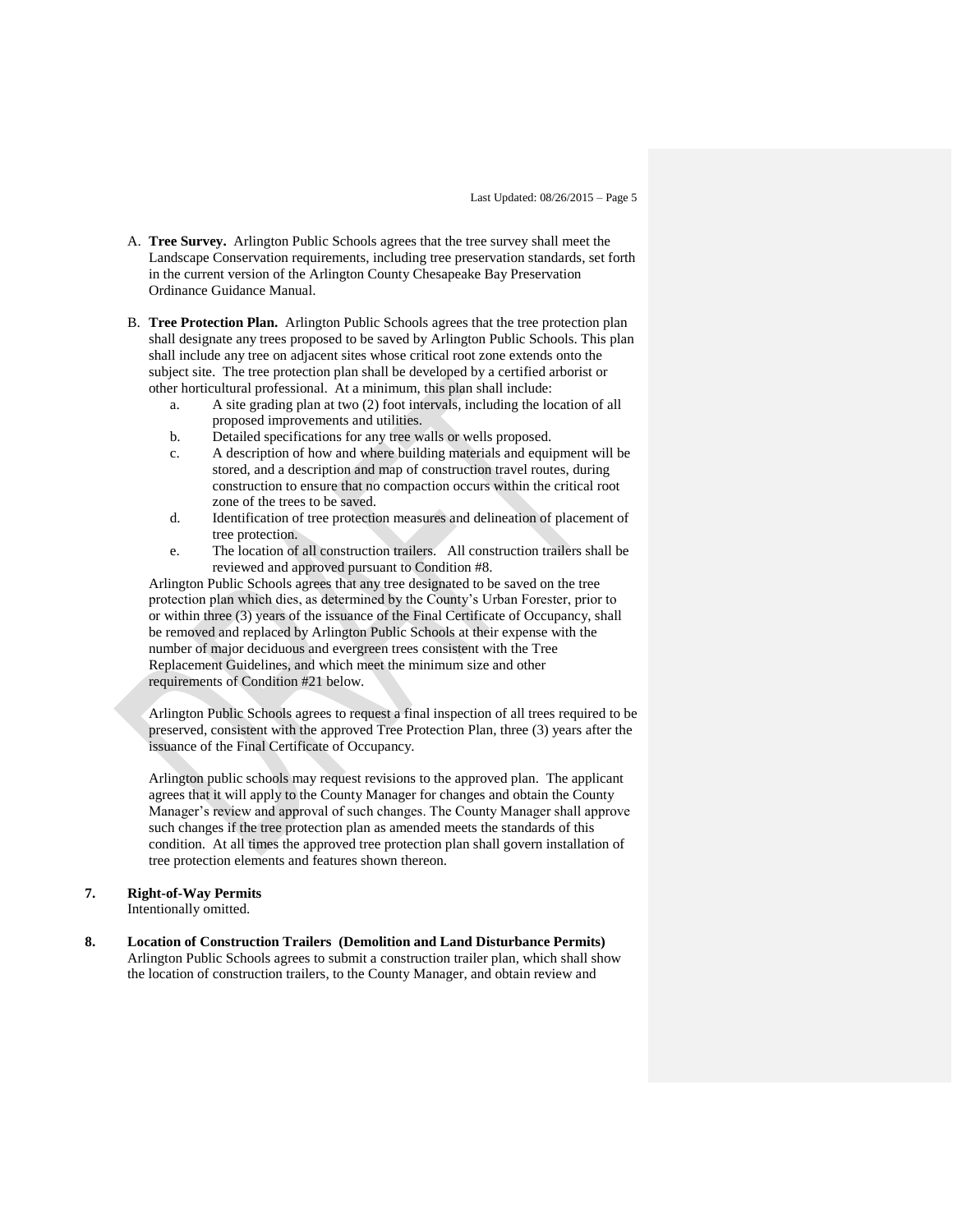A. **Tree Survey.** Arlington Public Schools agrees that the tree survey shall meet the Landscape Conservation requirements, including tree preservation standards, set forth in the current version of the Arlington County Chesapeake Bay Preservation Ordinance Guidance Manual.

B. **Tree Protection Plan.** Arlington Public Schools agrees that the tree protection plan shall designate any trees proposed to be saved by Arlington Public Schools. This plan shall include any tree on adjacent sites whose critical root zone extends onto the subject site. The tree protection plan shall be developed by a certified arborist or other horticultural professional. At a minimum, this plan shall include:

   a. A site grading plan at two (2) foot intervals, including the location of all proposed improvements and utilities.
   b. Detailed specifications for any tree walls or wells proposed.
   c. A description of how and where building materials and equipment will be stored, and a description and map of construction travel routes, during construction to ensure that no compaction occurs within the critical root zone of the trees to be saved.
   d. Identification of tree protection measures and delineation of placement of tree protection.
   e. The location of all construction trailers. All construction trailers shall be reviewed and approved pursuant to Condition #8.

   Arlington Public Schools agrees that any tree designated to be saved on the tree protection plan which dies, as determined by the County's Urban Forester, prior to or within three (3) years of the issuance of the Final Certificate of Occupancy, shall be removed and replaced by Arlington Public Schools at their expense with the number of major deciduous and evergreen trees consistent with the Tree Replacement Guidelines, and which meet the minimum size and other requirements of Condition #21 below.

   Arlington Public Schools agrees to request a final inspection of all trees required to be preserved, consistent with the approved Tree Protection Plan, three (3) years after the issuance of the Final Certificate of Occupancy.

   Arlington public schools may request revisions to the approved plan. The applicant agrees that it will apply to the County Manager for changes and obtain the County Manager's review and approval of such changes. The County Manager shall approve such changes if the tree protection plan as amended meets the standards of this condition. At all times the approved tree protection plan shall govern installation of tree protection elements and features shown thereon.

**7. Right-of-Way Permits**
Intentionally omitted.

**8. Location of Construction Trailers (Demolition and Land Disturbance Permits)**
Arlington Public Schools agrees to submit a construction trailer plan, which shall show the location of construction trailers, to the County Manager, and obtain review and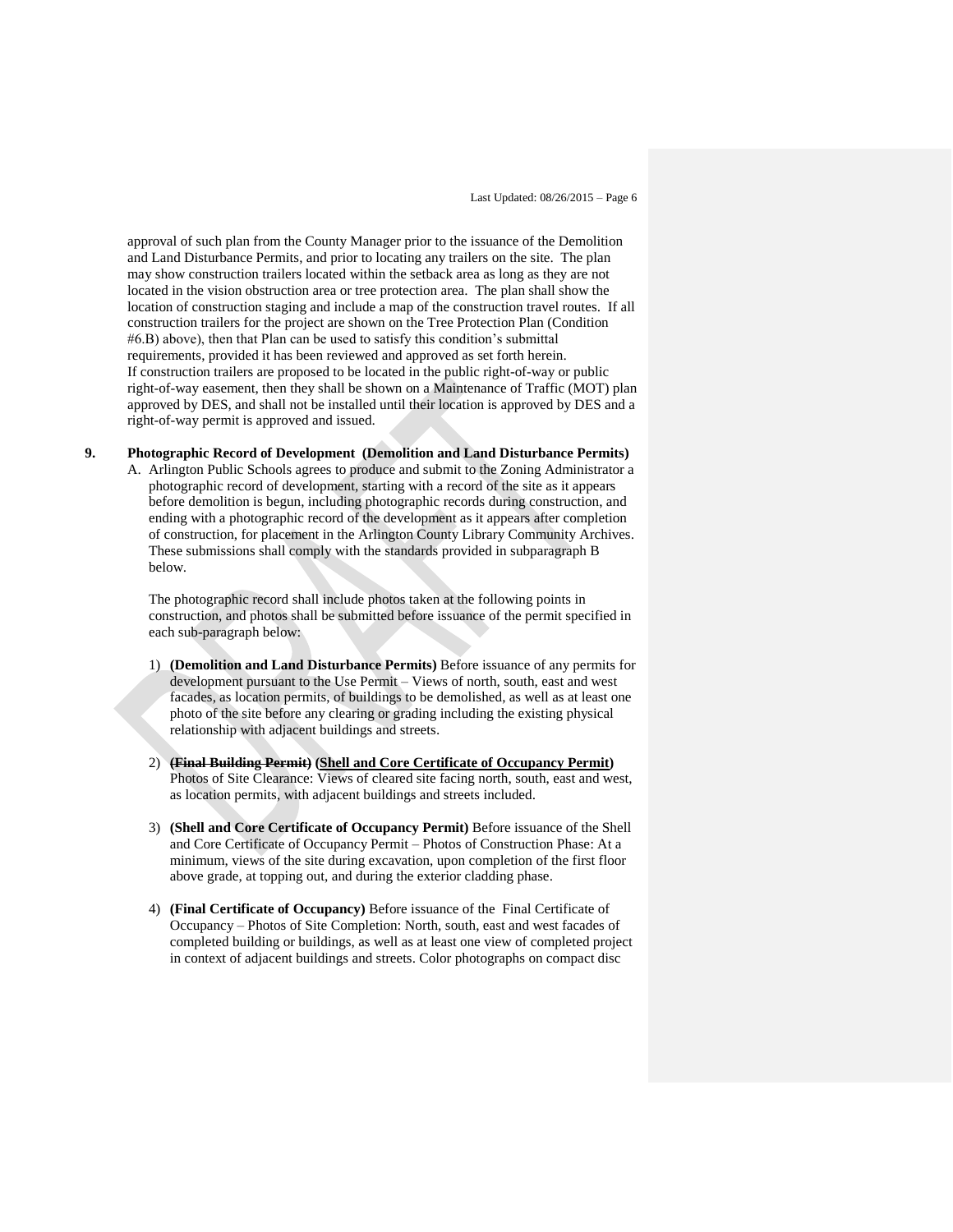approval of such plan from the County Manager prior to the issuance of the Demolition and Land Disturbance Permits, and prior to locating any trailers on the site. The plan may show construction trailers located within the setback area as long as they are not located in the vision obstruction area or tree protection area. The plan shall show the location of construction staging and include a map of the construction travel routes. If all construction trailers for the project are shown on the Tree Protection Plan (Condition #6.B) above), then that Plan can be used to satisfy this condition's submittal requirements, provided it has been reviewed and approved as set forth herein.
If construction trailers are proposed to be located in the public right-of-way or public right-of-way easement, then they shall be shown on a Maintenance of Traffic (MOT) plan approved by DES, and shall not be installed until their location is approved by DES and a right-of-way permit is approved and issued.

**9. Photographic Record of Development (Demolition and Land Disturbance Permits)**

A. Arlington Public Schools agrees to produce and submit to the Zoning Administrator a photographic record of development, starting with a record of the site as it appears before demolition is begun, including photographic records during construction, and ending with a photographic record of the development as it appears after completion of construction, for placement in the Arlington County Library Community Archives. These submissions shall comply with the standards provided in subparagraph B below.

The photographic record shall include photos taken at the following points in construction, and photos shall be submitted before issuance of the permit specified in each sub-paragraph below:

1) **(Demolition and Land Disturbance Permits)** Before issuance of any permits for development pursuant to the Use Permit – Views of north, south, east and west facades, as location permits, of buildings to be demolished, as well as at least one photo of the site before any clearing or grading including the existing physical relationship with adjacent buildings and streets.

2) **~~(Final Building Permit)~~** **<u>(Shell and Core Certificate of Occupancy Permit)</u>** Photos of Site Clearance: Views of cleared site facing north, south, east and west, as location permits, with adjacent buildings and streets included.

3) **(Shell and Core Certificate of Occupancy Permit)** Before issuance of the Shell and Core Certificate of Occupancy Permit – Photos of Construction Phase: At a minimum, views of the site during excavation, upon completion of the first floor above grade, at topping out, and during the exterior cladding phase.

4) **(Final Certificate of Occupancy)** Before issuance of the Final Certificate of Occupancy – Photos of Site Completion: North, south, east and west facades of completed building or buildings, as well as at least one view of completed project in context of adjacent buildings and streets. Color photographs on compact disc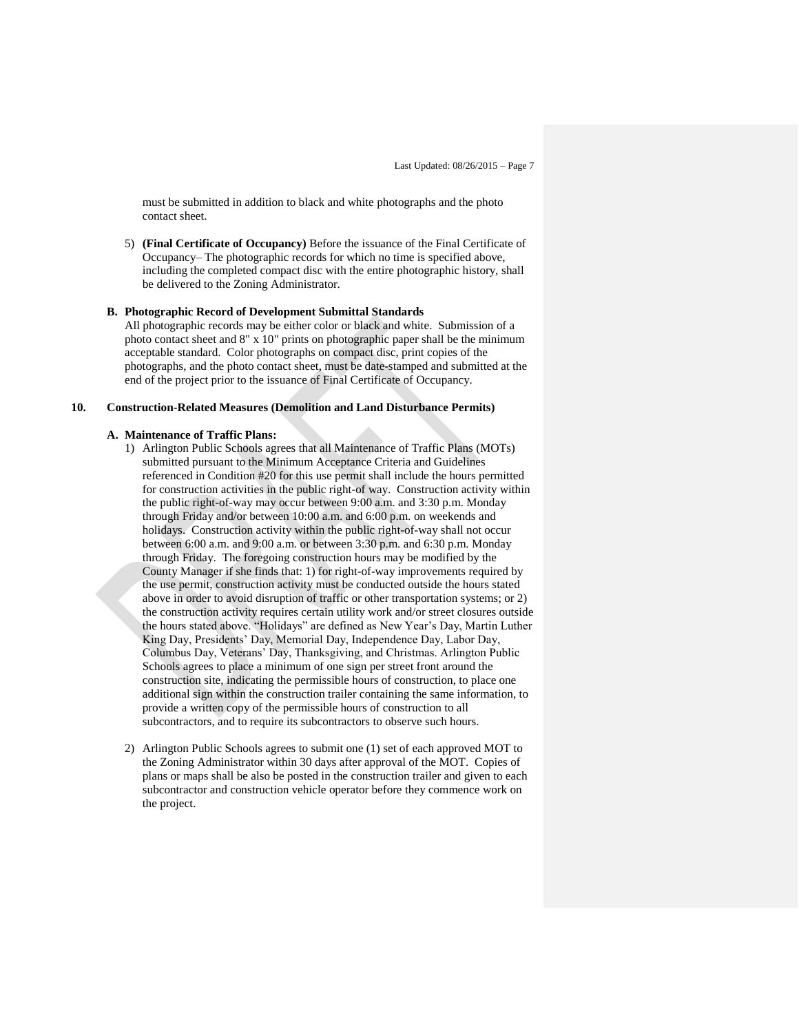must be submitted in addition to black and white photographs and the photo contact sheet.

5) **(Final Certificate of Occupancy)** Before the issuance of the Final Certificate of Occupancy– The photographic records for which no time is specified above, including the completed compact disc with the entire photographic history, shall be delivered to the Zoning Administrator.

**B. Photographic Record of Development Submittal Standards**

All photographic records may be either color or black and white. Submission of a photo contact sheet and 8" x 10" prints on photographic paper shall be the minimum acceptable standard. Color photographs on compact disc, print copies of the photographs, and the photo contact sheet, must be date-stamped and submitted at the end of the project prior to the issuance of Final Certificate of Occupancy.

**10. Construction-Related Measures (Demolition and Land Disturbance Permits)**

**A. Maintenance of Traffic Plans:**

1) Arlington Public Schools agrees that all Maintenance of Traffic Plans (MOTs) submitted pursuant to the Minimum Acceptance Criteria and Guidelines referenced in Condition #20 for this use permit shall include the hours permitted for construction activities in the public right of way. Construction activity within the public right-of-way may occur between 9:00 a.m. and 3:30 p.m. Monday through Friday and/or between 10:00 a.m. and 6:00 p.m. on weekends and holidays. Construction activity within the public right-of-way shall not occur between 6:00 a.m. and 9:00 a.m. or between 3:30 p.m. and 6:30 p.m. Monday through Friday. The foregoing construction hours may be modified by the County Manager if she finds that: 1) for right-of-way improvements required by the use permit, construction activity must be conducted outside the hours stated above in order to avoid disruption of traffic or other transportation systems; or 2) the construction activity requires certain utility work and/or street closures outside the hours stated above. "Holidays" are defined as New Year's Day, Martin Luther King Day, Presidents' Day, Memorial Day, Independence Day, Labor Day, Columbus Day, Veterans' Day, Thanksgiving, and Christmas. Arlington Public Schools agrees to place a minimum of one sign per street front around the construction site, indicating the permissible hours of construction, to place one additional sign within the construction trailer containing the same information, to provide a written copy of the permissible hours of construction to all subcontractors, and to require its subcontractors to observe such hours.

2) Arlington Public Schools agrees to submit one (1) set of each approved MOT to the Zoning Administrator within 30 days after approval of the MOT. Copies of plans or maps shall be also be posted in the construction trailer and given to each subcontractor and construction vehicle operator before they commence work on the project.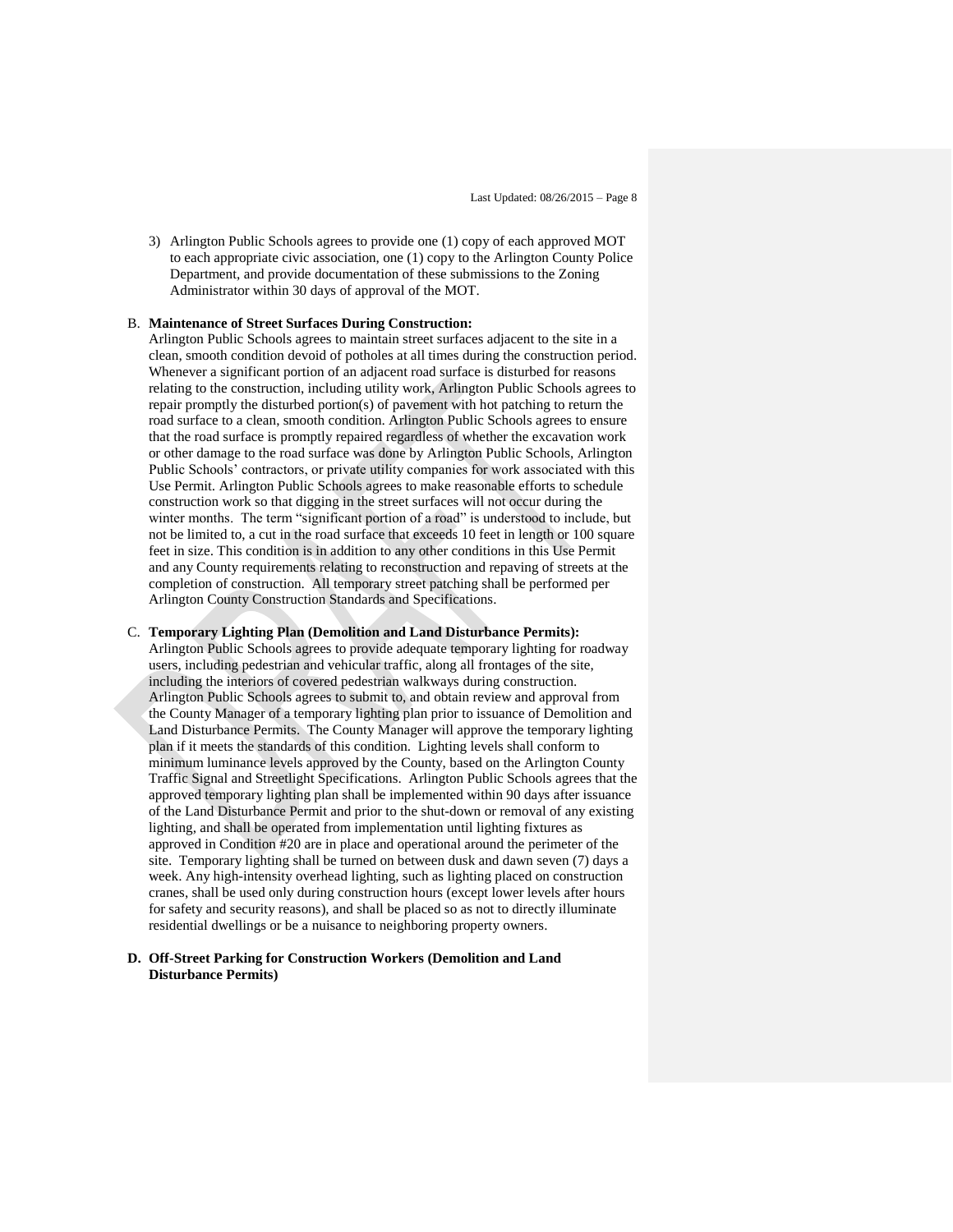3) Arlington Public Schools agrees to provide one (1) copy of each approved MOT to each appropriate civic association, one (1) copy to the Arlington County Police Department, and provide documentation of these submissions to the Zoning Administrator within 30 days of approval of the MOT.

B. **Maintenance of Street Surfaces During Construction:**
Arlington Public Schools agrees to maintain street surfaces adjacent to the site in a clean, smooth condition devoid of potholes at all times during the construction period. Whenever a significant portion of an adjacent road surface is disturbed for reasons relating to the construction, including utility work, Arlington Public Schools agrees to repair promptly the disturbed portion(s) of pavement with hot patching to return the road surface to a clean, smooth condition. Arlington Public Schools agrees to ensure that the road surface is promptly repaired regardless of whether the excavation work or other damage to the road surface was done by Arlington Public Schools, Arlington Public Schools' contractors, or private utility companies for work associated with this Use Permit. Arlington Public Schools agrees to make reasonable efforts to schedule construction work so that digging in the street surfaces will not occur during the winter months. The term "significant portion of a road" is understood to include, but not be limited to, a cut in the road surface that exceeds 10 feet in length or 100 square feet in size. This condition is in addition to any other conditions in this Use Permit and any County requirements relating to reconstruction and repaving of streets at the completion of construction. All temporary street patching shall be performed per Arlington County Construction Standards and Specifications.

C. **Temporary Lighting Plan (Demolition and Land Disturbance Permits):**
Arlington Public Schools agrees to provide adequate temporary lighting for roadway users, including pedestrian and vehicular traffic, along all frontages of the site, including the interiors of covered pedestrian walkways during construction. Arlington Public Schools agrees to submit to, and obtain review and approval from the County Manager of a temporary lighting plan prior to issuance of Demolition and Land Disturbance Permits. The County Manager will approve the temporary lighting plan if it meets the standards of this condition. Lighting levels shall conform to minimum luminance levels approved by the County, based on the Arlington County Traffic Signal and Streetlight Specifications. Arlington Public Schools agrees that the approved temporary lighting plan shall be implemented within 90 days after issuance of the Land Disturbance Permit and prior to the shut-down or removal of any existing lighting, and shall be operated from implementation until lighting fixtures as approved in Condition #20 are in place and operational around the perimeter of the site. Temporary lighting shall be turned on between dusk and dawn seven (7) days a week. Any high-intensity overhead lighting, such as lighting placed on construction cranes, shall be used only during construction hours (except lower levels after hours for safety and security reasons), and shall be placed so as not to directly illuminate residential dwellings or be a nuisance to neighboring property owners.

**D. Off-Street Parking for Construction Workers (Demolition and Land Disturbance Permits)**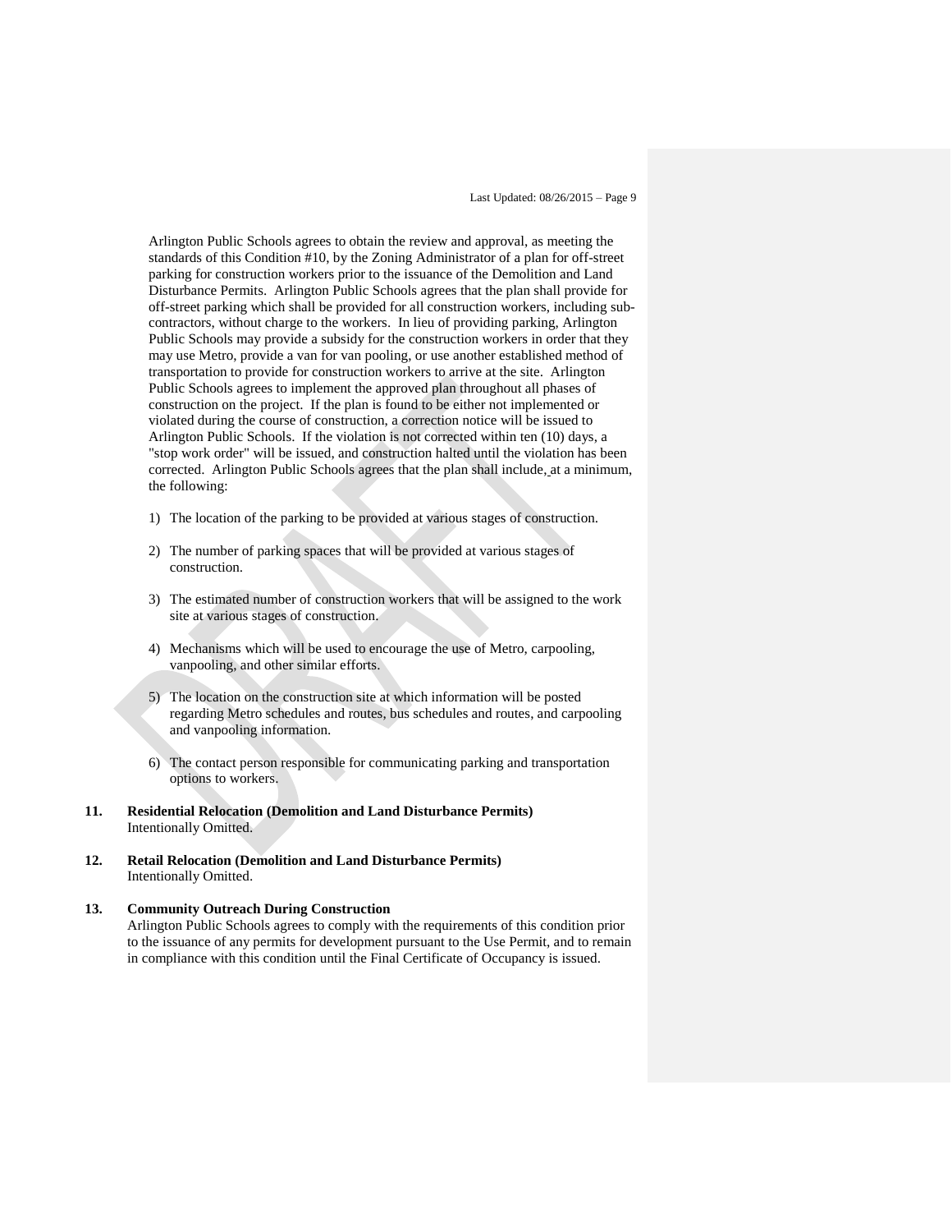Arlington Public Schools agrees to obtain the review and approval, as meeting the standards of this Condition #10, by the Zoning Administrator of a plan for off-street parking for construction workers prior to the issuance of the Demolition and Land Disturbance Permits. Arlington Public Schools agrees that the plan shall provide for off-street parking which shall be provided for all construction workers, including sub-contractors, without charge to the workers. In lieu of providing parking, Arlington Public Schools may provide a subsidy for the construction workers in order that they may use Metro, provide a van for van pooling, or use another established method of transportation to provide for construction workers to arrive at the site. Arlington Public Schools agrees to implement the approved plan throughout all phases of construction on the project. If the plan is found to be either not implemented or violated during the course of construction, a correction notice will be issued to Arlington Public Schools. If the violation is not corrected within ten (10) days, a "stop work order" will be issued, and construction halted until the violation has been corrected. Arlington Public Schools agrees that the plan shall include, at a minimum, the following:

1) The location of the parking to be provided at various stages of construction.

2) The number of parking spaces that will be provided at various stages of construction.

3) The estimated number of construction workers that will be assigned to the work site at various stages of construction.

4) Mechanisms which will be used to encourage the use of Metro, carpooling, vanpooling, and other similar efforts.

5) The location on the construction site at which information will be posted regarding Metro schedules and routes, bus schedules and routes, and carpooling and vanpooling information.

6) The contact person responsible for communicating parking and transportation options to workers.

**11. Residential Relocation (Demolition and Land Disturbance Permits)**
Intentionally Omitted.

**12. Retail Relocation (Demolition and Land Disturbance Permits)**
Intentionally Omitted.

**13. Community Outreach During Construction**
Arlington Public Schools agrees to comply with the requirements of this condition prior to the issuance of any permits for development pursuant to the Use Permit, and to remain in compliance with this condition until the Final Certificate of Occupancy is issued.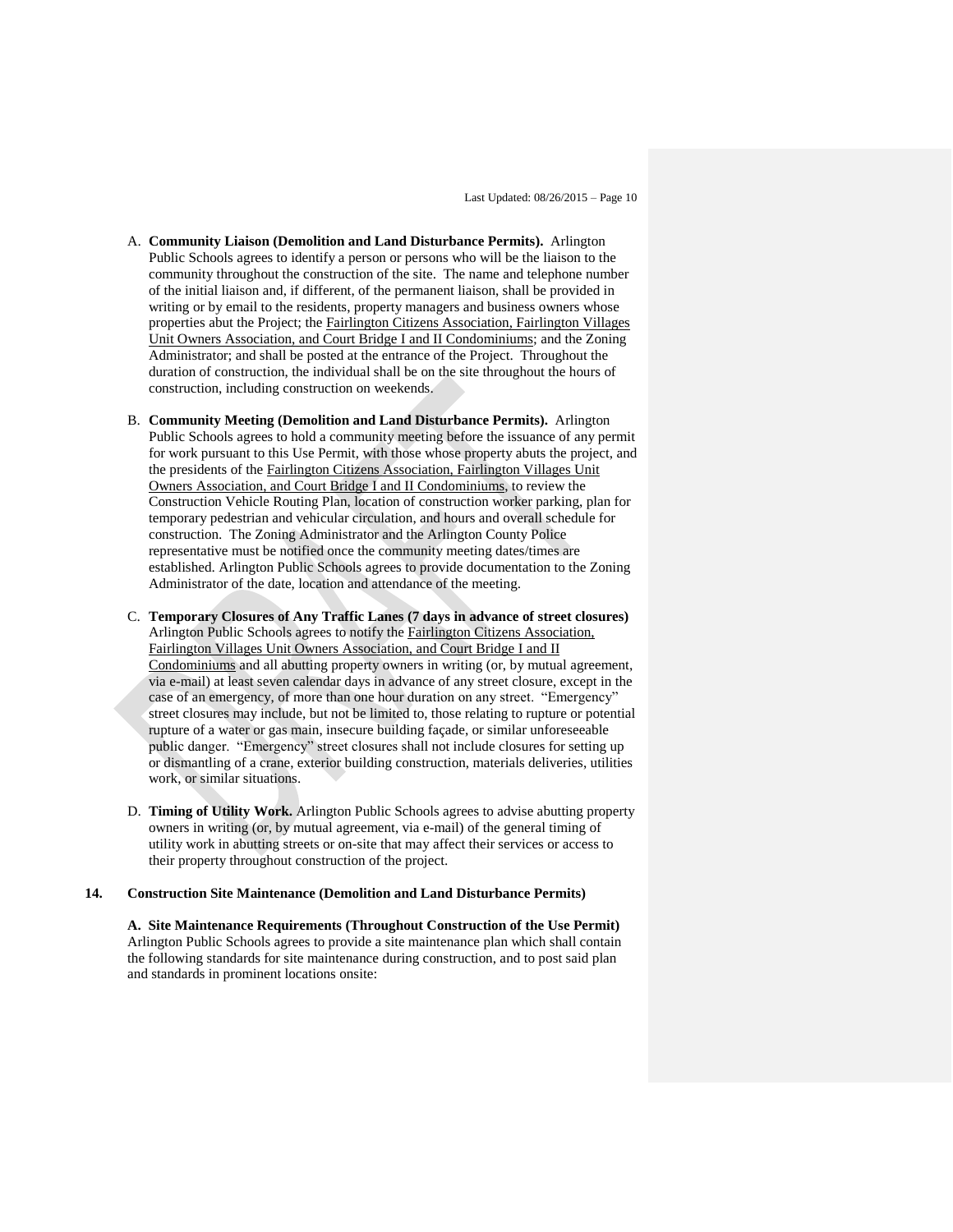A. **Community Liaison (Demolition and Land Disturbance Permits).** Arlington Public Schools agrees to identify a person or persons who will be the liaison to the community throughout the construction of the site. The name and telephone number of the initial liaison and, if different, of the permanent liaison, shall be provided in writing or by email to the residents, property managers and business owners whose properties abut the Project; the Fairlington Citizens Association, Fairlington Villages Unit Owners Association, and Court Bridge I and II Condominiums; and the Zoning Administrator; and shall be posted at the entrance of the Project. Throughout the duration of construction, the individual shall be on the site throughout the hours of construction, including construction on weekends.

B. **Community Meeting (Demolition and Land Disturbance Permits).** Arlington Public Schools agrees to hold a community meeting before the issuance of any permit for work pursuant to this Use Permit, with those whose property abuts the project, and the presidents of the Fairlington Citizens Association, Fairlington Villages Unit Owners Association, and Court Bridge I and II Condominiums, to review the Construction Vehicle Routing Plan, location of construction worker parking, plan for temporary pedestrian and vehicular circulation, and hours and overall schedule for construction. The Zoning Administrator and the Arlington County Police representative must be notified once the community meeting dates/times are established. Arlington Public Schools agrees to provide documentation to the Zoning Administrator of the date, location and attendance of the meeting.

C. **Temporary Closures of Any Traffic Lanes (7 days in advance of street closures)** Arlington Public Schools agrees to notify the Fairlington Citizens Association, Fairlington Villages Unit Owners Association, and Court Bridge I and II Condominiums and all abutting property owners in writing (or, by mutual agreement, via e-mail) at least seven calendar days in advance of any street closure, except in the case of an emergency, of more than one hour duration on any street. "Emergency" street closures may include, but not be limited to, those relating to rupture or potential rupture of a water or gas main, insecure building façade, or similar unforeseeable public danger. "Emergency" street closures shall not include closures for setting up or dismantling of a crane, exterior building construction, materials deliveries, utilities work, or similar situations.

D. **Timing of Utility Work.** Arlington Public Schools agrees to advise abutting property owners in writing (or, by mutual agreement, via e-mail) of the general timing of utility work in abutting streets or on-site that may affect their services or access to their property throughout construction of the project.

**14. Construction Site Maintenance (Demolition and Land Disturbance Permits)**

**A. Site Maintenance Requirements (Throughout Construction of the Use Permit)** Arlington Public Schools agrees to provide a site maintenance plan which shall contain the following standards for site maintenance during construction, and to post said plan and standards in prominent locations onsite: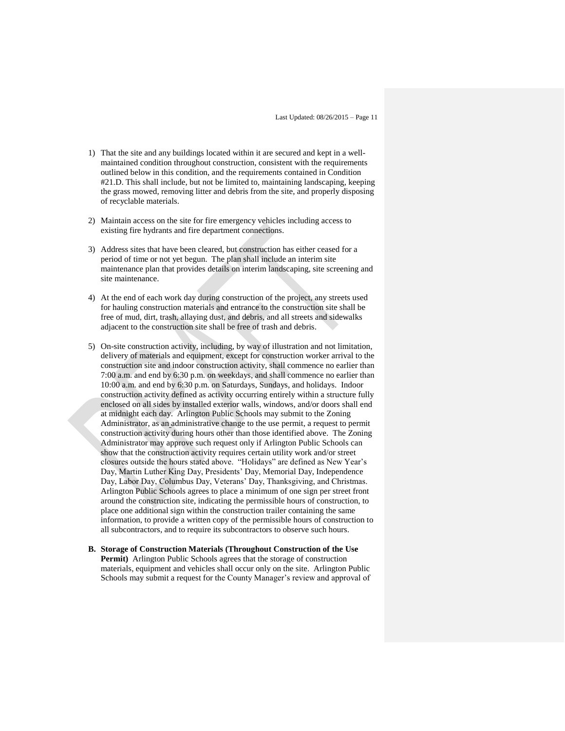1) That the site and any buildings located within it are secured and kept in a well-maintained condition throughout construction, consistent with the requirements outlined below in this condition, and the requirements contained in Condition #21.D. This shall include, but not be limited to, maintaining landscaping, keeping the grass mowed, removing litter and debris from the site, and properly disposing of recyclable materials.

2) Maintain access on the site for fire emergency vehicles including access to existing fire hydrants and fire department connections.

3) Address sites that have been cleared, but construction has either ceased for a period of time or not yet begun. The plan shall include an interim site maintenance plan that provides details on interim landscaping, site screening and site maintenance.

4) At the end of each work day during construction of the project, any streets used for hauling construction materials and entrance to the construction site shall be free of mud, dirt, trash, allaying dust, and debris, and all streets and sidewalks adjacent to the construction site shall be free of trash and debris.

5) On-site construction activity, including, by way of illustration and not limitation, delivery of materials and equipment, except for construction worker arrival to the construction site and indoor construction activity, shall commence no earlier than 7:00 a.m. and end by 6:30 p.m. on weekdays, and shall commence no earlier than 10:00 a.m. and end by 6:30 p.m. on Saturdays, Sundays, and holidays. Indoor construction activity defined as activity occurring entirely within a structure fully enclosed on all sides by installed exterior walls, windows, and/or doors shall end at midnight each day. Arlington Public Schools may submit to the Zoning Administrator, as an administrative change to the use permit, a request to permit construction activity during hours other than those identified above. The Zoning Administrator may approve such request only if Arlington Public Schools can show that the construction activity requires certain utility work and/or street closures outside the hours stated above. "Holidays" are defined as New Year's Day, Martin Luther King Day, Presidents' Day, Memorial Day, Independence Day, Labor Day, Columbus Day, Veterans' Day, Thanksgiving, and Christmas. Arlington Public Schools agrees to place a minimum of one sign per street front around the construction site, indicating the permissible hours of construction, to place one additional sign within the construction trailer containing the same information, to provide a written copy of the permissible hours of construction to all subcontractors, and to require its subcontractors to observe such hours.

**B. Storage of Construction Materials (Throughout Construction of the Use Permit)** Arlington Public Schools agrees that the storage of construction materials, equipment and vehicles shall occur only on the site. Arlington Public Schools may submit a request for the County Manager's review and approval of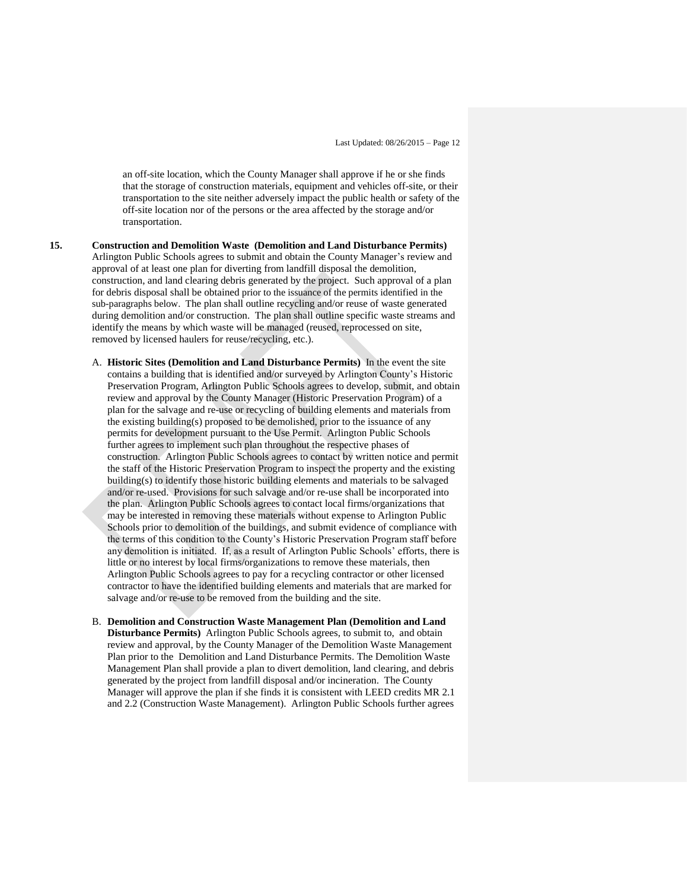an off-site location, which the County Manager shall approve if he or she finds that the storage of construction materials, equipment and vehicles off-site, or their transportation to the site neither adversely impact the public health or safety of the off-site location nor of the persons or the area affected by the storage and/or transportation.

**15. Construction and Demolition Waste (Demolition and Land Disturbance Permits)** Arlington Public Schools agrees to submit and obtain the County Manager's review and approval of at least one plan for diverting from landfill disposal the demolition, construction, and land clearing debris generated by the project. Such approval of a plan for debris disposal shall be obtained prior to the issuance of the permits identified in the sub-paragraphs below. The plan shall outline recycling and/or reuse of waste generated during demolition and/or construction. The plan shall outline specific waste streams and identify the means by which waste will be managed (reused, reprocessed on site, removed by licensed haulers for reuse/recycling, etc.).

A. **Historic Sites (Demolition and Land Disturbance Permits)** In the event the site contains a building that is identified and/or surveyed by Arlington County's Historic Preservation Program, Arlington Public Schools agrees to develop, submit, and obtain review and approval by the County Manager (Historic Preservation Program) of a plan for the salvage and re-use or recycling of building elements and materials from the existing building(s) proposed to be demolished, prior to the issuance of any permits for development pursuant to the Use Permit. Arlington Public Schools further agrees to implement such plan throughout the respective phases of construction. Arlington Public Schools agrees to contact by written notice and permit the staff of the Historic Preservation Program to inspect the property and the existing building(s) to identify those historic building elements and materials to be salvaged and/or re-used. Provisions for such salvage and/or re-use shall be incorporated into the plan. Arlington Public Schools agrees to contact local firms/organizations that may be interested in removing these materials without expense to Arlington Public Schools prior to demolition of the buildings, and submit evidence of compliance with the terms of this condition to the County's Historic Preservation Program staff before any demolition is initiated. If, as a result of Arlington Public Schools' efforts, there is little or no interest by local firms/organizations to remove these materials, then Arlington Public Schools agrees to pay for a recycling contractor or other licensed contractor to have the identified building elements and materials that are marked for salvage and/or re-use to be removed from the building and the site.

B. **Demolition and Construction Waste Management Plan (Demolition and Land Disturbance Permits)** Arlington Public Schools agrees, to submit to, and obtain review and approval, by the County Manager of the Demolition Waste Management Plan prior to the Demolition and Land Disturbance Permits. The Demolition Waste Management Plan shall provide a plan to divert demolition, land clearing, and debris generated by the project from landfill disposal and/or incineration. The County Manager will approve the plan if she finds it is consistent with LEED credits MR 2.1 and 2.2 (Construction Waste Management). Arlington Public Schools further agrees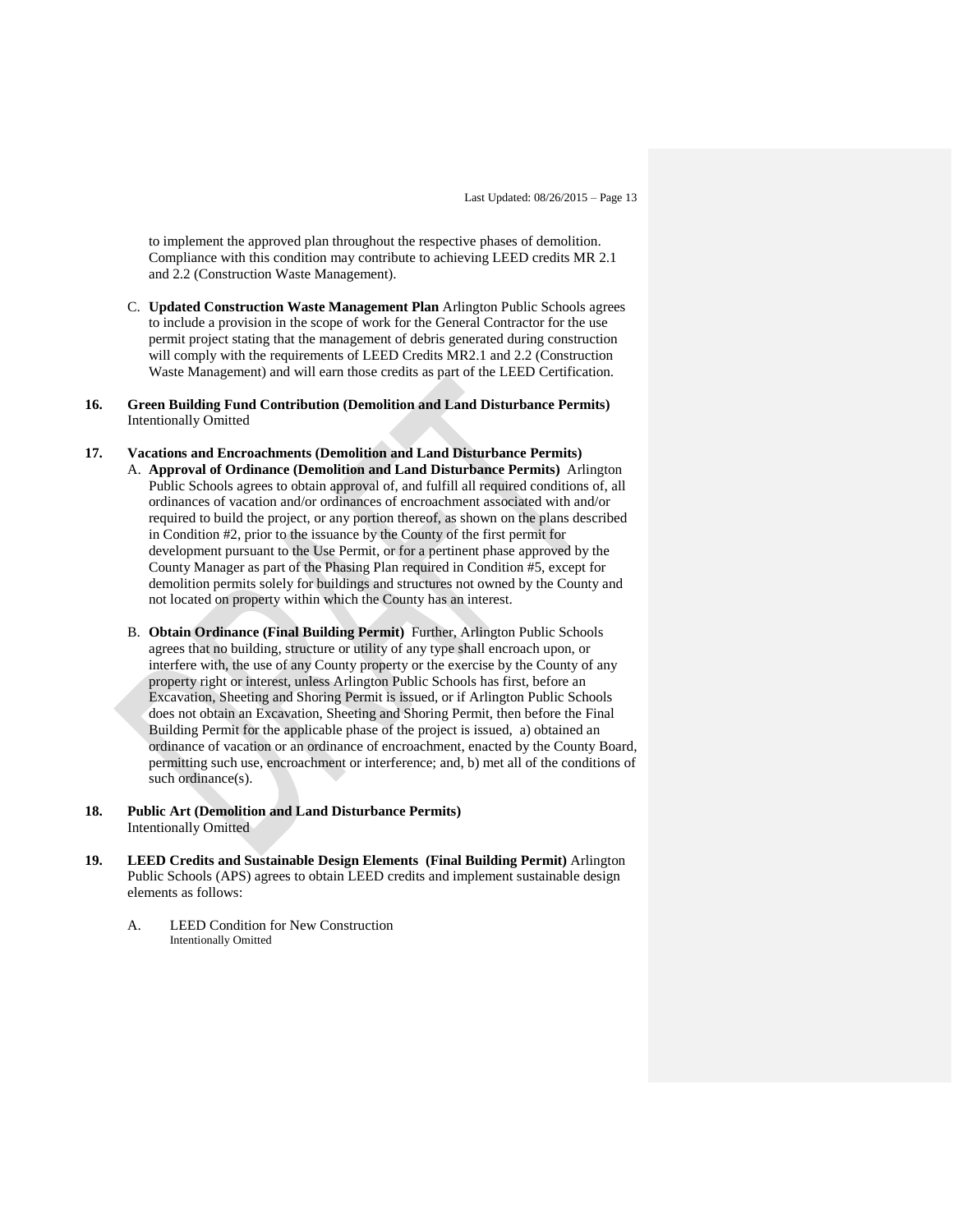to implement the approved plan throughout the respective phases of demolition. Compliance with this condition may contribute to achieving LEED credits MR 2.1 and 2.2 (Construction Waste Management).

C. **Updated Construction Waste Management Plan** Arlington Public Schools agrees to include a provision in the scope of work for the General Contractor for the use permit project stating that the management of debris generated during construction will comply with the requirements of LEED Credits MR2.1 and 2.2 (Construction Waste Management) and will earn those credits as part of the LEED Certification.

**16. Green Building Fund Contribution (Demolition and Land Disturbance Permits)**
Intentionally Omitted

**17. Vacations and Encroachments (Demolition and Land Disturbance Permits)**

A. **Approval of Ordinance (Demolition and Land Disturbance Permits)** Arlington Public Schools agrees to obtain approval of, and fulfill all required conditions of, all ordinances of vacation and/or ordinances of encroachment associated with and/or required to build the project, or any portion thereof, as shown on the plans described in Condition #2, prior to the issuance by the County of the first permit for development pursuant to the Use Permit, or for a pertinent phase approved by the County Manager as part of the Phasing Plan required in Condition #5, except for demolition permits solely for buildings and structures not owned by the County and not located on property within which the County has an interest.

B. **Obtain Ordinance (Final Building Permit)** Further, Arlington Public Schools agrees that no building, structure or utility of any type shall encroach upon, or interfere with, the use of any County property or the exercise by the County of any property right or interest, unless Arlington Public Schools has first, before an Excavation, Sheeting and Shoring Permit is issued, or if Arlington Public Schools does not obtain an Excavation, Sheeting and Shoring Permit, then before the Final Building Permit for the applicable phase of the project is issued, a) obtained an ordinance of vacation or an ordinance of encroachment, enacted by the County Board, permitting such use, encroachment or interference; and, b) met all of the conditions of such ordinance(s).

**18. Public Art (Demolition and Land Disturbance Permits)**
Intentionally Omitted

**19. LEED Credits and Sustainable Design Elements (Final Building Permit)** Arlington Public Schools (APS) agrees to obtain LEED credits and implement sustainable design elements as follows:

A. LEED Condition for New Construction
Intentionally Omitted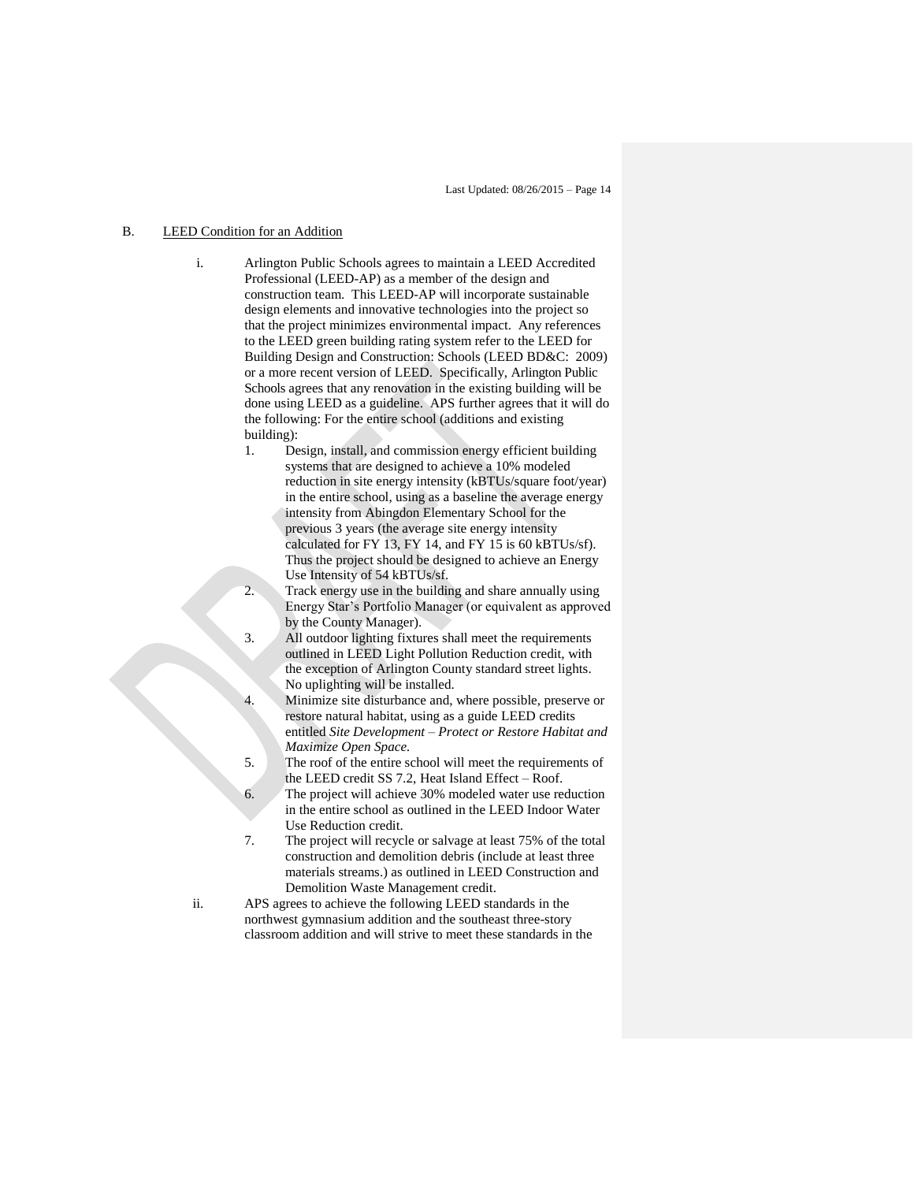B. LEED Condition for an Addition

i. Arlington Public Schools agrees to maintain a LEED Accredited Professional (LEED-AP) as a member of the design and construction team. This LEED-AP will incorporate sustainable design elements and innovative technologies into the project so that the project minimizes environmental impact. Any references to the LEED green building rating system refer to the LEED for Building Design and Construction: Schools (LEED BD&C: 2009) or a more recent version of LEED. Specifically, Arlington Public Schools agrees that any renovation in the existing building will be done using LEED as a guideline. APS further agrees that it will do the following: For the entire school (additions and existing building):

1. Design, install, and commission energy efficient building systems that are designed to achieve a 10% modeled reduction in site energy intensity (kBTUs/square foot/year) in the entire school, using as a baseline the average energy intensity from Abingdon Elementary School for the previous 3 years (the average site energy intensity calculated for FY 13, FY 14, and FY 15 is 60 kBTUs/sf). Thus the project should be designed to achieve an Energy Use Intensity of 54 kBTUs/sf.
2. Track energy use in the building and share annually using Energy Star's Portfolio Manager (or equivalent as approved by the County Manager).
3. All outdoor lighting fixtures shall meet the requirements outlined in LEED Light Pollution Reduction credit, with the exception of Arlington County standard street lights. No uplighting will be installed.
4. Minimize site disturbance and, where possible, preserve or restore natural habitat, using as a guide LEED credits entitled *Site Development – Protect or Restore Habitat and Maximize Open Space.*
5. The roof of the entire school will meet the requirements of the LEED credit SS 7.2, Heat Island Effect – Roof.
6. The project will achieve 30% modeled water use reduction in the entire school as outlined in the LEED Indoor Water Use Reduction credit.
7. The project will recycle or salvage at least 75% of the total construction and demolition debris (include at least three materials streams.) as outlined in LEED Construction and Demolition Waste Management credit.

ii. APS agrees to achieve the following LEED standards in the northwest gymnasium addition and the southeast three-story classroom addition and will strive to meet these standards in the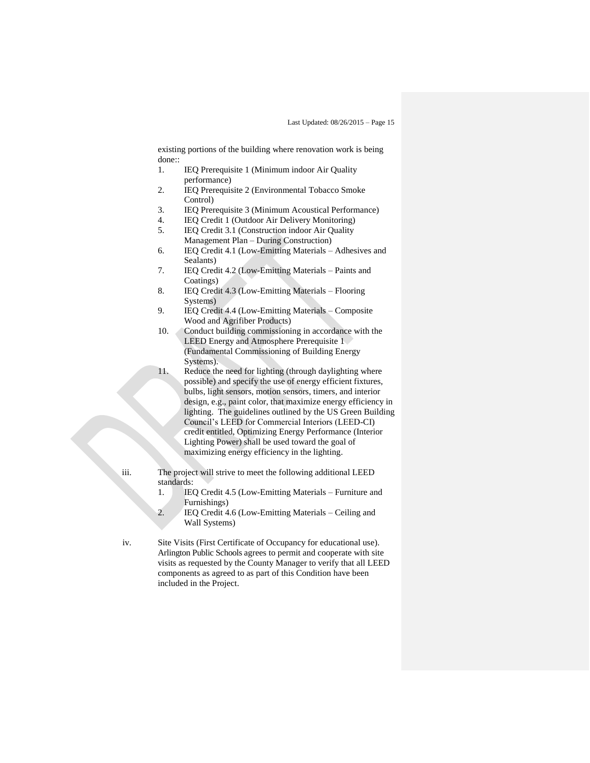existing portions of the building where renovation work is being done::

1. IEQ Prerequisite 1 (Minimum indoor Air Quality performance)
2. IEQ Prerequisite 2 (Environmental Tobacco Smoke Control)
3. IEQ Prerequisite 3 (Minimum Acoustical Performance)
4. IEQ Credit 1 (Outdoor Air Delivery Monitoring)
5. IEQ Credit 3.1 (Construction indoor Air Quality Management Plan – During Construction)
6. IEQ Credit 4.1 (Low-Emitting Materials – Adhesives and Sealants)
7. IEQ Credit 4.2 (Low-Emitting Materials – Paints and Coatings)
8. IEQ Credit 4.3 (Low-Emitting Materials – Flooring Systems)
9. IEQ Credit 4.4 (Low-Emitting Materials – Composite Wood and Agrifiber Products)
10. Conduct building commissioning in accordance with the LEED Energy and Atmosphere Prerequisite 1 (Fundamental Commissioning of Building Energy Systems).
11. Reduce the need for lighting (through daylighting where possible) and specify the use of energy efficient fixtures, bulbs, light sensors, motion sensors, timers, and interior design, e.g., paint color, that maximize energy efficiency in lighting. The guidelines outlined by the US Green Building Council's LEED for Commercial Interiors (LEED-CI) credit entitled, Optimizing Energy Performance (Interior Lighting Power) shall be used toward the goal of maximizing energy efficiency in the lighting.

iii. The project will strive to meet the following additional LEED standards:

1. IEQ Credit 4.5 (Low-Emitting Materials – Furniture and Furnishings)
2. IEQ Credit 4.6 (Low-Emitting Materials – Ceiling and Wall Systems)

iv. Site Visits (First Certificate of Occupancy for educational use). Arlington Public Schools agrees to permit and cooperate with site visits as requested by the County Manager to verify that all LEED components as agreed to as part of this Condition have been included in the Project.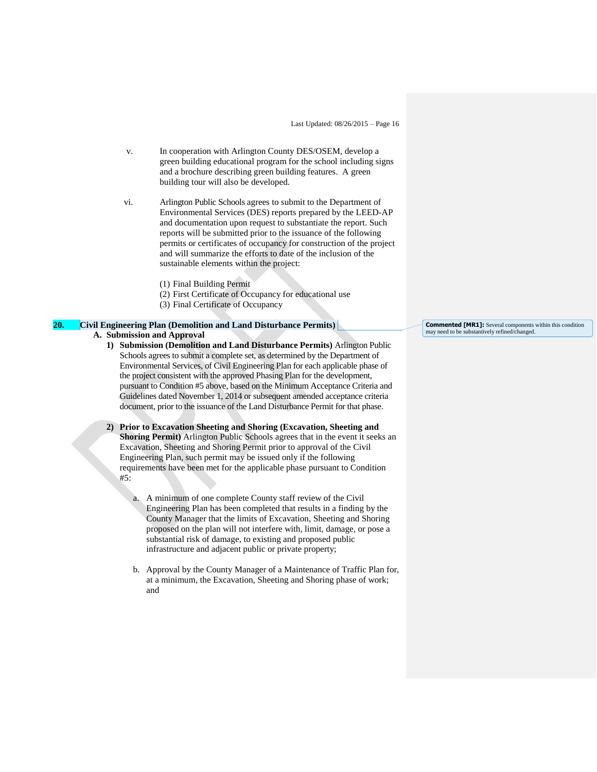v. In cooperation with Arlington County DES/OSEM, develop a green building educational program for the school including signs and a brochure describing green building features. A green building tour will also be developed.

vi. Arlington Public Schools agrees to submit to the Department of Environmental Services (DES) reports prepared by the LEED-AP and documentation upon request to substantiate the report. Such reports will be submitted prior to the issuance of the following permits or certificates of occupancy for construction of the project and will summarize the efforts to date of the inclusion of the sustainable elements within the project:

(1) Final Building Permit
(2) First Certificate of Occupancy for educational use
(3) Final Certificate of Occupancy

**20. Civil Engineering Plan (Demolition and Land Disturbance Permits)**

Commented [MR1]: Several components within this condition may need to be substantively refined/changed.

**A. Submission and Approval**

**1) Submission (Demolition and Land Disturbance Permits)** Arlington Public Schools agrees to submit a complete set, as determined by the Department of Environmental Services, of Civil Engineering Plan for each applicable phase of the project consistent with the approved Phasing Plan for the development, pursuant to Condition #5 above, based on the Minimum Acceptance Criteria and Guidelines dated November 1, 2014 or subsequent amended acceptance criteria document, prior to the issuance of the Land Disturbance Permit for that phase.

**2) Prior to Excavation Sheeting and Shoring (Excavation, Sheeting and Shoring Permit)** Arlington Public Schools agrees that in the event it seeks an Excavation, Sheeting and Shoring Permit prior to approval of the Civil Engineering Plan, such permit may be issued only if the following requirements have been met for the applicable phase pursuant to Condition #5:

a. A minimum of one complete County staff review of the Civil Engineering Plan has been completed that results in a finding by the County Manager that the limits of Excavation, Sheeting and Shoring proposed on the plan will not interfere with, limit, damage, or pose a substantial risk of damage, to existing and proposed public infrastructure and adjacent public or private property;

b. Approval by the County Manager of a Maintenance of Traffic Plan for, at a minimum, the Excavation, Sheeting and Shoring phase of work; and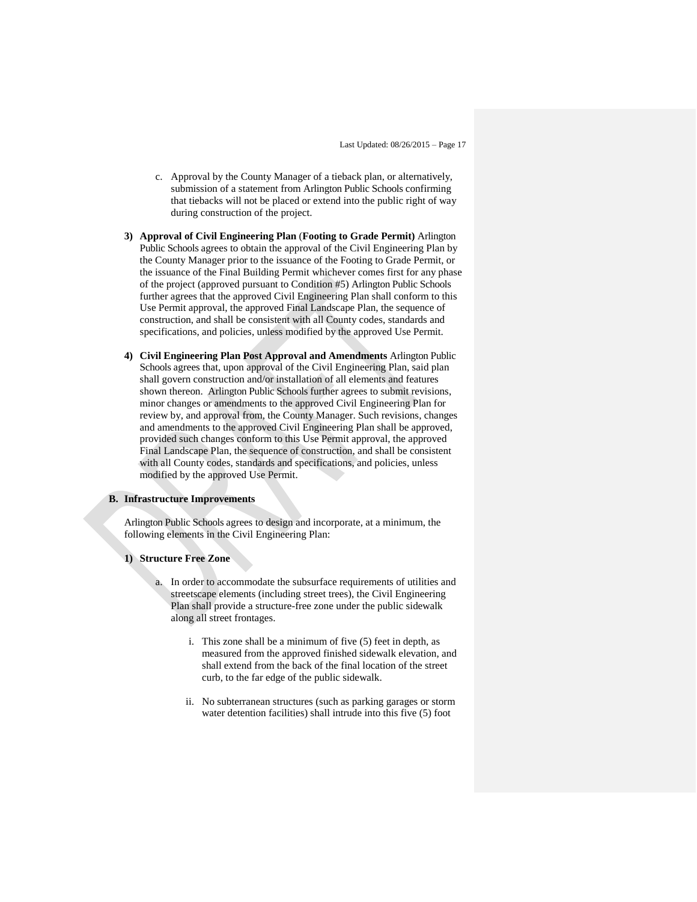c. Approval by the County Manager of a tieback plan, or alternatively, submission of a statement from Arlington Public Schools confirming that tiebacks will not be placed or extend into the public right of way during construction of the project.

3) **Approval of Civil Engineering Plan** (**Footing to Grade Permit)** Arlington Public Schools agrees to obtain the approval of the Civil Engineering Plan by the County Manager prior to the issuance of the Footing to Grade Permit, or the issuance of the Final Building Permit whichever comes first for any phase of the project (approved pursuant to Condition #5) Arlington Public Schools further agrees that the approved Civil Engineering Plan shall conform to this Use Permit approval, the approved Final Landscape Plan, the sequence of construction, and shall be consistent with all County codes, standards and specifications, and policies, unless modified by the approved Use Permit.

4) **Civil Engineering Plan Post Approval and Amendments** Arlington Public Schools agrees that, upon approval of the Civil Engineering Plan, said plan shall govern construction and/or installation of all elements and features shown thereon. Arlington Public Schools further agrees to submit revisions, minor changes or amendments to the approved Civil Engineering Plan for review by, and approval from, the County Manager. Such revisions, changes and amendments to the approved Civil Engineering Plan shall be approved, provided such changes conform to this Use Permit approval, the approved Final Landscape Plan, the sequence of construction, and shall be consistent with all County codes, standards and specifications, and policies, unless modified by the approved Use Permit.

**B. Infrastructure Improvements**

Arlington Public Schools agrees to design and incorporate, at a minimum, the following elements in the Civil Engineering Plan:

1) **Structure Free Zone**

a. In order to accommodate the subsurface requirements of utilities and streetscape elements (including street trees), the Civil Engineering Plan shall provide a structure-free zone under the public sidewalk along all street frontages.

i. This zone shall be a minimum of five (5) feet in depth, as measured from the approved finished sidewalk elevation, and shall extend from the back of the final location of the street curb, to the far edge of the public sidewalk.

ii. No subterranean structures (such as parking garages or storm water detention facilities) shall intrude into this five (5) foot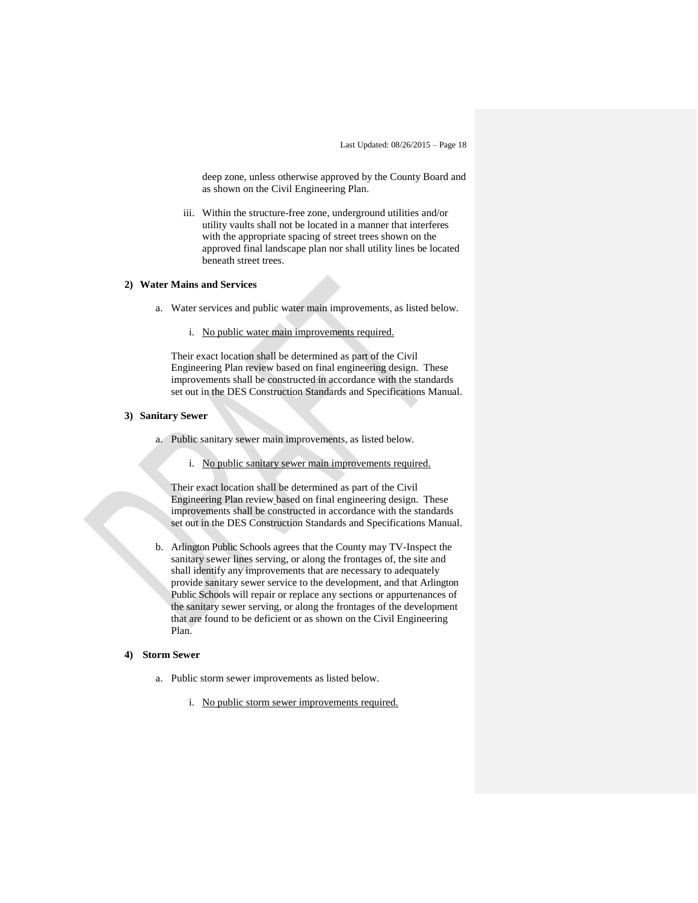deep zone, unless otherwise approved by the County Board and as shown on the Civil Engineering Plan.

iii. Within the structure-free zone, underground utilities and/or utility vaults shall not be located in a manner that interferes with the appropriate spacing of street trees shown on the approved final landscape plan nor shall utility lines be located beneath street trees.

**2) Water Mains and Services**

a. Water services and public water main improvements, as listed below.

i. No public water main improvements required.

Their exact location shall be determined as part of the Civil Engineering Plan review based on final engineering design. These improvements shall be constructed in accordance with the standards set out in the DES Construction Standards and Specifications Manual.

**3) Sanitary Sewer**

a. Public sanitary sewer main improvements, as listed below.

i. No public sanitary sewer main improvements required.

Their exact location shall be determined as part of the Civil Engineering Plan review based on final engineering design. These improvements shall be constructed in accordance with the standards set out in the DES Construction Standards and Specifications Manual.

b. Arlington Public Schools agrees that the County may TV-Inspect the sanitary sewer lines serving, or along the frontages of, the site and shall identify any improvements that are necessary to adequately provide sanitary sewer service to the development, and that Arlington Public Schools will repair or replace any sections or appurtenances of the sanitary sewer serving, or along the frontages of the development that are found to be deficient or as shown on the Civil Engineering Plan.

**4) Storm Sewer**

a. Public storm sewer improvements as listed below.

i. No public storm sewer improvements required.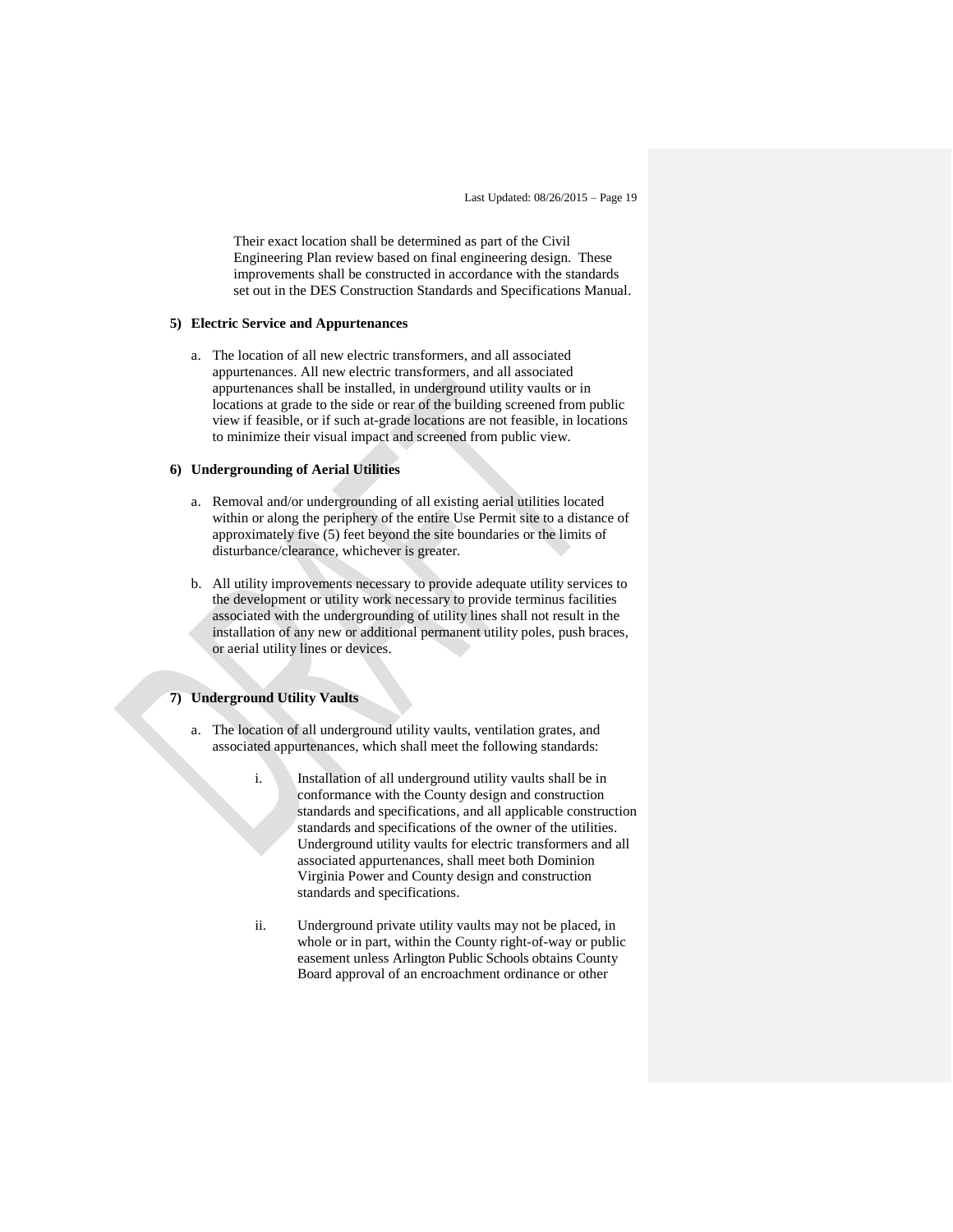Their exact location shall be determined as part of the Civil Engineering Plan review based on final engineering design. These improvements shall be constructed in accordance with the standards set out in the DES Construction Standards and Specifications Manual.

**5) Electric Service and Appurtenances**

a. The location of all new electric transformers, and all associated appurtenances. All new electric transformers, and all associated appurtenances shall be installed, in underground utility vaults or in locations at grade to the side or rear of the building screened from public view if feasible, or if such at-grade locations are not feasible, in locations to minimize their visual impact and screened from public view.

**6) Undergrounding of Aerial Utilities**

a. Removal and/or undergrounding of all existing aerial utilities located within or along the periphery of the entire Use Permit site to a distance of approximately five (5) feet beyond the site boundaries or the limits of disturbance/clearance, whichever is greater.

b. All utility improvements necessary to provide adequate utility services to the development or utility work necessary to provide terminus facilities associated with the undergrounding of utility lines shall not result in the installation of any new or additional permanent utility poles, push braces, or aerial utility lines or devices.

**7) Underground Utility Vaults**

a. The location of all underground utility vaults, ventilation grates, and associated appurtenances, which shall meet the following standards:

   i. Installation of all underground utility vaults shall be in conformance with the County design and construction standards and specifications, and all applicable construction standards and specifications of the owner of the utilities. Underground utility vaults for electric transformers and all associated appurtenances, shall meet both Dominion Virginia Power and County design and construction standards and specifications.

   ii. Underground private utility vaults may not be placed, in whole or in part, within the County right-of-way or public easement unless Arlington Public Schools obtains County Board approval of an encroachment ordinance or other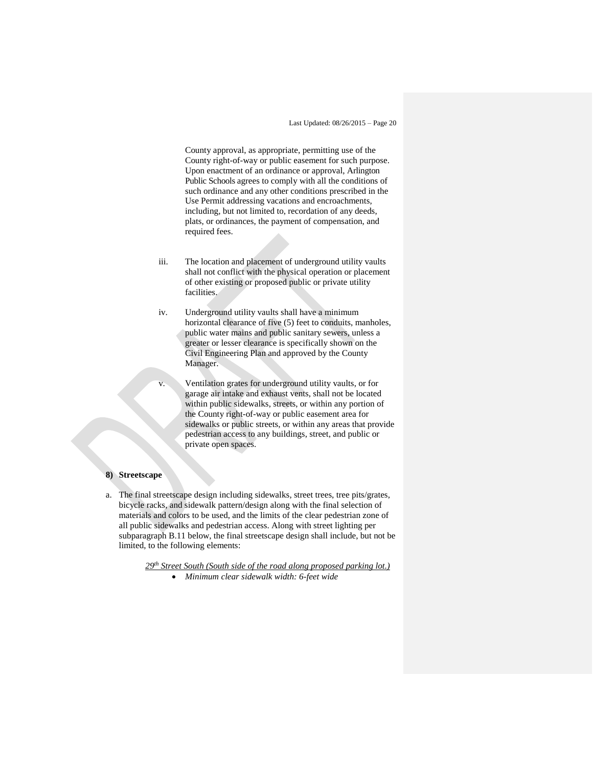County approval, as appropriate, permitting use of the County right-of-way or public easement for such purpose. Upon enactment of an ordinance or approval, Arlington Public Schools agrees to comply with all the conditions of such ordinance and any other conditions prescribed in the Use Permit addressing vacations and encroachments, including, but not limited to, recordation of any deeds, plats, or ordinances, the payment of compensation, and required fees.

iii. The location and placement of underground utility vaults shall not conflict with the physical operation or placement of other existing or proposed public or private utility facilities.

iv. Underground utility vaults shall have a minimum horizontal clearance of five (5) feet to conduits, manholes, public water mains and public sanitary sewers, unless a greater or lesser clearance is specifically shown on the Civil Engineering Plan and approved by the County Manager.

v. Ventilation grates for underground utility vaults, or for garage air intake and exhaust vents, shall not be located within public sidewalks, streets, or within any portion of the County right-of-way or public easement area for sidewalks or public streets, or within any areas that provide pedestrian access to any buildings, street, and public or private open spaces.

**8) Streetscape**

a. The final streetscape design including sidewalks, street trees, tree pits/grates, bicycle racks, and sidewalk pattern/design along with the final selection of materials and colors to be used, and the limits of the clear pedestrian zone of all public sidewalks and pedestrian access. Along with street lighting per subparagraph B.11 below, the final streetscape design shall include, but not be limited, to the following elements:

*29th Street South (South side of the road along proposed parking lot.)*

- *Minimum clear sidewalk width: 6-feet wide*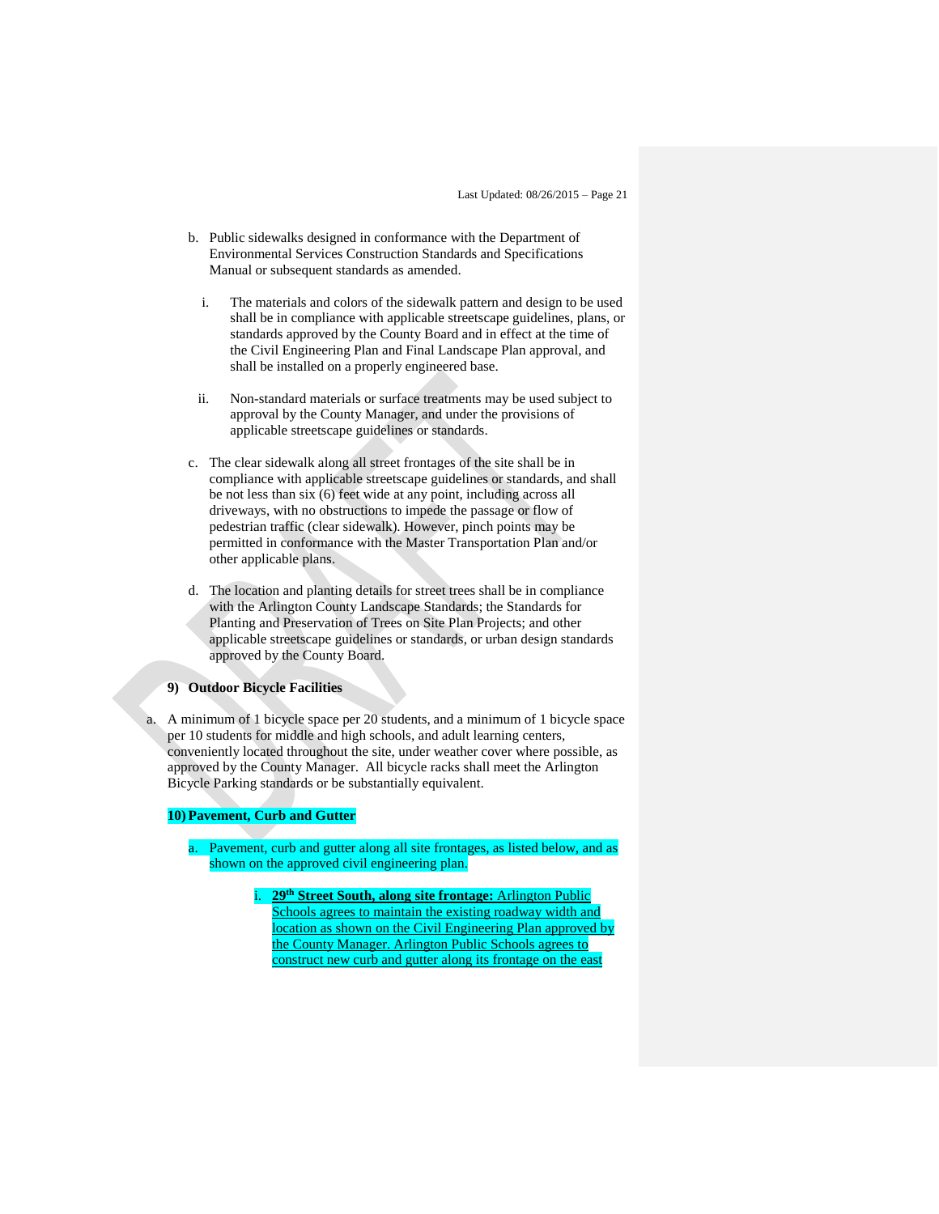b. Public sidewalks designed in conformance with the Department of Environmental Services Construction Standards and Specifications Manual or subsequent standards as amended.

   i. The materials and colors of the sidewalk pattern and design to be used shall be in compliance with applicable streetscape guidelines, plans, or standards approved by the County Board and in effect at the time of the Civil Engineering Plan and Final Landscape Plan approval, and shall be installed on a properly engineered base.

   ii. Non-standard materials or surface treatments may be used subject to approval by the County Manager, and under the provisions of applicable streetscape guidelines or standards.

c. The clear sidewalk along all street frontages of the site shall be in compliance with applicable streetscape guidelines or standards, and shall be not less than six (6) feet wide at any point, including across all driveways, with no obstructions to impede the passage or flow of pedestrian traffic (clear sidewalk). However, pinch points may be permitted in conformance with the Master Transportation Plan and/or other applicable plans.

d. The location and planting details for street trees shall be in compliance with the Arlington County Landscape Standards; the Standards for Planting and Preservation of Trees on Site Plan Projects; and other applicable streetscape guidelines or standards, or urban design standards approved by the County Board.

**9) Outdoor Bicycle Facilities**

a. A minimum of 1 bicycle space per 20 students, and a minimum of 1 bicycle space per 10 students for middle and high schools, and adult learning centers, conveniently located throughout the site, under weather cover where possible, as approved by the County Manager. All bicycle racks shall meet the Arlington Bicycle Parking standards or be substantially equivalent.

**10) Pavement, Curb and Gutter**

a. Pavement, curb and gutter along all site frontages, as listed below, and as shown on the approved civil engineering plan.

   i. **29th Street South, along site frontage:** Arlington Public Schools agrees to maintain the existing roadway width and location as shown on the Civil Engineering Plan approved by the County Manager. Arlington Public Schools agrees to construct new curb and gutter along its frontage on the east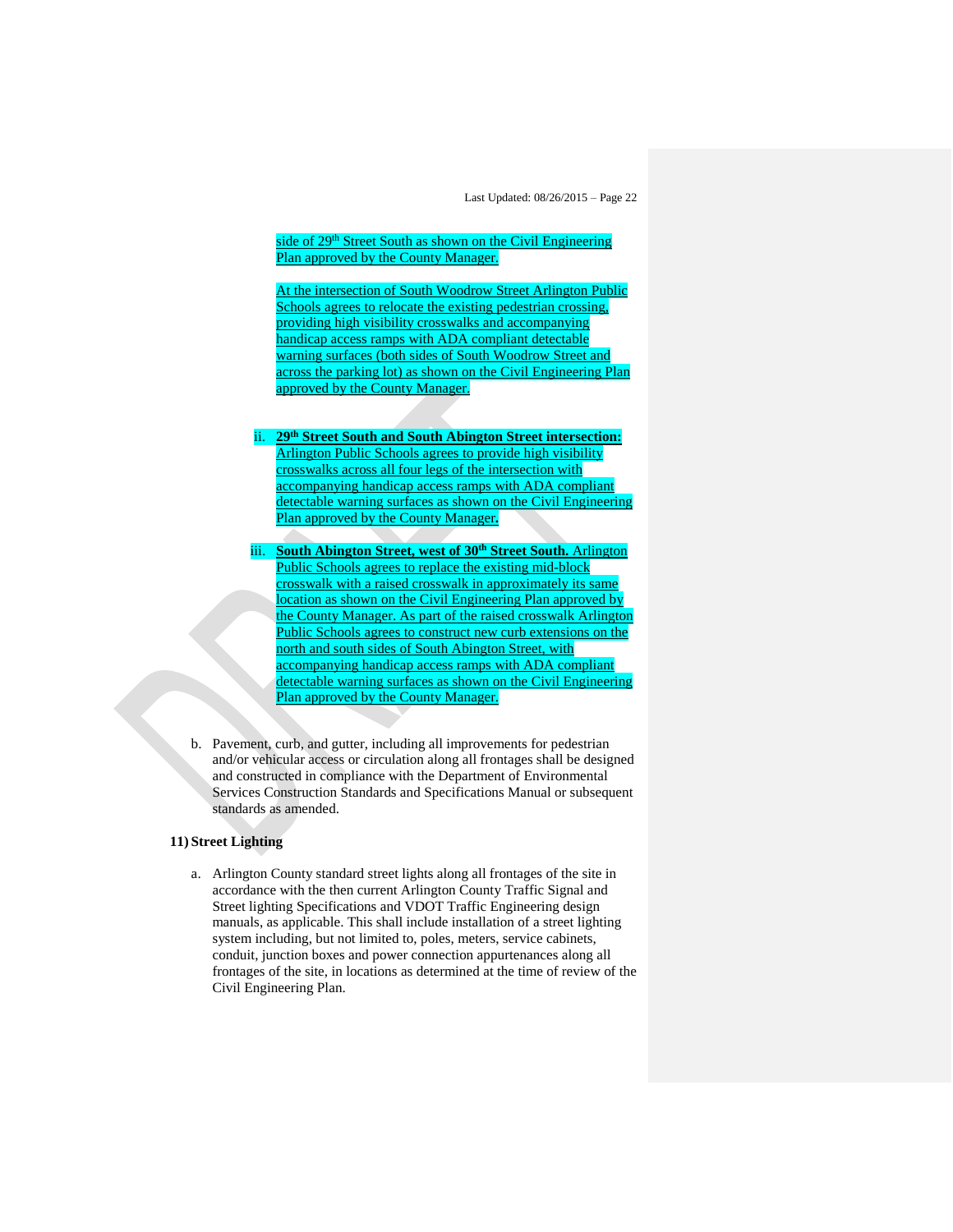side of 29th Street South as shown on the Civil Engineering Plan approved by the County Manager.

At the intersection of South Woodrow Street Arlington Public Schools agrees to relocate the existing pedestrian crossing, providing high visibility crosswalks and accompanying handicap access ramps with ADA compliant detectable warning surfaces (both sides of South Woodrow Street and across the parking lot) as shown on the Civil Engineering Plan approved by the County Manager.

ii. **29th Street South and South Abington Street intersection:** Arlington Public Schools agrees to provide high visibility crosswalks across all four legs of the intersection with accompanying handicap access ramps with ADA compliant detectable warning surfaces as shown on the Civil Engineering Plan approved by the County Manager.

iii. **South Abington Street, west of 30th Street South.** Arlington Public Schools agrees to replace the existing mid-block crosswalk with a raised crosswalk in approximately its same location as shown on the Civil Engineering Plan approved by the County Manager. As part of the raised crosswalk Arlington Public Schools agrees to construct new curb extensions on the north and south sides of South Abington Street, with accompanying handicap access ramps with ADA compliant detectable warning surfaces as shown on the Civil Engineering Plan approved by the County Manager.

b. Pavement, curb, and gutter, including all improvements for pedestrian and/or vehicular access or circulation along all frontages shall be designed and constructed in compliance with the Department of Environmental Services Construction Standards and Specifications Manual or subsequent standards as amended.

**11) Street Lighting**

a. Arlington County standard street lights along all frontages of the site in accordance with the then current Arlington County Traffic Signal and Street lighting Specifications and VDOT Traffic Engineering design manuals, as applicable. This shall include installation of a street lighting system including, but not limited to, poles, meters, service cabinets, conduit, junction boxes and power connection appurtenances along all frontages of the site, in locations as determined at the time of review of the Civil Engineering Plan.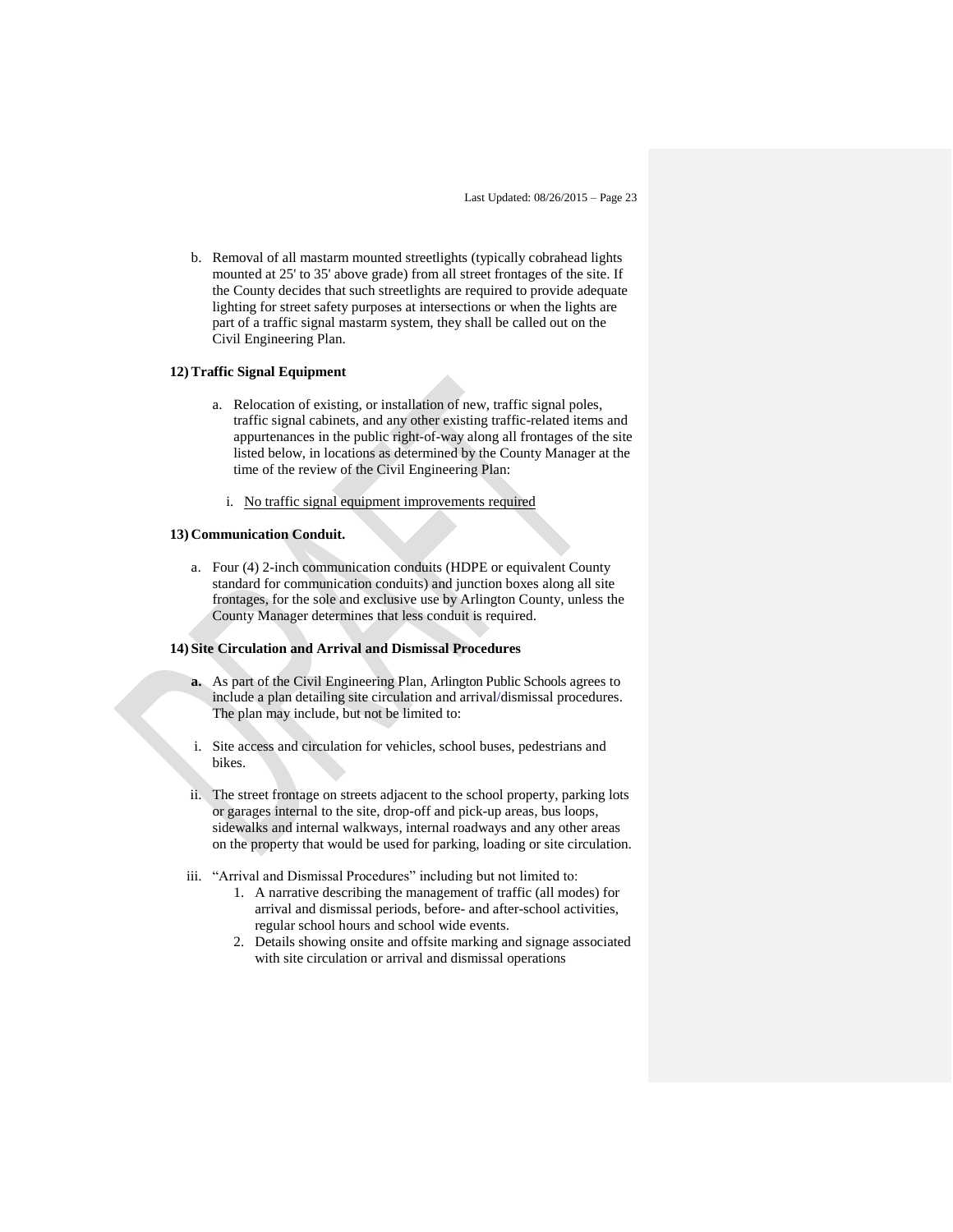b. Removal of all mastarm mounted streetlights (typically cobrahead lights mounted at 25' to 35' above grade) from all street frontages of the site. If the County decides that such streetlights are required to provide adequate lighting for street safety purposes at intersections or when the lights are part of a traffic signal mastarm system, they shall be called out on the Civil Engineering Plan.

**12) Traffic Signal Equipment**

a. Relocation of existing, or installation of new, traffic signal poles, traffic signal cabinets, and any other existing traffic-related items and appurtenances in the public right-of-way along all frontages of the site listed below, in locations as determined by the County Manager at the time of the review of the Civil Engineering Plan:

   i. No traffic signal equipment improvements required

**13) Communication Conduit.**

a. Four (4) 2-inch communication conduits (HDPE or equivalent County standard for communication conduits) and junction boxes along all site frontages, for the sole and exclusive use by Arlington County, unless the County Manager determines that less conduit is required.

**14) Site Circulation and Arrival and Dismissal Procedures**

**a.** As part of the Civil Engineering Plan, Arlington Public Schools agrees to include a plan detailing site circulation and arrival/dismissal procedures. The plan may include, but not be limited to:

i. Site access and circulation for vehicles, school buses, pedestrians and bikes.

ii. The street frontage on streets adjacent to the school property, parking lots or garages internal to the site, drop-off and pick-up areas, bus loops, sidewalks and internal walkways, internal roadways and any other areas on the property that would be used for parking, loading or site circulation.

iii. "Arrival and Dismissal Procedures" including but not limited to:
   1. A narrative describing the management of traffic (all modes) for arrival and dismissal periods, before- and after-school activities, regular school hours and school wide events.
   2. Details showing onsite and offsite marking and signage associated with site circulation or arrival and dismissal operations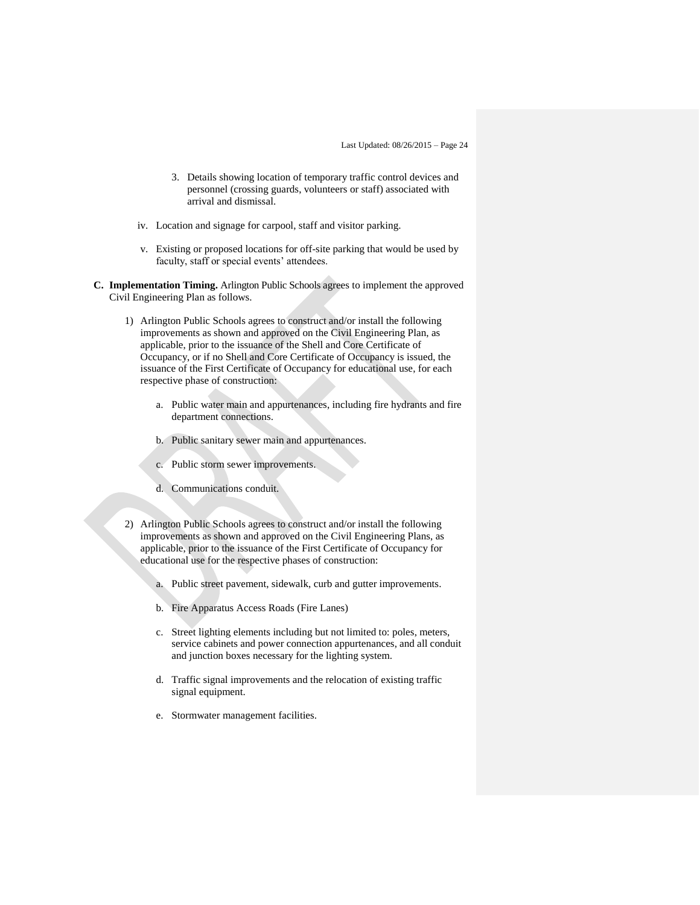3. Details showing location of temporary traffic control devices and personnel (crossing guards, volunteers or staff) associated with arrival and dismissal.

iv. Location and signage for carpool, staff and visitor parking.

v. Existing or proposed locations for off-site parking that would be used by faculty, staff or special events' attendees.

**C. Implementation Timing.** Arlington Public Schools agrees to implement the approved Civil Engineering Plan as follows.

1) Arlington Public Schools agrees to construct and/or install the following improvements as shown and approved on the Civil Engineering Plan, as applicable, prior to the issuance of the Shell and Core Certificate of Occupancy, or if no Shell and Core Certificate of Occupancy is issued, the issuance of the First Certificate of Occupancy for educational use, for each respective phase of construction:

   a. Public water main and appurtenances, including fire hydrants and fire department connections.

   b. Public sanitary sewer main and appurtenances.

   c. Public storm sewer improvements.

   d. Communications conduit.

2) Arlington Public Schools agrees to construct and/or install the following improvements as shown and approved on the Civil Engineering Plans, as applicable, prior to the issuance of the First Certificate of Occupancy for educational use for the respective phases of construction:

   a. Public street pavement, sidewalk, curb and gutter improvements.

   b. Fire Apparatus Access Roads (Fire Lanes)

   c. Street lighting elements including but not limited to: poles, meters, service cabinets and power connection appurtenances, and all conduit and junction boxes necessary for the lighting system.

   d. Traffic signal improvements and the relocation of existing traffic signal equipment.

   e. Stormwater management facilities.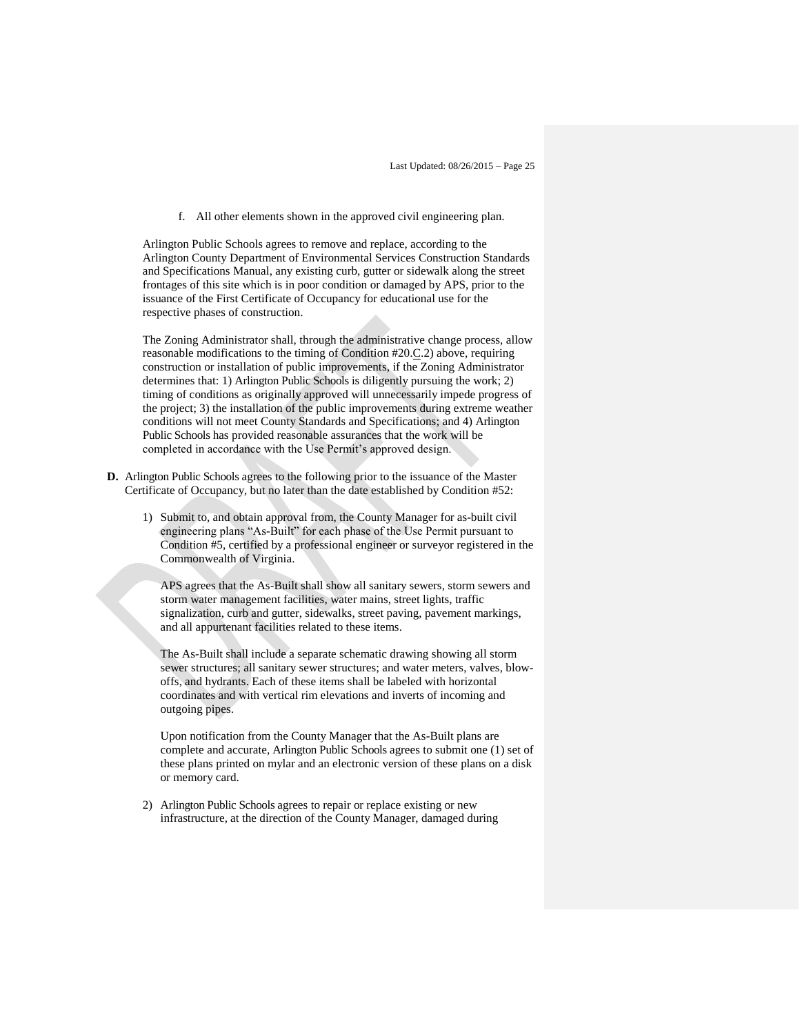f. All other elements shown in the approved civil engineering plan.

Arlington Public Schools agrees to remove and replace, according to the Arlington County Department of Environmental Services Construction Standards and Specifications Manual, any existing curb, gutter or sidewalk along the street frontages of this site which is in poor condition or damaged by APS, prior to the issuance of the First Certificate of Occupancy for educational use for the respective phases of construction.

The Zoning Administrator shall, through the administrative change process, allow reasonable modifications to the timing of Condition #20.C.2) above, requiring construction or installation of public improvements, if the Zoning Administrator determines that: 1) Arlington Public Schools is diligently pursuing the work; 2) timing of conditions as originally approved will unnecessarily impede progress of the project; 3) the installation of the public improvements during extreme weather conditions will not meet County Standards and Specifications; and 4) Arlington Public Schools has provided reasonable assurances that the work will be completed in accordance with the Use Permit's approved design.

**D.** Arlington Public Schools agrees to the following prior to the issuance of the Master Certificate of Occupancy, but no later than the date established by Condition #52:

1) Submit to, and obtain approval from, the County Manager for as-built civil engineering plans "As-Built" for each phase of the Use Permit pursuant to Condition #5, certified by a professional engineer or surveyor registered in the Commonwealth of Virginia.

   APS agrees that the As-Built shall show all sanitary sewers, storm sewers and storm water management facilities, water mains, street lights, traffic signalization, curb and gutter, sidewalks, street paving, pavement markings, and all appurtenant facilities related to these items.

   The As-Built shall include a separate schematic drawing showing all storm sewer structures; all sanitary sewer structures; and water meters, valves, blow-offs, and hydrants. Each of these items shall be labeled with horizontal coordinates and with vertical rim elevations and inverts of incoming and outgoing pipes.

   Upon notification from the County Manager that the As-Built plans are complete and accurate, Arlington Public Schools agrees to submit one (1) set of these plans printed on mylar and an electronic version of these plans on a disk or memory card.

2) Arlington Public Schools agrees to repair or replace existing or new infrastructure, at the direction of the County Manager, damaged during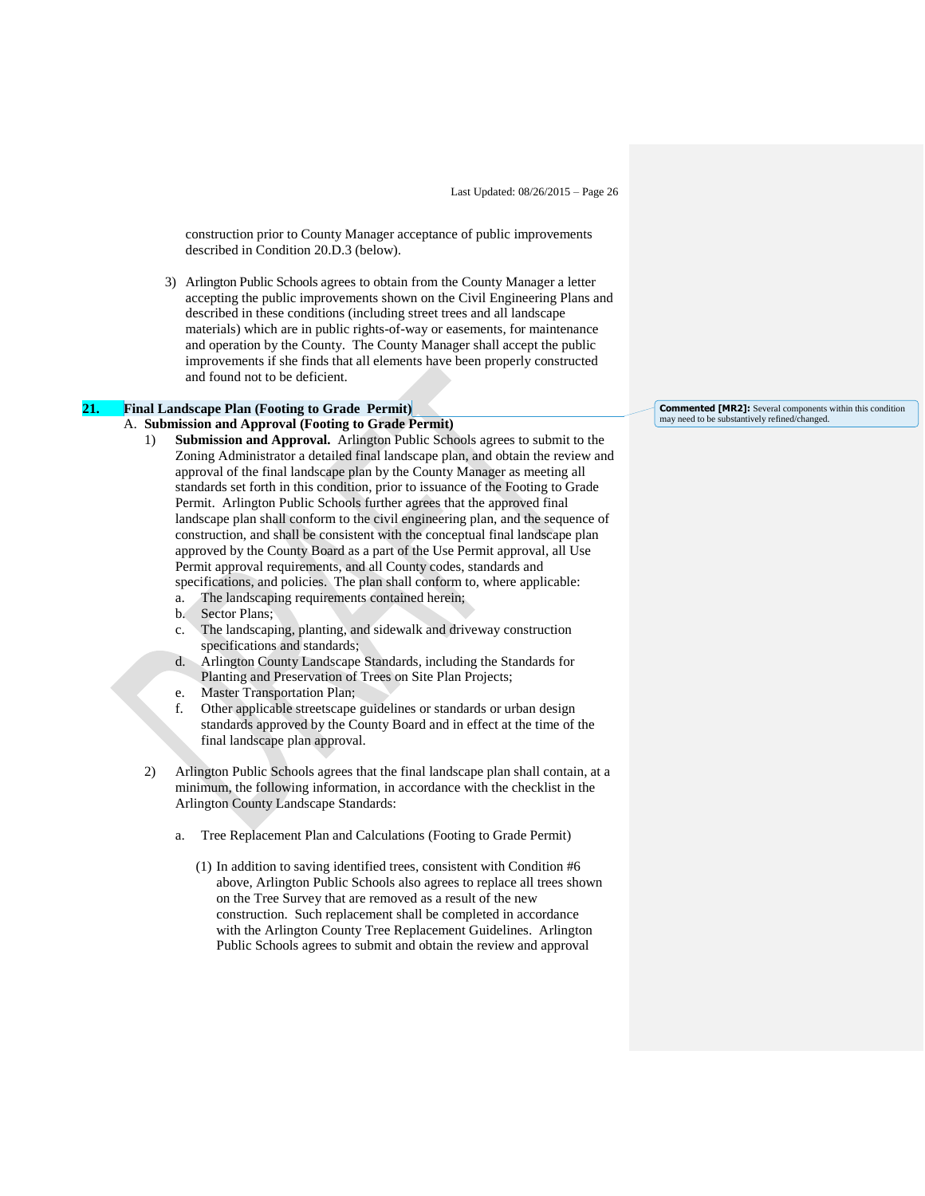construction prior to County Manager acceptance of public improvements described in Condition 20.D.3 (below).

3) Arlington Public Schools agrees to obtain from the County Manager a letter accepting the public improvements shown on the Civil Engineering Plans and described in these conditions (including street trees and all landscape materials) which are in public rights-of-way or easements, for maintenance and operation by the County. The County Manager shall accept the public improvements if she finds that all elements have been properly constructed and found not to be deficient.

## 21. Final Landscape Plan (Footing to Grade Permit)

Commented [MR2]: Several components within this condition may need to be substantively refined/changed.

A. **Submission and Approval (Footing to Grade Permit)**

1) **Submission and Approval.** Arlington Public Schools agrees to submit to the Zoning Administrator a detailed final landscape plan, and obtain the review and approval of the final landscape plan by the County Manager as meeting all standards set forth in this condition, prior to issuance of the Footing to Grade Permit. Arlington Public Schools further agrees that the approved final landscape plan shall conform to the civil engineering plan, and the sequence of construction, and shall be consistent with the conceptual final landscape plan approved by the County Board as a part of the Use Permit approval, all Use Permit approval requirements, and all County codes, standards and specifications, and policies. The plan shall conform to, where applicable:

a. The landscaping requirements contained herein;
b. Sector Plans;
c. The landscaping, planting, and sidewalk and driveway construction specifications and standards;
d. Arlington County Landscape Standards, including the Standards for Planting and Preservation of Trees on Site Plan Projects;
e. Master Transportation Plan;
f. Other applicable streetscape guidelines or standards or urban design standards approved by the County Board and in effect at the time of the final landscape plan approval.

2) Arlington Public Schools agrees that the final landscape plan shall contain, at a minimum, the following information, in accordance with the checklist in the Arlington County Landscape Standards:

a. Tree Replacement Plan and Calculations (Footing to Grade Permit)

(1) In addition to saving identified trees, consistent with Condition #6 above, Arlington Public Schools also agrees to replace all trees shown on the Tree Survey that are removed as a result of the new construction. Such replacement shall be completed in accordance with the Arlington County Tree Replacement Guidelines. Arlington Public Schools agrees to submit and obtain the review and approval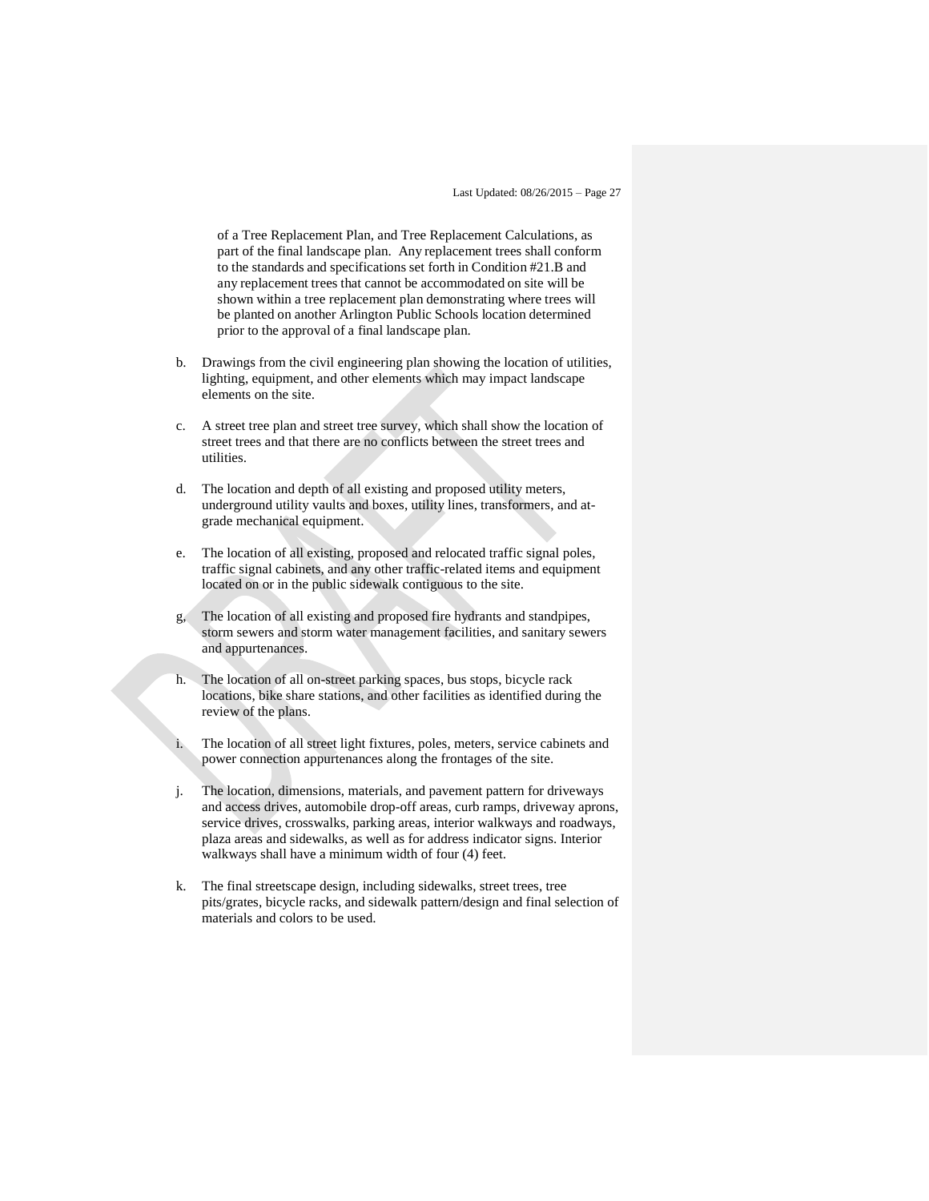of a Tree Replacement Plan, and Tree Replacement Calculations, as part of the final landscape plan. Any replacement trees shall conform to the standards and specifications set forth in Condition #21.B and any replacement trees that cannot be accommodated on site will be shown within a tree replacement plan demonstrating where trees will be planted on another Arlington Public Schools location determined prior to the approval of a final landscape plan.

b. Drawings from the civil engineering plan showing the location of utilities, lighting, equipment, and other elements which may impact landscape elements on the site.

c. A street tree plan and street tree survey, which shall show the location of street trees and that there are no conflicts between the street trees and utilities.

d. The location and depth of all existing and proposed utility meters, underground utility vaults and boxes, utility lines, transformers, and at-grade mechanical equipment.

e. The location of all existing, proposed and relocated traffic signal poles, traffic signal cabinets, and any other traffic-related items and equipment located on or in the public sidewalk contiguous to the site.

g, The location of all existing and proposed fire hydrants and standpipes, storm sewers and storm water management facilities, and sanitary sewers and appurtenances.

h. The location of all on-street parking spaces, bus stops, bicycle rack locations, bike share stations, and other facilities as identified during the review of the plans.

i. The location of all street light fixtures, poles, meters, service cabinets and power connection appurtenances along the frontages of the site.

j. The location, dimensions, materials, and pavement pattern for driveways and access drives, automobile drop-off areas, curb ramps, driveway aprons, service drives, crosswalks, parking areas, interior walkways and roadways, plaza areas and sidewalks, as well as for address indicator signs. Interior walkways shall have a minimum width of four (4) feet.

k. The final streetscape design, including sidewalks, street trees, tree pits/grates, bicycle racks, and sidewalk pattern/design and final selection of materials and colors to be used.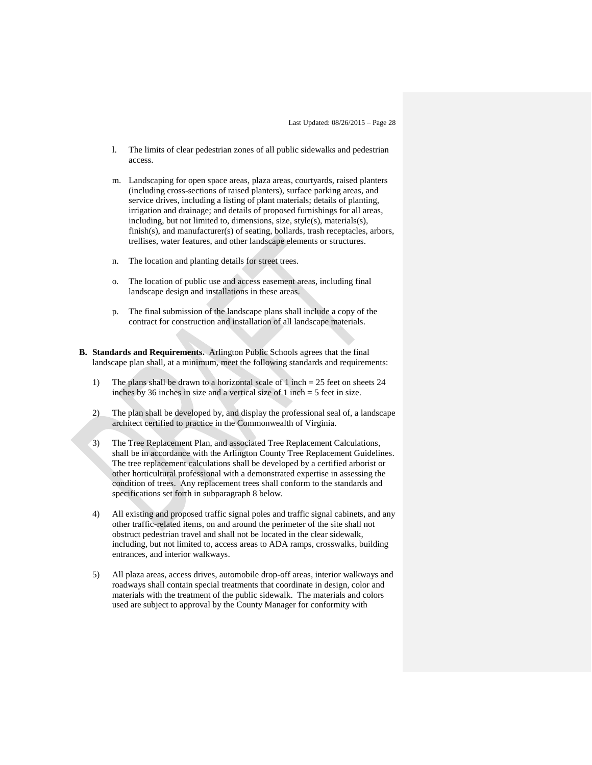l. The limits of clear pedestrian zones of all public sidewalks and pedestrian access.

m. Landscaping for open space areas, plaza areas, courtyards, raised planters (including cross-sections of raised planters), surface parking areas, and service drives, including a listing of plant materials; details of planting, irrigation and drainage; and details of proposed furnishings for all areas, including, but not limited to, dimensions, size, style(s), materials(s), finish(s), and manufacturer(s) of seating, bollards, trash receptacles, arbors, trellises, water features, and other landscape elements or structures.

n. The location and planting details for street trees.

o. The location of public use and access easement areas, including final landscape design and installations in these areas.

p. The final submission of the landscape plans shall include a copy of the contract for construction and installation of all landscape materials.

**B. Standards and Requirements.** Arlington Public Schools agrees that the final landscape plan shall, at a minimum, meet the following standards and requirements:

1) The plans shall be drawn to a horizontal scale of 1 inch = 25 feet on sheets 24 inches by 36 inches in size and a vertical size of 1 inch = 5 feet in size.

2) The plan shall be developed by, and display the professional seal of, a landscape architect certified to practice in the Commonwealth of Virginia.

3) The Tree Replacement Plan, and associated Tree Replacement Calculations, shall be in accordance with the Arlington County Tree Replacement Guidelines. The tree replacement calculations shall be developed by a certified arborist or other horticultural professional with a demonstrated expertise in assessing the condition of trees. Any replacement trees shall conform to the standards and specifications set forth in subparagraph 8 below.

4) All existing and proposed traffic signal poles and traffic signal cabinets, and any other traffic-related items, on and around the perimeter of the site shall not obstruct pedestrian travel and shall not be located in the clear sidewalk, including, but not limited to, access areas to ADA ramps, crosswalks, building entrances, and interior walkways.

5) All plaza areas, access drives, automobile drop-off areas, interior walkways and roadways shall contain special treatments that coordinate in design, color and materials with the treatment of the public sidewalk. The materials and colors used are subject to approval by the County Manager for conformity with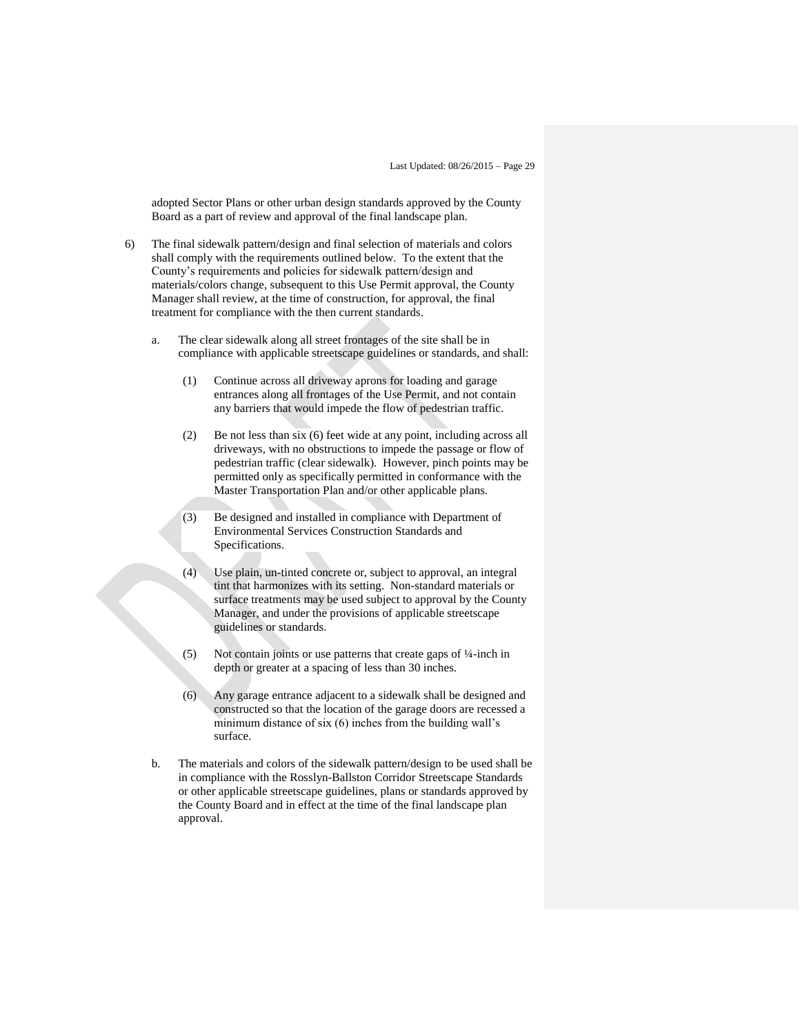adopted Sector Plans or other urban design standards approved by the County Board as a part of review and approval of the final landscape plan.

6) The final sidewalk pattern/design and final selection of materials and colors shall comply with the requirements outlined below. To the extent that the County's requirements and policies for sidewalk pattern/design and materials/colors change, subsequent to this Use Permit approval, the County Manager shall review, at the time of construction, for approval, the final treatment for compliance with the then current standards.

   a. The clear sidewalk along all street frontages of the site shall be in compliance with applicable streetscape guidelines or standards, and shall:

      (1) Continue across all driveway aprons for loading and garage entrances along all frontages of the Use Permit, and not contain any barriers that would impede the flow of pedestrian traffic.

      (2) Be not less than six (6) feet wide at any point, including across all driveways, with no obstructions to impede the passage or flow of pedestrian traffic (clear sidewalk). However, pinch points may be permitted only as specifically permitted in conformance with the Master Transportation Plan and/or other applicable plans.

      (3) Be designed and installed in compliance with Department of Environmental Services Construction Standards and Specifications.

      (4) Use plain, un-tinted concrete or, subject to approval, an integral tint that harmonizes with its setting. Non-standard materials or surface treatments may be used subject to approval by the County Manager, and under the provisions of applicable streetscape guidelines or standards.

      (5) Not contain joints or use patterns that create gaps of ¼-inch in depth or greater at a spacing of less than 30 inches.

      (6) Any garage entrance adjacent to a sidewalk shall be designed and constructed so that the location of the garage doors are recessed a minimum distance of six (6) inches from the building wall's surface.

   b. The materials and colors of the sidewalk pattern/design to be used shall be in compliance with the Rosslyn-Ballston Corridor Streetscape Standards or other applicable streetscape guidelines, plans or standards approved by the County Board and in effect at the time of the final landscape plan approval.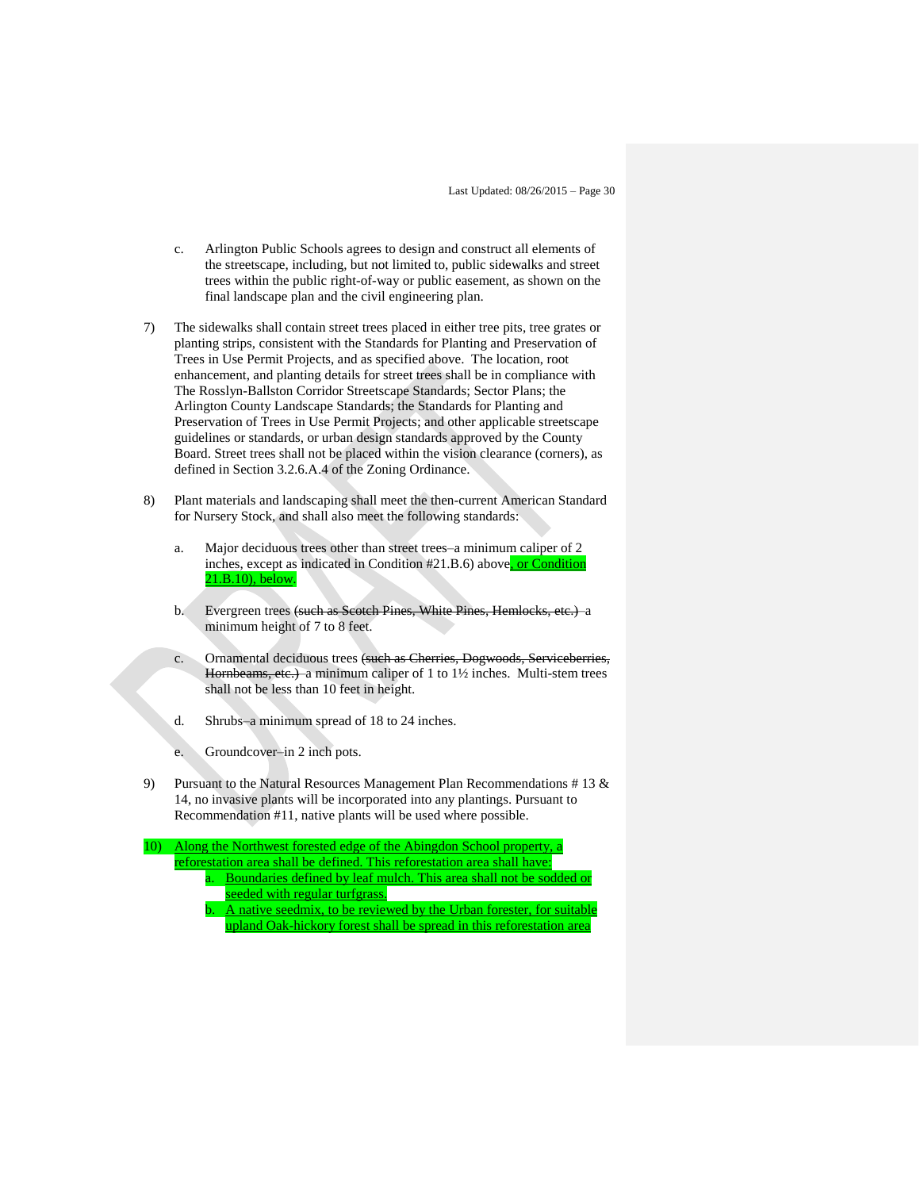c. Arlington Public Schools agrees to design and construct all elements of the streetscape, including, but not limited to, public sidewalks and street trees within the public right-of-way or public easement, as shown on the final landscape plan and the civil engineering plan.

7) The sidewalks shall contain street trees placed in either tree pits, tree grates or planting strips, consistent with the Standards for Planting and Preservation of Trees in Use Permit Projects, and as specified above. The location, root enhancement, and planting details for street trees shall be in compliance with The Rosslyn-Ballston Corridor Streetscape Standards; Sector Plans; the Arlington County Landscape Standards; the Standards for Planting and Preservation of Trees in Use Permit Projects; and other applicable streetscape guidelines or standards, or urban design standards approved by the County Board. Street trees shall not be placed within the vision clearance (corners), as defined in Section 3.2.6.A.4 of the Zoning Ordinance.

8) Plant materials and landscaping shall meet the then-current American Standard for Nursery Stock, and shall also meet the following standards:

   a. Major deciduous trees other than street trees–a minimum caliper of 2 inches, except as indicated in Condition #21.B.6) above, or Condition 21.B.10), below.

   b. Evergreen trees ~~(such as Scotch Pines, White Pines, Hemlocks, etc.)~~ a minimum height of 7 to 8 feet.

   c. Ornamental deciduous trees ~~(such as Cherries, Dogwoods, Serviceberries, Hornbeams, etc.)~~ a minimum caliper of 1 to 1½ inches. Multi-stem trees shall not be less than 10 feet in height.

   d. Shrubs–a minimum spread of 18 to 24 inches.

   e. Groundcover–in 2 inch pots.

9) Pursuant to the Natural Resources Management Plan Recommendations # 13 & 14, no invasive plants will be incorporated into any plantings. Pursuant to Recommendation #11, native plants will be used where possible.

10) Along the Northwest forested edge of the Abingdon School property, a reforestation area shall be defined. This reforestation area shall have:

   a. Boundaries defined by leaf mulch. This area shall not be sodded or seeded with regular turfgrass.

   b. A native seedmix, to be reviewed by the Urban forester, for suitable upland Oak-hickory forest shall be spread in this reforestation area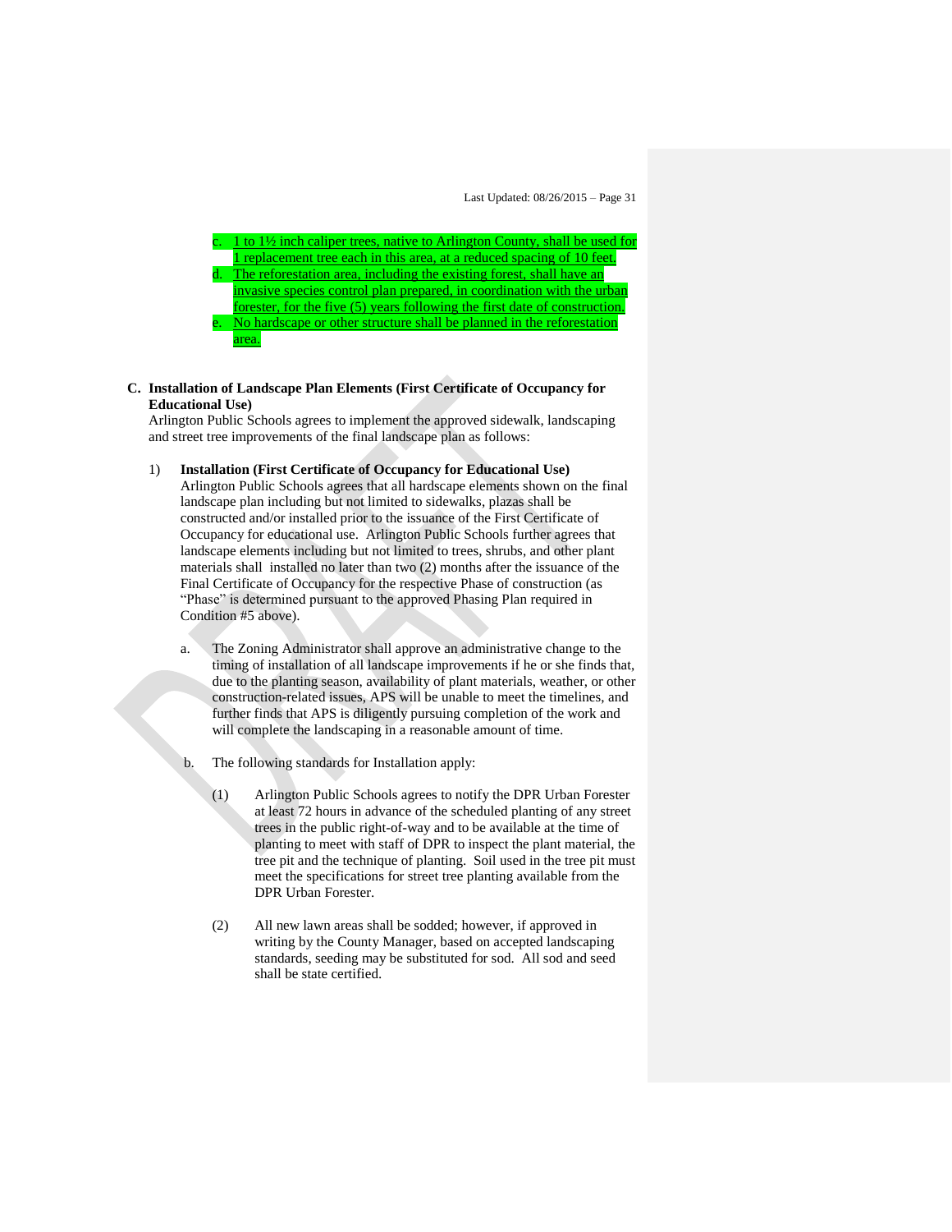c. 1 to 1½ inch caliper trees, native to Arlington County, shall be used for 1 replacement tree each in this area, at a reduced spacing of 10 feet.
d. The reforestation area, including the existing forest, shall have an invasive species control plan prepared, in coordination with the urban forester, for the five (5) years following the first date of construction.
e. No hardscape or other structure shall be planned in the reforestation area.

**C. Installation of Landscape Plan Elements (First Certificate of Occupancy for Educational Use)**
Arlington Public Schools agrees to implement the approved sidewalk, landscaping and street tree improvements of the final landscape plan as follows:

1) **Installation (First Certificate of Occupancy for Educational Use)**
Arlington Public Schools agrees that all hardscape elements shown on the final landscape plan including but not limited to sidewalks, plazas shall be constructed and/or installed prior to the issuance of the First Certificate of Occupancy for educational use. Arlington Public Schools further agrees that landscape elements including but not limited to trees, shrubs, and other plant materials shall installed no later than two (2) months after the issuance of the Final Certificate of Occupancy for the respective Phase of construction (as "Phase" is determined pursuant to the approved Phasing Plan required in Condition #5 above).

a. The Zoning Administrator shall approve an administrative change to the timing of installation of all landscape improvements if he or she finds that, due to the planting season, availability of plant materials, weather, or other construction-related issues, APS will be unable to meet the timelines, and further finds that APS is diligently pursuing completion of the work and will complete the landscaping in a reasonable amount of time.

b. The following standards for Installation apply:

(1) Arlington Public Schools agrees to notify the DPR Urban Forester at least 72 hours in advance of the scheduled planting of any street trees in the public right-of-way and to be available at the time of planting to meet with staff of DPR to inspect the plant material, the tree pit and the technique of planting. Soil used in the tree pit must meet the specifications for street tree planting available from the DPR Urban Forester.

(2) All new lawn areas shall be sodded; however, if approved in writing by the County Manager, based on accepted landscaping standards, seeding may be substituted for sod. All sod and seed shall be state certified.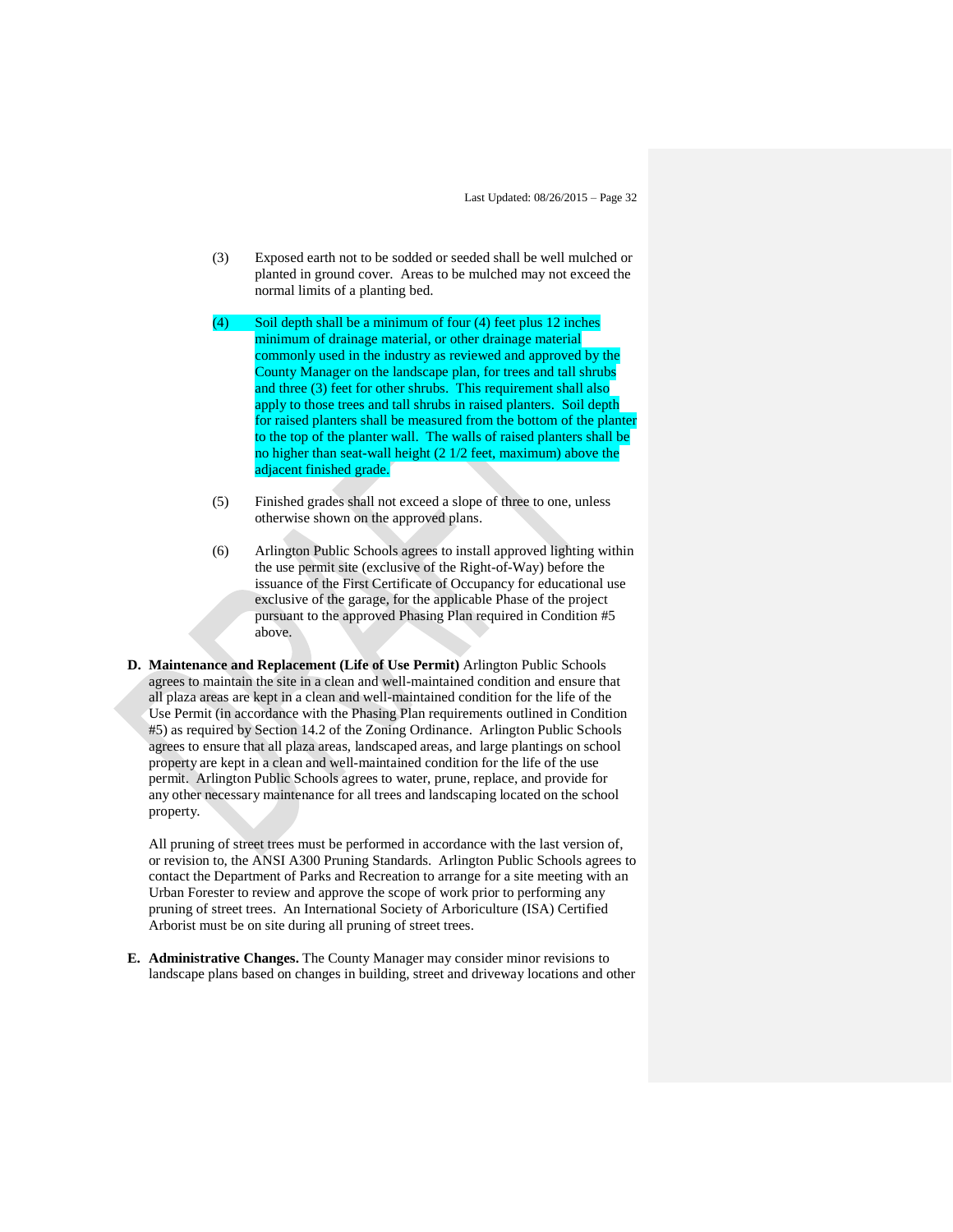(3) Exposed earth not to be sodded or seeded shall be well mulched or planted in ground cover. Areas to be mulched may not exceed the normal limits of a planting bed.

(4) Soil depth shall be a minimum of four (4) feet plus 12 inches minimum of drainage material, or other drainage material commonly used in the industry as reviewed and approved by the County Manager on the landscape plan, for trees and tall shrubs and three (3) feet for other shrubs. This requirement shall also apply to those trees and tall shrubs in raised planters. Soil depth for raised planters shall be measured from the bottom of the planter to the top of the planter wall. The walls of raised planters shall be no higher than seat-wall height (2 1/2 feet, maximum) above the adjacent finished grade.

(5) Finished grades shall not exceed a slope of three to one, unless otherwise shown on the approved plans.

(6) Arlington Public Schools agrees to install approved lighting within the use permit site (exclusive of the Right-of-Way) before the issuance of the First Certificate of Occupancy for educational use exclusive of the garage, for the applicable Phase of the project pursuant to the approved Phasing Plan required in Condition #5 above.

**D. Maintenance and Replacement (Life of Use Permit)** Arlington Public Schools agrees to maintain the site in a clean and well-maintained condition and ensure that all plaza areas are kept in a clean and well-maintained condition for the life of the Use Permit (in accordance with the Phasing Plan requirements outlined in Condition #5) as required by Section 14.2 of the Zoning Ordinance. Arlington Public Schools agrees to ensure that all plaza areas, landscaped areas, and large plantings on school property are kept in a clean and well-maintained condition for the life of the use permit. Arlington Public Schools agrees to water, prune, replace, and provide for any other necessary maintenance for all trees and landscaping located on the school property.

All pruning of street trees must be performed in accordance with the last version of, or revision to, the ANSI A300 Pruning Standards. Arlington Public Schools agrees to contact the Department of Parks and Recreation to arrange for a site meeting with an Urban Forester to review and approve the scope of work prior to performing any pruning of street trees. An International Society of Arboriculture (ISA) Certified Arborist must be on site during all pruning of street trees.

**E. Administrative Changes.** The County Manager may consider minor revisions to landscape plans based on changes in building, street and driveway locations and other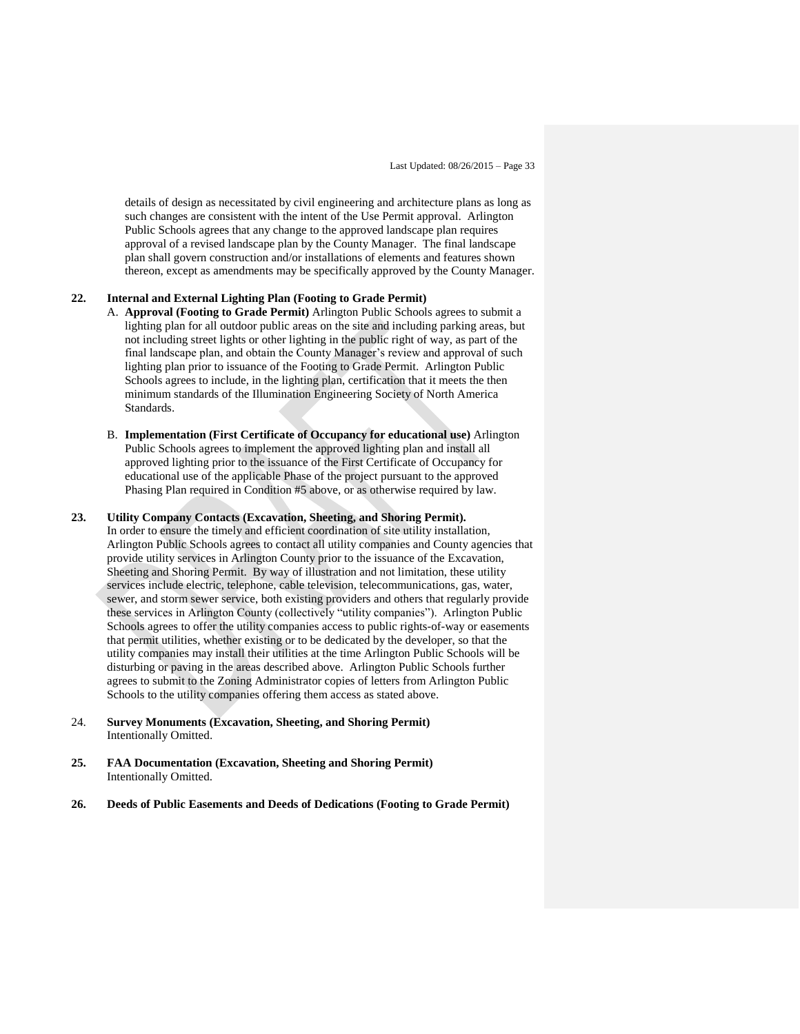details of design as necessitated by civil engineering and architecture plans as long as such changes are consistent with the intent of the Use Permit approval. Arlington Public Schools agrees that any change to the approved landscape plan requires approval of a revised landscape plan by the County Manager. The final landscape plan shall govern construction and/or installations of elements and features shown thereon, except as amendments may be specifically approved by the County Manager.

**22. Internal and External Lighting Plan (Footing to Grade Permit)**

A. **Approval (Footing to Grade Permit)** Arlington Public Schools agrees to submit a lighting plan for all outdoor public areas on the site and including parking areas, but not including street lights or other lighting in the public right of way, as part of the final landscape plan, and obtain the County Manager's review and approval of such lighting plan prior to issuance of the Footing to Grade Permit. Arlington Public Schools agrees to include, in the lighting plan, certification that it meets the then minimum standards of the Illumination Engineering Society of North America Standards.

B. **Implementation (First Certificate of Occupancy for educational use)** Arlington Public Schools agrees to implement the approved lighting plan and install all approved lighting prior to the issuance of the First Certificate of Occupancy for educational use of the applicable Phase of the project pursuant to the approved Phasing Plan required in Condition #5 above, or as otherwise required by law.

**23. Utility Company Contacts (Excavation, Sheeting, and Shoring Permit).**

In order to ensure the timely and efficient coordination of site utility installation, Arlington Public Schools agrees to contact all utility companies and County agencies that provide utility services in Arlington County prior to the issuance of the Excavation, Sheeting and Shoring Permit. By way of illustration and not limitation, these utility services include electric, telephone, cable television, telecommunications, gas, water, sewer, and storm sewer service, both existing providers and others that regularly provide these services in Arlington County (collectively "utility companies"). Arlington Public Schools agrees to offer the utility companies access to public rights-of-way or easements that permit utilities, whether existing or to be dedicated by the developer, so that the utility companies may install their utilities at the time Arlington Public Schools will be disturbing or paving in the areas described above. Arlington Public Schools further agrees to submit to the Zoning Administrator copies of letters from Arlington Public Schools to the utility companies offering them access as stated above.

24. **Survey Monuments (Excavation, Sheeting, and Shoring Permit)**

Intentionally Omitted.

**25. FAA Documentation (Excavation, Sheeting and Shoring Permit)**

Intentionally Omitted.

**26. Deeds of Public Easements and Deeds of Dedications (Footing to Grade Permit)**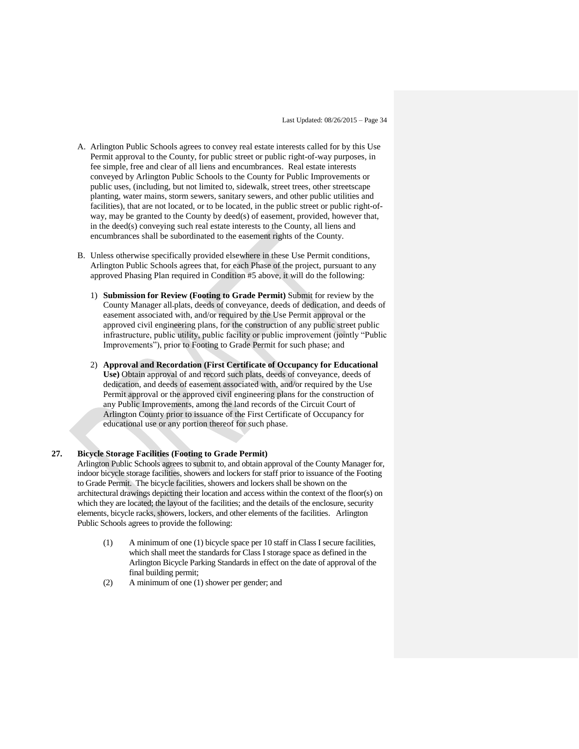A. Arlington Public Schools agrees to convey real estate interests called for by this Use Permit approval to the County, for public street or public right-of-way purposes, in fee simple, free and clear of all liens and encumbrances. Real estate interests conveyed by Arlington Public Schools to the County for Public Improvements or public uses, (including, but not limited to, sidewalk, street trees, other streetscape planting, water mains, storm sewers, sanitary sewers, and other public utilities and facilities), that are not located, or to be located, in the public street or public right-of-way, may be granted to the County by deed(s) of easement, provided, however that, in the deed(s) conveying such real estate interests to the County, all liens and encumbrances shall be subordinated to the easement rights of the County.

B. Unless otherwise specifically provided elsewhere in these Use Permit conditions, Arlington Public Schools agrees that, for each Phase of the project, pursuant to any approved Phasing Plan required in Condition #5 above, it will do the following:

1) **Submission for Review (Footing to Grade Permit)** Submit for review by the County Manager all plats, deeds of conveyance, deeds of dedication, and deeds of easement associated with, and/or required by the Use Permit approval or the approved civil engineering plans, for the construction of any public street public infrastructure, public utility, public facility or public improvement (jointly "Public Improvements"), prior to Footing to Grade Permit for such phase; and

2) **Approval and Recordation (First Certificate of Occupancy for Educational Use)** Obtain approval of and record such plats, deeds of conveyance, deeds of dedication, and deeds of easement associated with, and/or required by the Use Permit approval or the approved civil engineering plans for the construction of any Public Improvements, among the land records of the Circuit Court of Arlington County prior to issuance of the First Certificate of Occupancy for educational use or any portion thereof for such phase.

**27. Bicycle Storage Facilities (Footing to Grade Permit)**

Arlington Public Schools agrees to submit to, and obtain approval of the County Manager for, indoor bicycle storage facilities, showers and lockers for staff prior to issuance of the Footing to Grade Permit. The bicycle facilities, showers and lockers shall be shown on the architectural drawings depicting their location and access within the context of the floor(s) on which they are located; the layout of the facilities; and the details of the enclosure, security elements, bicycle racks, showers, lockers, and other elements of the facilities. Arlington Public Schools agrees to provide the following:

(1) A minimum of one (1) bicycle space per 10 staff in Class I secure facilities, which shall meet the standards for Class I storage space as defined in the Arlington Bicycle Parking Standards in effect on the date of approval of the final building permit;

(2) A minimum of one (1) shower per gender; and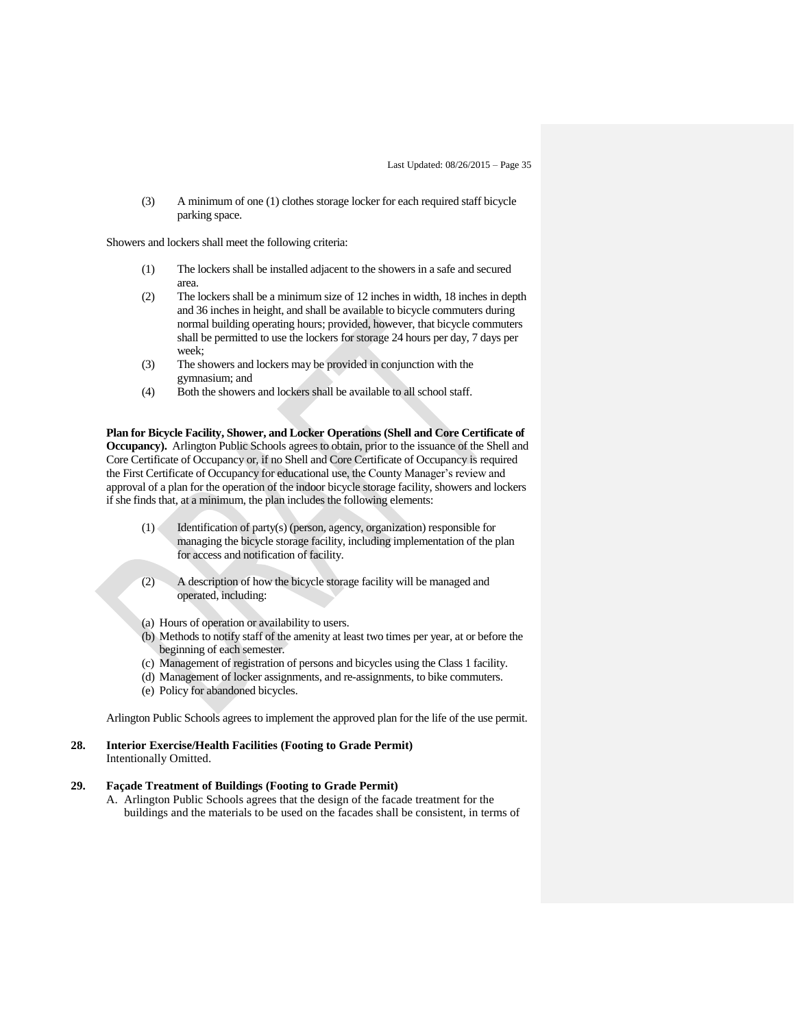(3) A minimum of one (1) clothes storage locker for each required staff bicycle parking space.

Showers and lockers shall meet the following criteria:

(1) The lockers shall be installed adjacent to the showers in a safe and secured area.
(2) The lockers shall be a minimum size of 12 inches in width, 18 inches in depth and 36 inches in height, and shall be available to bicycle commuters during normal building operating hours; provided, however, that bicycle commuters shall be permitted to use the lockers for storage 24 hours per day, 7 days per week;
(3) The showers and lockers may be provided in conjunction with the gymnasium; and
(4) Both the showers and lockers shall be available to all school staff.

**Plan for Bicycle Facility, Shower, and Locker Operations (Shell and Core Certificate of Occupancy).** Arlington Public Schools agrees to obtain, prior to the issuance of the Shell and Core Certificate of Occupancy or, if no Shell and Core Certificate of Occupancy is required the First Certificate of Occupancy for educational use, the County Manager's review and approval of a plan for the operation of the indoor bicycle storage facility, showers and lockers if she finds that, at a minimum, the plan includes the following elements:

(1) Identification of party(s) (person, agency, organization) responsible for managing the bicycle storage facility, including implementation of the plan for access and notification of facility.

(2) A description of how the bicycle storage facility will be managed and operated, including:

(a) Hours of operation or availability to users.
(b) Methods to notify staff of the amenity at least two times per year, at or before the beginning of each semester.
(c) Management of registration of persons and bicycles using the Class 1 facility.
(d) Management of locker assignments, and re-assignments, to bike commuters.
(e) Policy for abandoned bicycles.

Arlington Public Schools agrees to implement the approved plan for the life of the use permit.

**28. Interior Exercise/Health Facilities (Footing to Grade Permit)**
Intentionally Omitted.

**29. Façade Treatment of Buildings (Footing to Grade Permit)**

A. Arlington Public Schools agrees that the design of the facade treatment for the buildings and the materials to be used on the facades shall be consistent, in terms of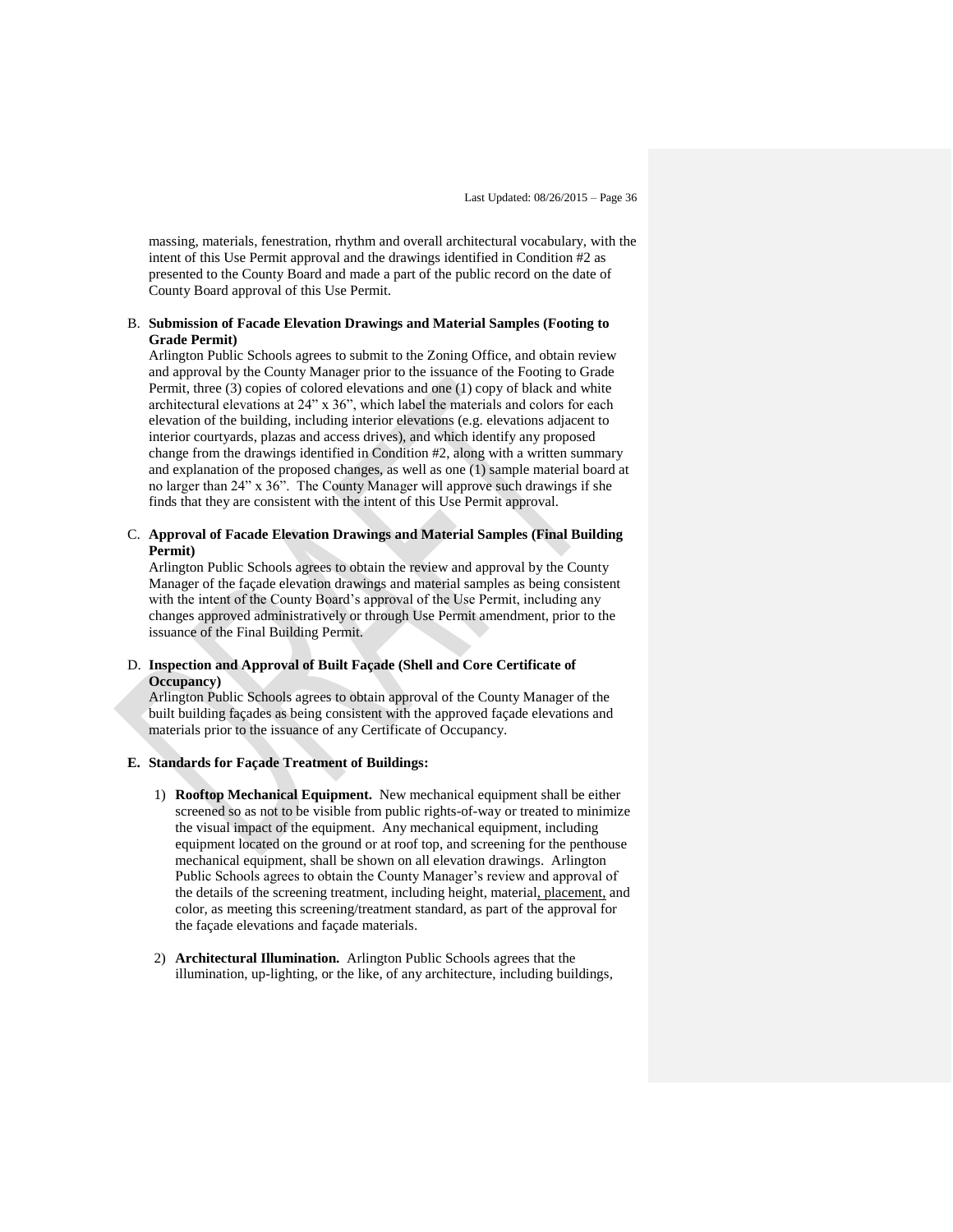massing, materials, fenestration, rhythm and overall architectural vocabulary, with the intent of this Use Permit approval and the drawings identified in Condition #2 as presented to the County Board and made a part of the public record on the date of County Board approval of this Use Permit.

B. **Submission of Facade Elevation Drawings and Material Samples (Footing to Grade Permit)**
Arlington Public Schools agrees to submit to the Zoning Office, and obtain review and approval by the County Manager prior to the issuance of the Footing to Grade Permit, three (3) copies of colored elevations and one (1) copy of black and white architectural elevations at 24" x 36", which label the materials and colors for each elevation of the building, including interior elevations (e.g. elevations adjacent to interior courtyards, plazas and access drives), and which identify any proposed change from the drawings identified in Condition #2, along with a written summary and explanation of the proposed changes, as well as one (1) sample material board at no larger than 24" x 36". The County Manager will approve such drawings if she finds that they are consistent with the intent of this Use Permit approval.

C. **Approval of Facade Elevation Drawings and Material Samples (Final Building Permit)**
Arlington Public Schools agrees to obtain the review and approval by the County Manager of the façade elevation drawings and material samples as being consistent with the intent of the County Board's approval of the Use Permit, including any changes approved administratively or through Use Permit amendment, prior to the issuance of the Final Building Permit.

D. **Inspection and Approval of Built Façade (Shell and Core Certificate of Occupancy)**
Arlington Public Schools agrees to obtain approval of the County Manager of the built building façades as being consistent with the approved façade elevations and materials prior to the issuance of any Certificate of Occupancy.

**E. Standards for Façade Treatment of Buildings:**

1) **Rooftop Mechanical Equipment.** New mechanical equipment shall be either screened so as not to be visible from public rights-of-way or treated to minimize the visual impact of the equipment. Any mechanical equipment, including equipment located on the ground or at roof top, and screening for the penthouse mechanical equipment, shall be shown on all elevation drawings. Arlington Public Schools agrees to obtain the County Manager's review and approval of the details of the screening treatment, including height, material, placement, and color, as meeting this screening/treatment standard, as part of the approval for the façade elevations and façade materials.

2) **Architectural Illumination.** Arlington Public Schools agrees that the illumination, up-lighting, or the like, of any architecture, including buildings,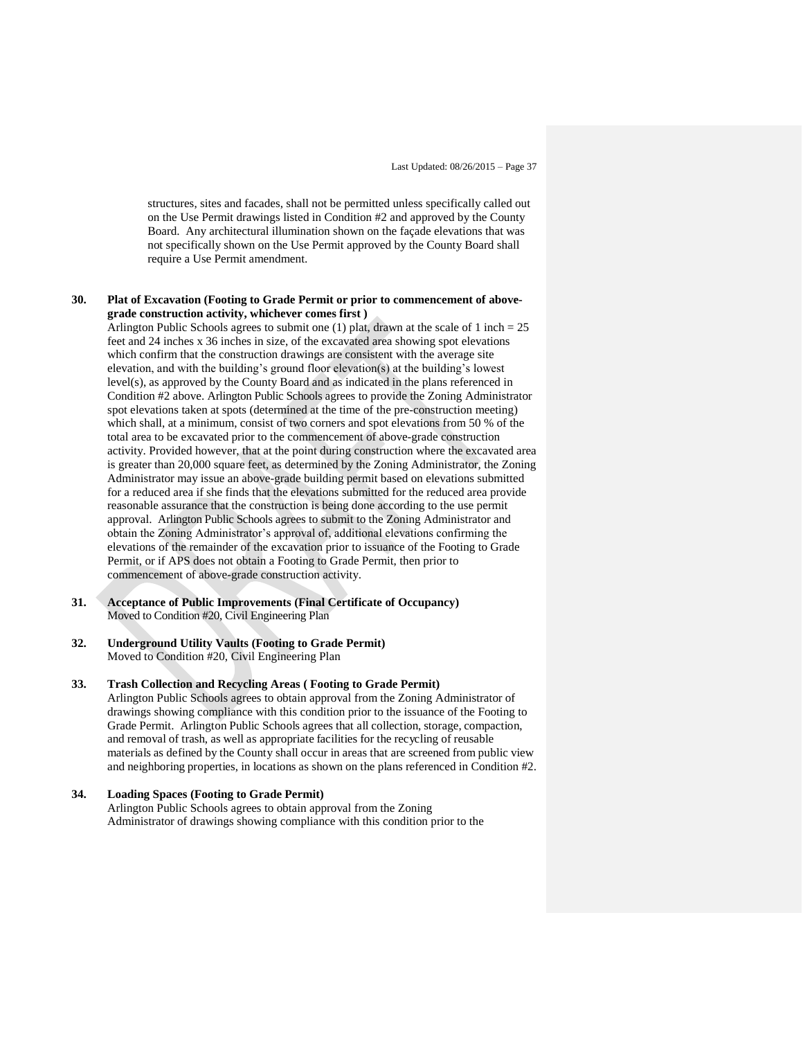structures, sites and facades, shall not be permitted unless specifically called out on the Use Permit drawings listed in Condition #2 and approved by the County Board. Any architectural illumination shown on the façade elevations that was not specifically shown on the Use Permit approved by the County Board shall require a Use Permit amendment.

**30. Plat of Excavation (Footing to Grade Permit or prior to commencement of above-grade construction activity, whichever comes first )**

Arlington Public Schools agrees to submit one (1) plat, drawn at the scale of 1 inch = 25 feet and 24 inches x 36 inches in size, of the excavated area showing spot elevations which confirm that the construction drawings are consistent with the average site elevation, and with the building's ground floor elevation(s) at the building's lowest level(s), as approved by the County Board and as indicated in the plans referenced in Condition #2 above. Arlington Public Schools agrees to provide the Zoning Administrator spot elevations taken at spots (determined at the time of the pre-construction meeting) which shall, at a minimum, consist of two corners and spot elevations from 50 % of the total area to be excavated prior to the commencement of above-grade construction activity. Provided however, that at the point during construction where the excavated area is greater than 20,000 square feet, as determined by the Zoning Administrator, the Zoning Administrator may issue an above-grade building permit based on elevations submitted for a reduced area if she finds that the elevations submitted for the reduced area provide reasonable assurance that the construction is being done according to the use permit approval. Arlington Public Schools agrees to submit to the Zoning Administrator and obtain the Zoning Administrator's approval of, additional elevations confirming the elevations of the remainder of the excavation prior to issuance of the Footing to Grade Permit, or if APS does not obtain a Footing to Grade Permit, then prior to commencement of above-grade construction activity.

**31. Acceptance of Public Improvements (Final Certificate of Occupancy)**

Moved to Condition #20, Civil Engineering Plan

**32. Underground Utility Vaults (Footing to Grade Permit)**

Moved to Condition #20, Civil Engineering Plan

**33. Trash Collection and Recycling Areas ( Footing to Grade Permit)**

Arlington Public Schools agrees to obtain approval from the Zoning Administrator of drawings showing compliance with this condition prior to the issuance of the Footing to Grade Permit. Arlington Public Schools agrees that all collection, storage, compaction, and removal of trash, as well as appropriate facilities for the recycling of reusable materials as defined by the County shall occur in areas that are screened from public view and neighboring properties, in locations as shown on the plans referenced in Condition #2.

**34. Loading Spaces (Footing to Grade Permit)**

Arlington Public Schools agrees to obtain approval from the Zoning Administrator of drawings showing compliance with this condition prior to the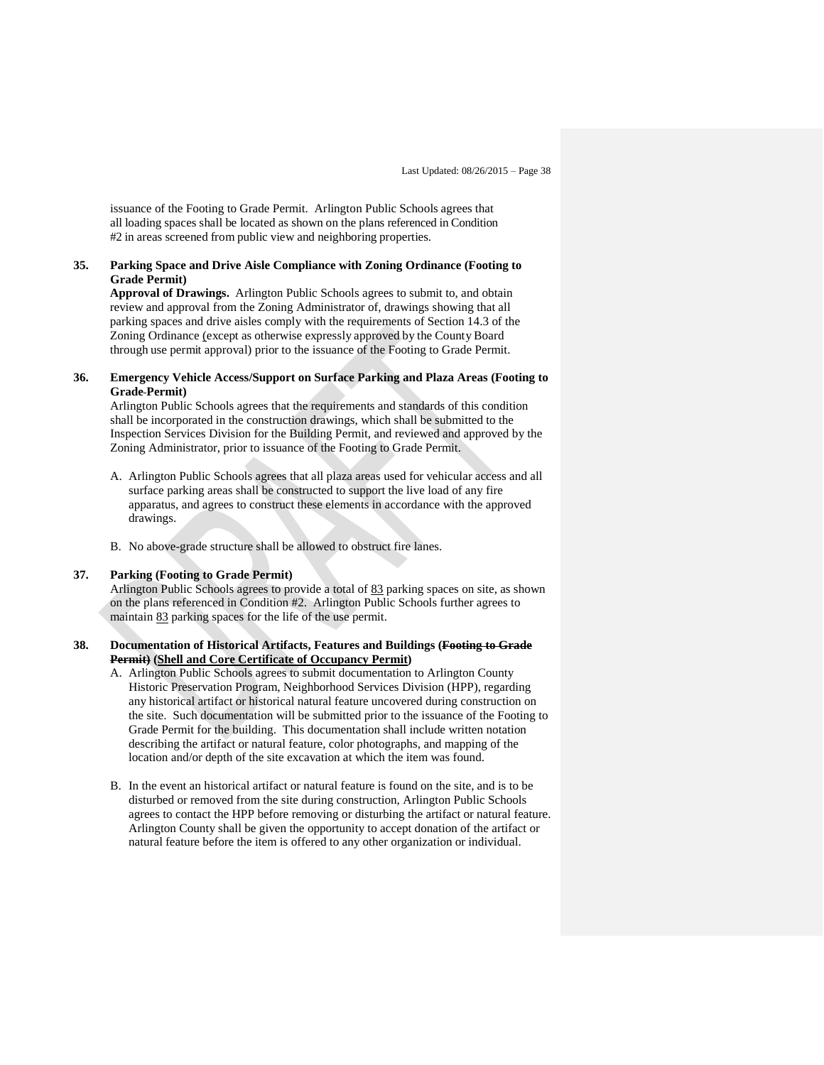issuance of the Footing to Grade Permit. Arlington Public Schools agrees that all loading spaces shall be located as shown on the plans referenced in Condition #2 in areas screened from public view and neighboring properties.

**35. Parking Space and Drive Aisle Compliance with Zoning Ordinance (Footing to Grade Permit)**

**Approval of Drawings.** Arlington Public Schools agrees to submit to, and obtain review and approval from the Zoning Administrator of, drawings showing that all parking spaces and drive aisles comply with the requirements of Section 14.3 of the Zoning Ordinance (except as otherwise expressly approved by the County Board through use permit approval) prior to the issuance of the Footing to Grade Permit.

**36. Emergency Vehicle Access/Support on Surface Parking and Plaza Areas (Footing to Grade Permit)**

Arlington Public Schools agrees that the requirements and standards of this condition shall be incorporated in the construction drawings, which shall be submitted to the Inspection Services Division for the Building Permit, and reviewed and approved by the Zoning Administrator, prior to issuance of the Footing to Grade Permit.

A. Arlington Public Schools agrees that all plaza areas used for vehicular access and all surface parking areas shall be constructed to support the live load of any fire apparatus, and agrees to construct these elements in accordance with the approved drawings.

B. No above-grade structure shall be allowed to obstruct fire lanes.

**37. Parking (Footing to Grade Permit)**

Arlington Public Schools agrees to provide a total of 83 parking spaces on site, as shown on the plans referenced in Condition #2. Arlington Public Schools further agrees to maintain 83 parking spaces for the life of the use permit.

**38. Documentation of Historical Artifacts, Features and Buildings (~~Footing to Grade Permit~~) (Shell and Core Certificate of Occupancy Permit)**

A. Arlington Public Schools agrees to submit documentation to Arlington County Historic Preservation Program, Neighborhood Services Division (HPP), regarding any historical artifact or historical natural feature uncovered during construction on the site. Such documentation will be submitted prior to the issuance of the Footing to Grade Permit for the building. This documentation shall include written notation describing the artifact or natural feature, color photographs, and mapping of the location and/or depth of the site excavation at which the item was found.

B. In the event an historical artifact or natural feature is found on the site, and is to be disturbed or removed from the site during construction, Arlington Public Schools agrees to contact the HPP before removing or disturbing the artifact or natural feature. Arlington County shall be given the opportunity to accept donation of the artifact or natural feature before the item is offered to any other organization or individual.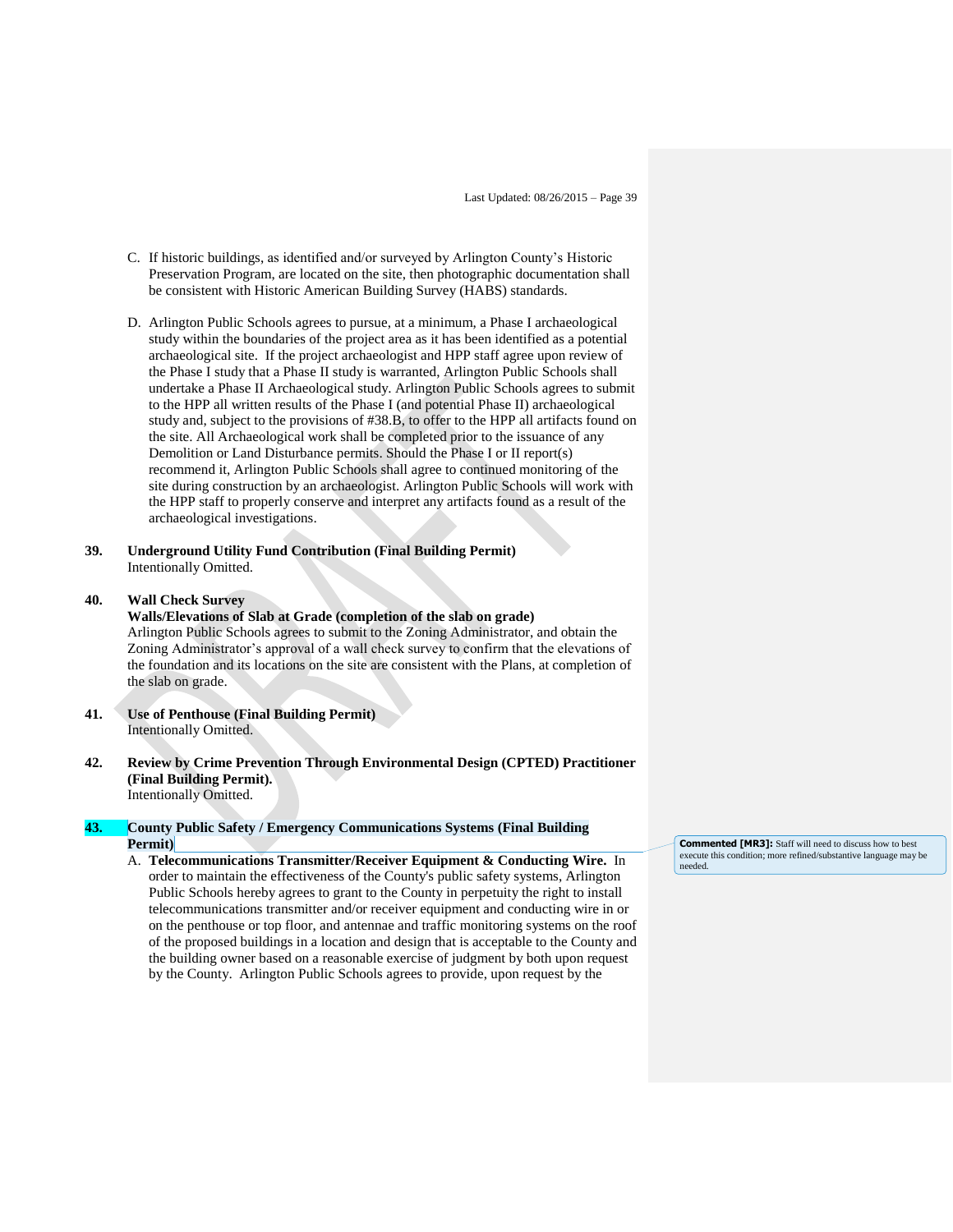C. If historic buildings, as identified and/or surveyed by Arlington County's Historic Preservation Program, are located on the site, then photographic documentation shall be consistent with Historic American Building Survey (HABS) standards.

D. Arlington Public Schools agrees to pursue, at a minimum, a Phase I archaeological study within the boundaries of the project area as it has been identified as a potential archaeological site. If the project archaeologist and HPP staff agree upon review of the Phase I study that a Phase II study is warranted, Arlington Public Schools shall undertake a Phase II Archaeological study. Arlington Public Schools agrees to submit to the HPP all written results of the Phase I (and potential Phase II) archaeological study and, subject to the provisions of #38.B, to offer to the HPP all artifacts found on the site. All Archaeological work shall be completed prior to the issuance of any Demolition or Land Disturbance permits. Should the Phase I or II report(s) recommend it, Arlington Public Schools shall agree to continued monitoring of the site during construction by an archaeologist. Arlington Public Schools will work with the HPP staff to properly conserve and interpret any artifacts found as a result of the archaeological investigations.

**39. Underground Utility Fund Contribution (Final Building Permit)**
Intentionally Omitted.

**40. Wall Check Survey**
**Walls/Elevations of Slab at Grade (completion of the slab on grade)**
Arlington Public Schools agrees to submit to the Zoning Administrator, and obtain the Zoning Administrator's approval of a wall check survey to confirm that the elevations of the foundation and its locations on the site are consistent with the Plans, at completion of the slab on grade.

**41. Use of Penthouse (Final Building Permit)**
Intentionally Omitted.

**42. Review by Crime Prevention Through Environmental Design (CPTED) Practitioner (Final Building Permit).**
Intentionally Omitted.

**43. County Public Safety / Emergency Communications Systems (Final Building Permit)**

A. **Telecommunications Transmitter/Receiver Equipment & Conducting Wire.** In order to maintain the effectiveness of the County's public safety systems, Arlington Public Schools hereby agrees to grant to the County in perpetuity the right to install telecommunications transmitter and/or receiver equipment and conducting wire in or on the penthouse or top floor, and antennae and traffic monitoring systems on the roof of the proposed buildings in a location and design that is acceptable to the County and the building owner based on a reasonable exercise of judgment by both upon request by the County. Arlington Public Schools agrees to provide, upon request by the

**Commented [MR3]:** Staff will need to discuss how to best execute this condition; more refined/substantive language may be needed.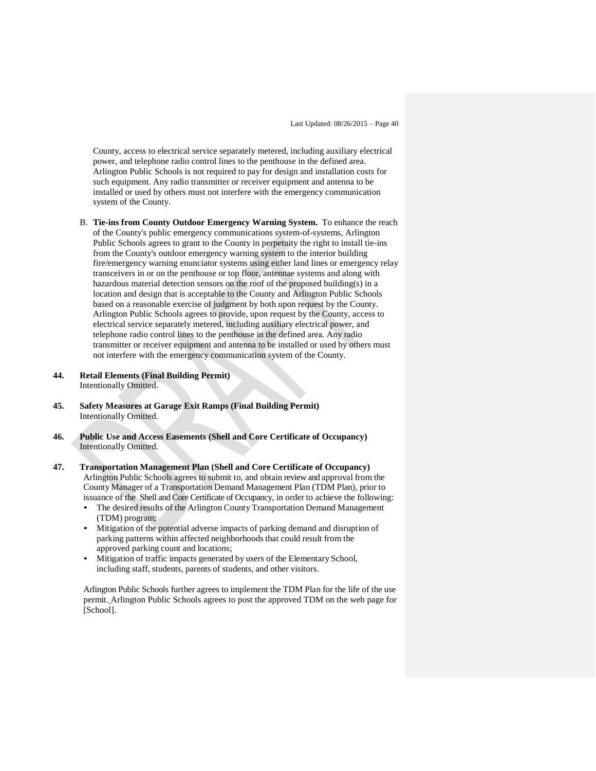County, access to electrical service separately metered, including auxiliary electrical power, and telephone radio control lines to the penthouse in the defined area. Arlington Public Schools is not required to pay for design and installation costs for such equipment. Any radio transmitter or receiver equipment and antenna to be installed or used by others must not interfere with the emergency communication system of the County.

B. **Tie-ins from County Outdoor Emergency Warning System.** To enhance the reach of the County's public emergency communications system-of-systems, Arlington Public Schools agrees to grant to the County in perpetuity the right to install tie-ins from the County's outdoor emergency warning system to the interior building fire/emergency warning enunciator systems using either land lines or emergency relay transceivers in or on the penthouse or top floor, antennae systems and along with hazardous material detection sensors on the roof of the proposed building(s) in a location and design that is acceptable to the County and Arlington Public Schools based on a reasonable exercise of judgment by both upon request by the County. Arlington Public Schools agrees to provide, upon request by the County, access to electrical service separately metered, including auxiliary electrical power, and telephone radio control lines to the penthouse in the defined area. Any radio transmitter or receiver equipment and antenna to be installed or used by others must not interfere with the emergency communication system of the County.

**44. Retail Elements (Final Building Permit)**
Intentionally Omitted.

**45. Safety Measures at Garage Exit Ramps (Final Building Permit)**
Intentionally Omitted.

**46. Public Use and Access Easements (Shell and Core Certificate of Occupancy)**
Intentionally Omitted.

**47. Transportation Management Plan (Shell and Core Certificate of Occupancy)**
Arlington Public Schools agrees to submit to, and obtain review and approval from the County Manager of a Transportation Demand Management Plan (TDM Plan), prior to issuance of the Shell and Core Certificate of Occupancy, in order to achieve the following:

- The desired results of the Arlington County Transportation Demand Management (TDM) program;
- Mitigation of the potential adverse impacts of parking demand and disruption of parking patterns within affected neighborhoods that could result from the approved parking count and locations;
- Mitigation of traffic impacts generated by users of the Elementary School, including staff, students, parents of students, and other visitors.

Arlington Public Schools further agrees to implement the TDM Plan for the life of the use permit. Arlington Public Schools agrees to post the approved TDM on the web page for [School].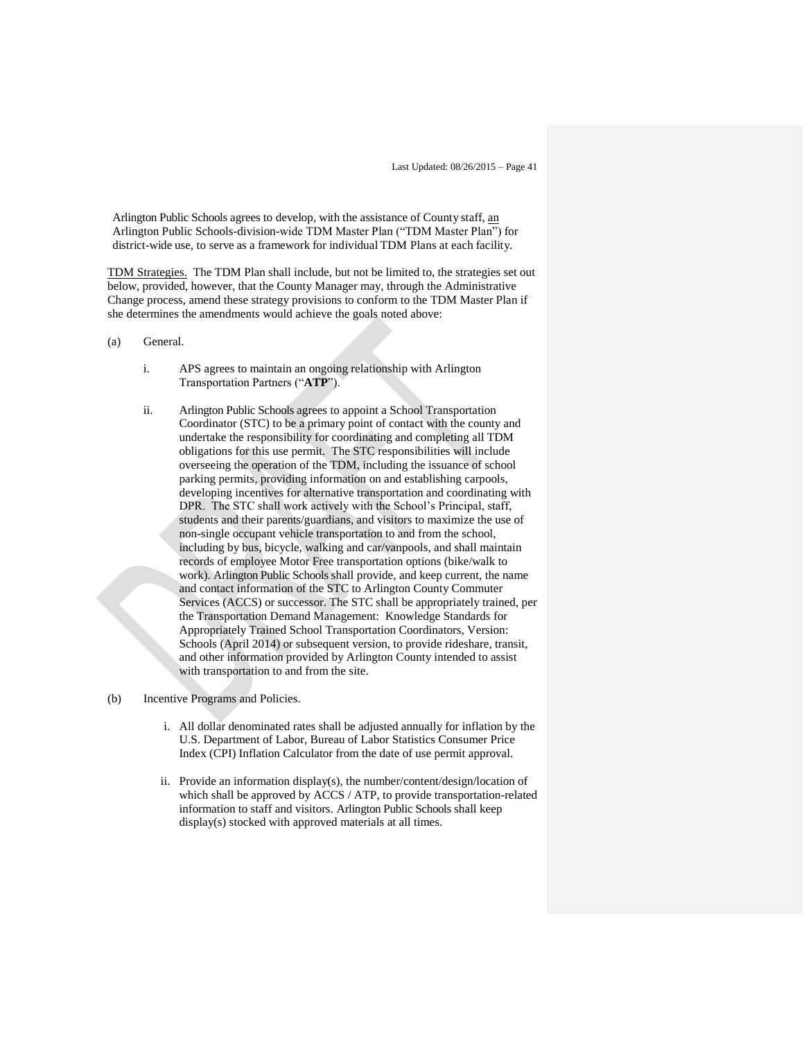Arlington Public Schools agrees to develop, with the assistance of County staff, an Arlington Public Schools-division-wide TDM Master Plan ("TDM Master Plan") for district-wide use, to serve as a framework for individual TDM Plans at each facility.

TDM Strategies. The TDM Plan shall include, but not be limited to, the strategies set out below, provided, however, that the County Manager may, through the Administrative Change process, amend these strategy provisions to conform to the TDM Master Plan if she determines the amendments would achieve the goals noted above:

(a) General.

i. APS agrees to maintain an ongoing relationship with Arlington Transportation Partners ("**ATP**").

ii. Arlington Public Schools agrees to appoint a School Transportation Coordinator (STC) to be a primary point of contact with the county and undertake the responsibility for coordinating and completing all TDM obligations for this use permit. The STC responsibilities will include overseeing the operation of the TDM, including the issuance of school parking permits, providing information on and establishing carpools, developing incentives for alternative transportation and coordinating with DPR. The STC shall work actively with the School's Principal, staff, students and their parents/guardians, and visitors to maximize the use of non-single occupant vehicle transportation to and from the school, including by bus, bicycle, walking and car/vanpools, and shall maintain records of employee Motor Free transportation options (bike/walk to work). Arlington Public Schools shall provide, and keep current, the name and contact information of the STC to Arlington County Commuter Services (ACCS) or successor. The STC shall be appropriately trained, per the Transportation Demand Management: Knowledge Standards for Appropriately Trained School Transportation Coordinators, Version: Schools (April 2014) or subsequent version, to provide rideshare, transit, and other information provided by Arlington County intended to assist with transportation to and from the site.

(b) Incentive Programs and Policies.

i. All dollar denominated rates shall be adjusted annually for inflation by the U.S. Department of Labor, Bureau of Labor Statistics Consumer Price Index (CPI) Inflation Calculator from the date of use permit approval.

ii. Provide an information display(s), the number/content/design/location of which shall be approved by ACCS / ATP, to provide transportation-related information to staff and visitors. Arlington Public Schools shall keep display(s) stocked with approved materials at all times.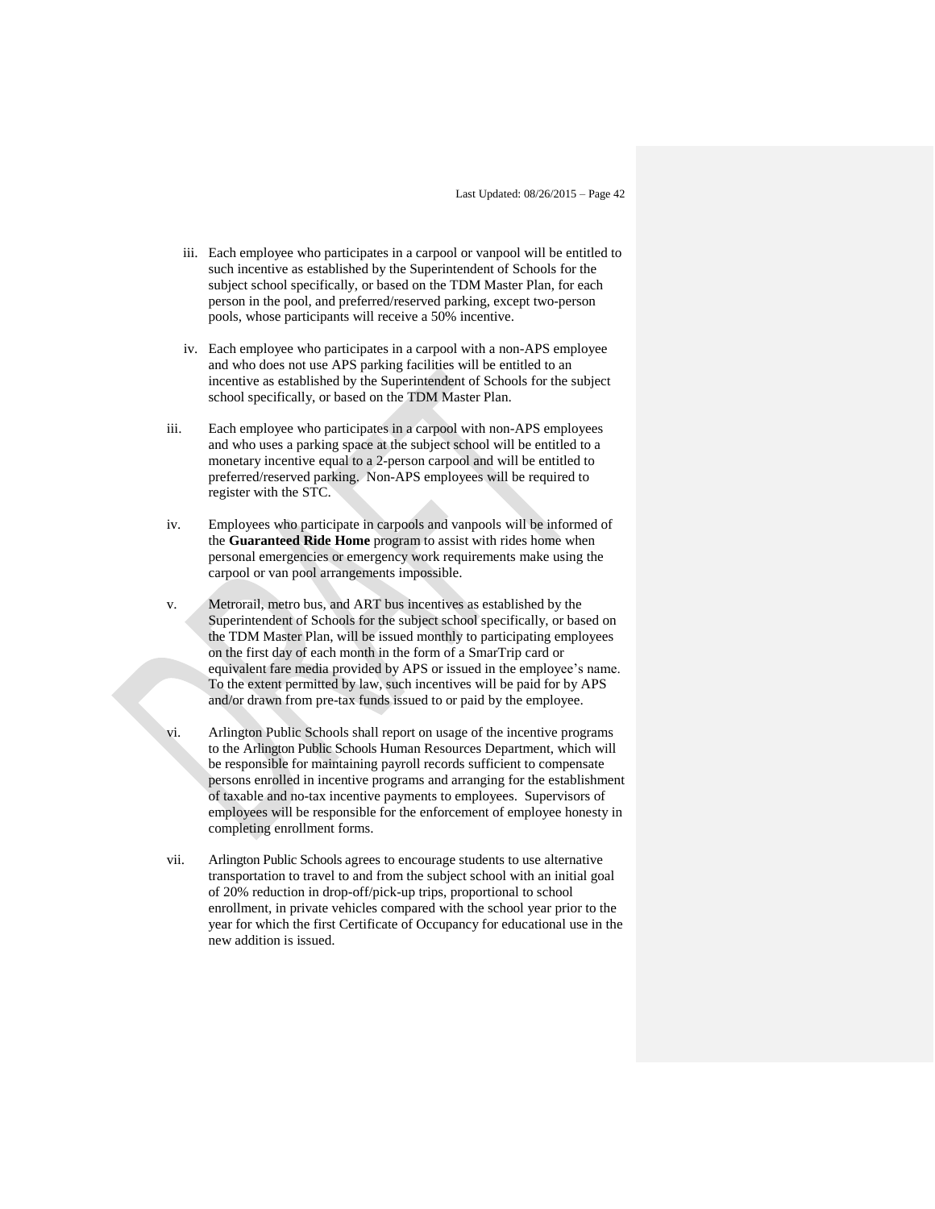iii. Each employee who participates in a carpool or vanpool will be entitled to such incentive as established by the Superintendent of Schools for the subject school specifically, or based on the TDM Master Plan, for each person in the pool, and preferred/reserved parking, except two-person pools, whose participants will receive a 50% incentive.

iv. Each employee who participates in a carpool with a non-APS employee and who does not use APS parking facilities will be entitled to an incentive as established by the Superintendent of Schools for the subject school specifically, or based on the TDM Master Plan.

iii. Each employee who participates in a carpool with non-APS employees and who uses a parking space at the subject school will be entitled to a monetary incentive equal to a 2-person carpool and will be entitled to preferred/reserved parking. Non-APS employees will be required to register with the STC.

iv. Employees who participate in carpools and vanpools will be informed of the **Guaranteed Ride Home** program to assist with rides home when personal emergencies or emergency work requirements make using the carpool or van pool arrangements impossible.

v. Metrorail, metro bus, and ART bus incentives as established by the Superintendent of Schools for the subject school specifically, or based on the TDM Master Plan, will be issued monthly to participating employees on the first day of each month in the form of a SmarTrip card or equivalent fare media provided by APS or issued in the employee's name. To the extent permitted by law, such incentives will be paid for by APS and/or drawn from pre-tax funds issued to or paid by the employee.

vi. Arlington Public Schools shall report on usage of the incentive programs to the Arlington Public Schools Human Resources Department, which will be responsible for maintaining payroll records sufficient to compensate persons enrolled in incentive programs and arranging for the establishment of taxable and no-tax incentive payments to employees. Supervisors of employees will be responsible for the enforcement of employee honesty in completing enrollment forms.

vii. Arlington Public Schools agrees to encourage students to use alternative transportation to travel to and from the subject school with an initial goal of 20% reduction in drop-off/pick-up trips, proportional to school enrollment, in private vehicles compared with the school year prior to the year for which the first Certificate of Occupancy for educational use in the new addition is issued.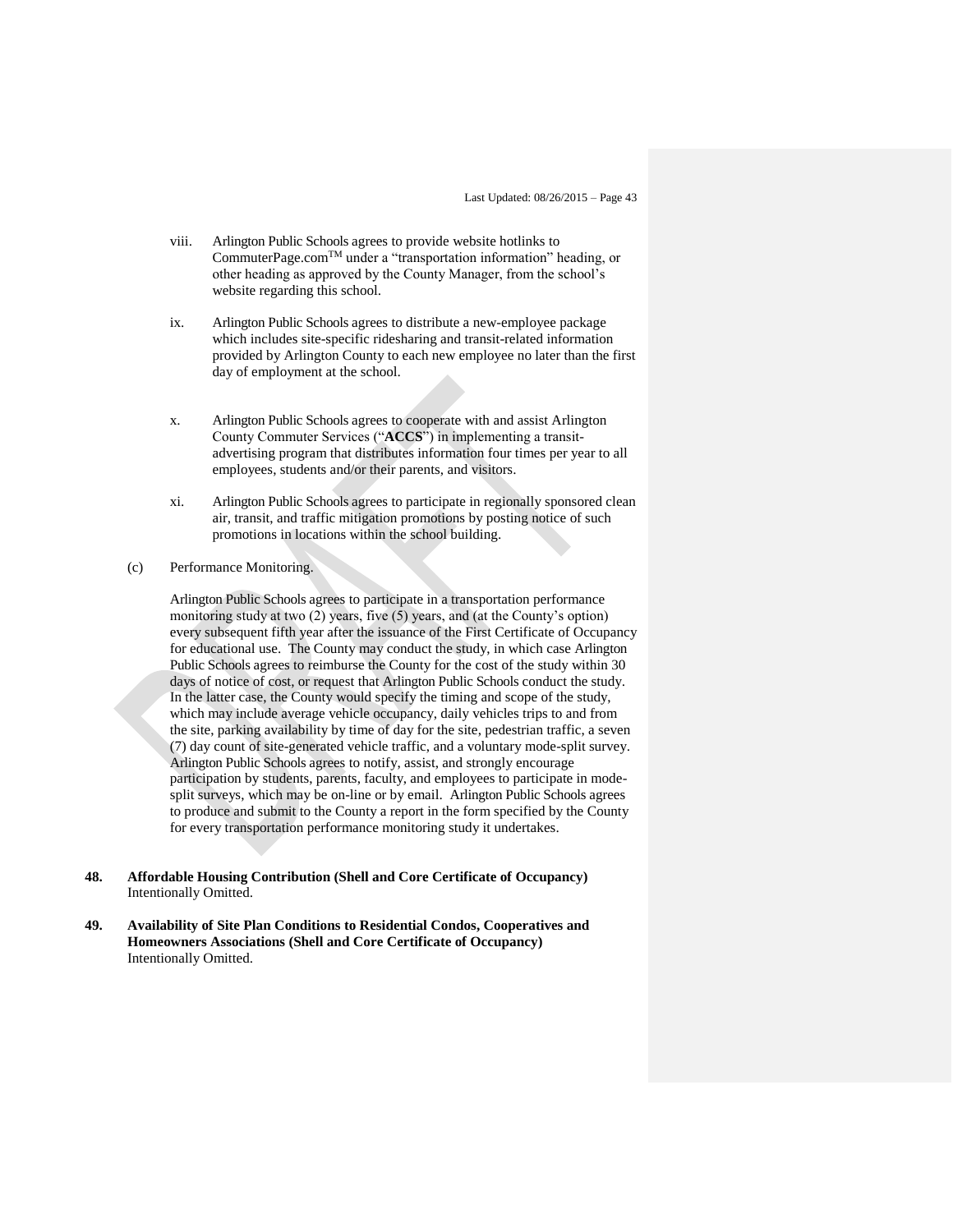viii. Arlington Public Schools agrees to provide website hotlinks to CommuterPage.com™ under a "transportation information" heading, or other heading as approved by the County Manager, from the school's website regarding this school.

ix. Arlington Public Schools agrees to distribute a new-employee package which includes site-specific ridesharing and transit-related information provided by Arlington County to each new employee no later than the first day of employment at the school.

x. Arlington Public Schools agrees to cooperate with and assist Arlington County Commuter Services ("**ACCS**") in implementing a transit-advertising program that distributes information four times per year to all employees, students and/or their parents, and visitors.

xi. Arlington Public Schools agrees to participate in regionally sponsored clean air, transit, and traffic mitigation promotions by posting notice of such promotions in locations within the school building.

(c) Performance Monitoring.

Arlington Public Schools agrees to participate in a transportation performance monitoring study at two (2) years, five (5) years, and (at the County's option) every subsequent fifth year after the issuance of the First Certificate of Occupancy for educational use. The County may conduct the study, in which case Arlington Public Schools agrees to reimburse the County for the cost of the study within 30 days of notice of cost, or request that Arlington Public Schools conduct the study. In the latter case, the County would specify the timing and scope of the study, which may include average vehicle occupancy, daily vehicles trips to and from the site, parking availability by time of day for the site, pedestrian traffic, a seven (7) day count of site-generated vehicle traffic, and a voluntary mode-split survey. Arlington Public Schools agrees to notify, assist, and strongly encourage participation by students, parents, faculty, and employees to participate in mode-split surveys, which may be on-line or by email. Arlington Public Schools agrees to produce and submit to the County a report in the form specified by the County for every transportation performance monitoring study it undertakes.

**48. Affordable Housing Contribution (Shell and Core Certificate of Occupancy)**
Intentionally Omitted.

**49. Availability of Site Plan Conditions to Residential Condos, Cooperatives and Homeowners Associations (Shell and Core Certificate of Occupancy)**
Intentionally Omitted.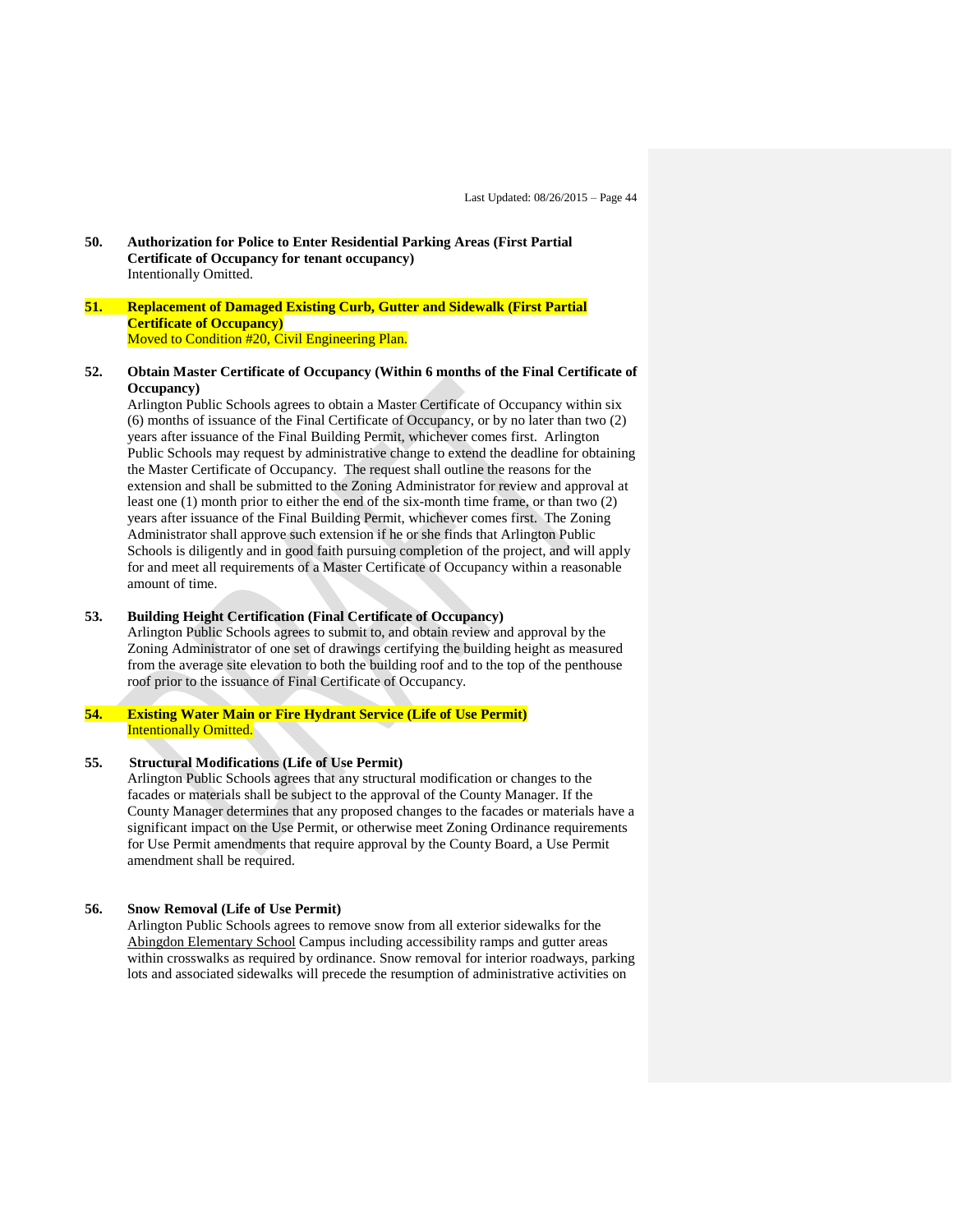**50. Authorization for Police to Enter Residential Parking Areas (First Partial Certificate of Occupancy for tenant occupancy)**
Intentionally Omitted.

**51. Replacement of Damaged Existing Curb, Gutter and Sidewalk (First Partial Certificate of Occupancy)**
Moved to Condition #20, Civil Engineering Plan.

**52. Obtain Master Certificate of Occupancy (Within 6 months of the Final Certificate of Occupancy)**
Arlington Public Schools agrees to obtain a Master Certificate of Occupancy within six (6) months of issuance of the Final Certificate of Occupancy, or by no later than two (2) years after issuance of the Final Building Permit, whichever comes first. Arlington Public Schools may request by administrative change to extend the deadline for obtaining the Master Certificate of Occupancy. The request shall outline the reasons for the extension and shall be submitted to the Zoning Administrator for review and approval at least one (1) month prior to either the end of the six-month time frame, or than two (2) years after issuance of the Final Building Permit, whichever comes first. The Zoning Administrator shall approve such extension if he or she finds that Arlington Public Schools is diligently and in good faith pursuing completion of the project, and will apply for and meet all requirements of a Master Certificate of Occupancy within a reasonable amount of time.

**53. Building Height Certification (Final Certificate of Occupancy)**
Arlington Public Schools agrees to submit to, and obtain review and approval by the Zoning Administrator of one set of drawings certifying the building height as measured from the average site elevation to both the building roof and to the top of the penthouse roof prior to the issuance of Final Certificate of Occupancy.

**54. Existing Water Main or Fire Hydrant Service (Life of Use Permit)**
Intentionally Omitted.

**55. Structural Modifications (Life of Use Permit)**
Arlington Public Schools agrees that any structural modification or changes to the facades or materials shall be subject to the approval of the County Manager. If the County Manager determines that any proposed changes to the facades or materials have a significant impact on the Use Permit, or otherwise meet Zoning Ordinance requirements for Use Permit amendments that require approval by the County Board, a Use Permit amendment shall be required.

**56. Snow Removal (Life of Use Permit)**
Arlington Public Schools agrees to remove snow from all exterior sidewalks for the Abingdon Elementary School Campus including accessibility ramps and gutter areas within crosswalks as required by ordinance. Snow removal for interior roadways, parking lots and associated sidewalks will precede the resumption of administrative activities on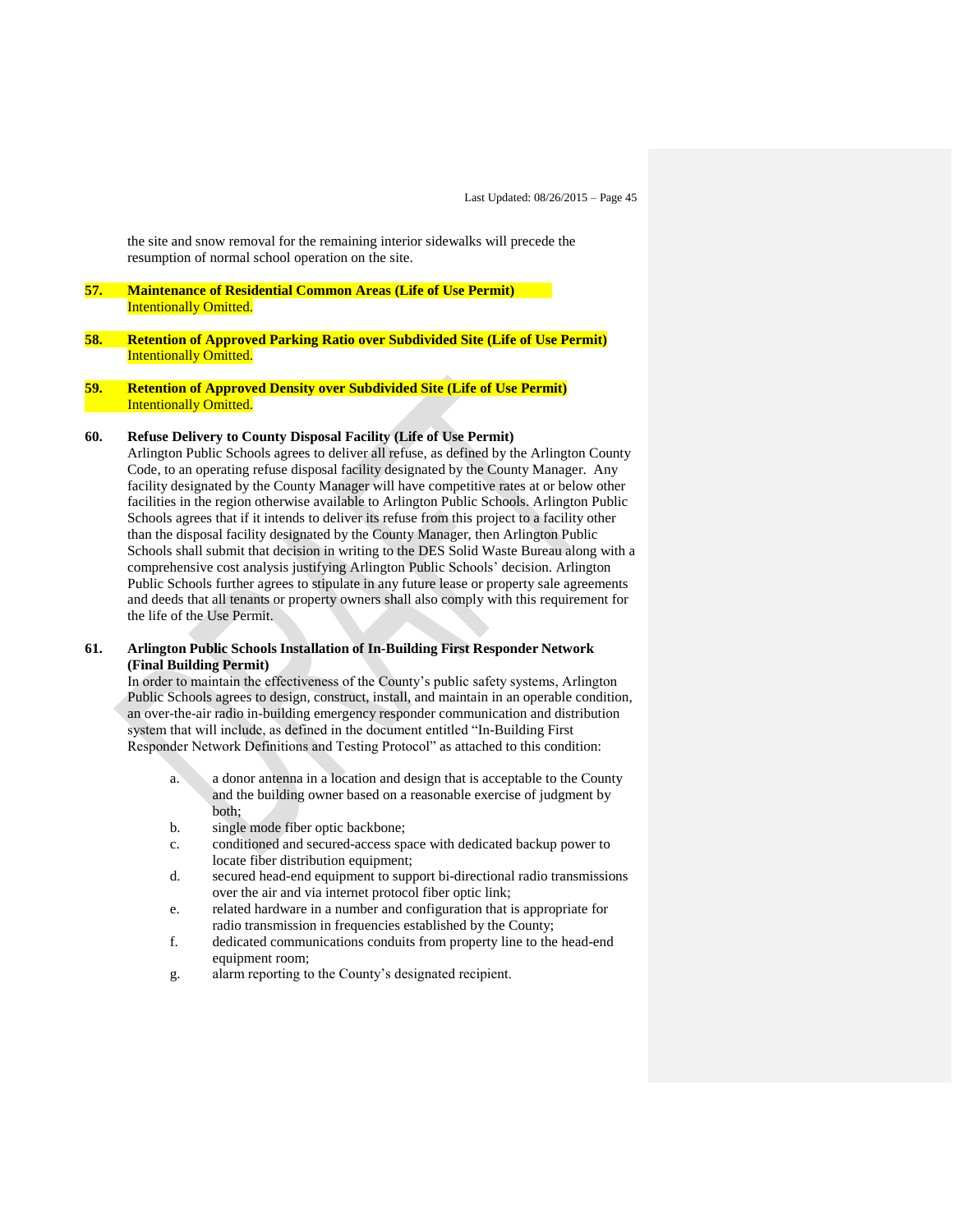the site and snow removal for the remaining interior sidewalks will precede the resumption of normal school operation on the site.

**57. Maintenance of Residential Common Areas (Life of Use Permit)**
Intentionally Omitted.

**58. Retention of Approved Parking Ratio over Subdivided Site (Life of Use Permit)**
Intentionally Omitted.

**59. Retention of Approved Density over Subdivided Site (Life of Use Permit)**
Intentionally Omitted.

**60. Refuse Delivery to County Disposal Facility (Life of Use Permit)**
Arlington Public Schools agrees to deliver all refuse, as defined by the Arlington County Code, to an operating refuse disposal facility designated by the County Manager. Any facility designated by the County Manager will have competitive rates at or below other facilities in the region otherwise available to Arlington Public Schools. Arlington Public Schools agrees that if it intends to deliver its refuse from this project to a facility other than the disposal facility designated by the County Manager, then Arlington Public Schools shall submit that decision in writing to the DES Solid Waste Bureau along with a comprehensive cost analysis justifying Arlington Public Schools' decision. Arlington Public Schools further agrees to stipulate in any future lease or property sale agreements and deeds that all tenants or property owners shall also comply with this requirement for the life of the Use Permit.

**61. Arlington Public Schools Installation of In-Building First Responder Network (Final Building Permit)**
In order to maintain the effectiveness of the County's public safety systems, Arlington Public Schools agrees to design, construct, install, and maintain in an operable condition, an over-the-air radio in-building emergency responder communication and distribution system that will include, as defined in the document entitled "In-Building First Responder Network Definitions and Testing Protocol" as attached to this condition:

a. a donor antenna in a location and design that is acceptable to the County and the building owner based on a reasonable exercise of judgment by both;
b. single mode fiber optic backbone;
c. conditioned and secured-access space with dedicated backup power to locate fiber distribution equipment;
d. secured head-end equipment to support bi-directional radio transmissions over the air and via internet protocol fiber optic link;
e. related hardware in a number and configuration that is appropriate for radio transmission in frequencies established by the County;
f. dedicated communications conduits from property line to the head-end equipment room;
g. alarm reporting to the County's designated recipient.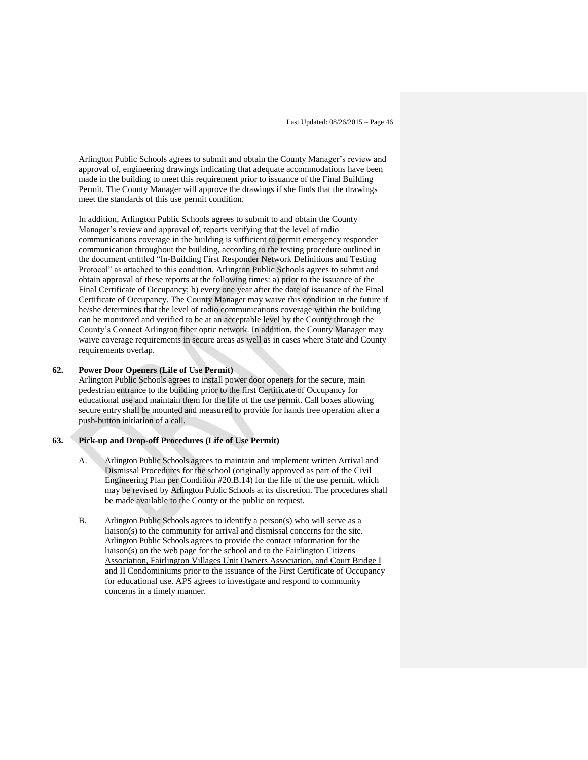Arlington Public Schools agrees to submit and obtain the County Manager's review and approval of, engineering drawings indicating that adequate accommodations have been made in the building to meet this requirement prior to issuance of the Final Building Permit. The County Manager will approve the drawings if she finds that the drawings meet the standards of this use permit condition.

In addition, Arlington Public Schools agrees to submit to and obtain the County Manager's review and approval of, reports verifying that the level of radio communications coverage in the building is sufficient to permit emergency responder communication throughout the building, according to the testing procedure outlined in the document entitled "In-Building First Responder Network Definitions and Testing Protocol" as attached to this condition. Arlington Public Schools agrees to submit and obtain approval of these reports at the following times: a) prior to the issuance of the Final Certificate of Occupancy; b) every one year after the date of issuance of the Final Certificate of Occupancy. The County Manager may waive this condition in the future if he/she determines that the level of radio communications coverage within the building can be monitored and verified to be at an acceptable level by the County through the County's Connect Arlington fiber optic network. In addition, the County Manager may waive coverage requirements in secure areas as well as in cases where State and County requirements overlap.

**62. Power Door Openers (Life of Use Permit)**

Arlington Public Schools agrees to install power door openers for the secure, main pedestrian entrance to the building prior to the first Certificate of Occupancy for educational use and maintain them for the life of the use permit. Call boxes allowing secure entry shall be mounted and measured to provide for hands free operation after a push-button initiation of a call.

**63. Pick-up and Drop-off Procedures (Life of Use Permit)**

A. Arlington Public Schools agrees to maintain and implement written Arrival and Dismissal Procedures for the school (originally approved as part of the Civil Engineering Plan per Condition #20.B.14) for the life of the use permit, which may be revised by Arlington Public Schools at its discretion. The procedures shall be made available to the County or the public on request.

B. Arlington Public Schools agrees to identify a person(s) who will serve as a liaison(s) to the community for arrival and dismissal concerns for the site. Arlington Public Schools agrees to provide the contact information for the liaison(s) on the web page for the school and to the Fairlington Citizens Association, Fairlington Villages Unit Owners Association, and Court Bridge I and II Condominiums prior to the issuance of the First Certificate of Occupancy for educational use. APS agrees to investigate and respond to community concerns in a timely manner.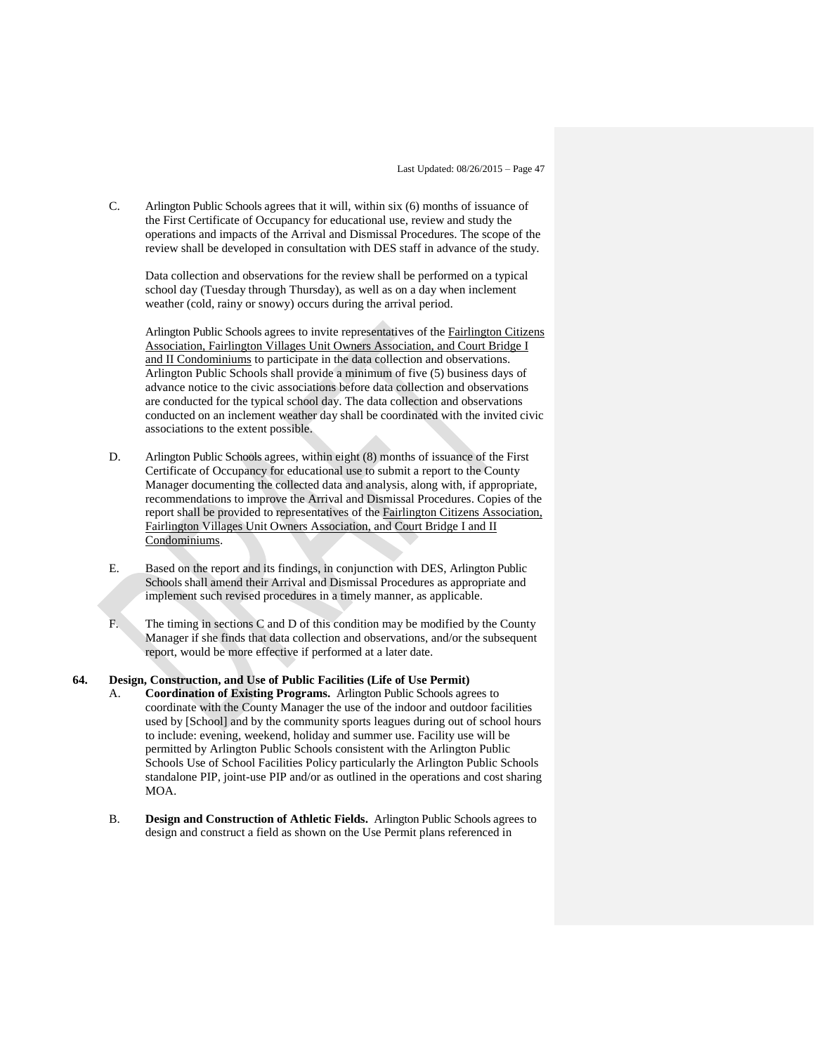C. Arlington Public Schools agrees that it will, within six (6) months of issuance of the First Certificate of Occupancy for educational use, review and study the operations and impacts of the Arrival and Dismissal Procedures. The scope of the review shall be developed in consultation with DES staff in advance of the study.

   Data collection and observations for the review shall be performed on a typical school day (Tuesday through Thursday), as well as on a day when inclement weather (cold, rainy or snowy) occurs during the arrival period.

   Arlington Public Schools agrees to invite representatives of the Fairlington Citizens Association, Fairlington Villages Unit Owners Association, and Court Bridge I and II Condominiums to participate in the data collection and observations. Arlington Public Schools shall provide a minimum of five (5) business days of advance notice to the civic associations before data collection and observations are conducted for the typical school day. The data collection and observations conducted on an inclement weather day shall be coordinated with the invited civic associations to the extent possible.

D. Arlington Public Schools agrees, within eight (8) months of issuance of the First Certificate of Occupancy for educational use to submit a report to the County Manager documenting the collected data and analysis, along with, if appropriate, recommendations to improve the Arrival and Dismissal Procedures. Copies of the report shall be provided to representatives of the Fairlington Citizens Association, Fairlington Villages Unit Owners Association, and Court Bridge I and II Condominiums.

E. Based on the report and its findings, in conjunction with DES, Arlington Public Schools shall amend their Arrival and Dismissal Procedures as appropriate and implement such revised procedures in a timely manner, as applicable.

F. The timing in sections C and D of this condition may be modified by the County Manager if she finds that data collection and observations, and/or the subsequent report, would be more effective if performed at a later date.

**64. Design, Construction, and Use of Public Facilities (Life of Use Permit)**

A. **Coordination of Existing Programs.** Arlington Public Schools agrees to coordinate with the County Manager the use of the indoor and outdoor facilities used by [School] and by the community sports leagues during out of school hours to include: evening, weekend, holiday and summer use. Facility use will be permitted by Arlington Public Schools consistent with the Arlington Public Schools Use of School Facilities Policy particularly the Arlington Public Schools standalone PIP, joint-use PIP and/or as outlined in the operations and cost sharing MOA.

B. **Design and Construction of Athletic Fields.** Arlington Public Schools agrees to design and construct a field as shown on the Use Permit plans referenced in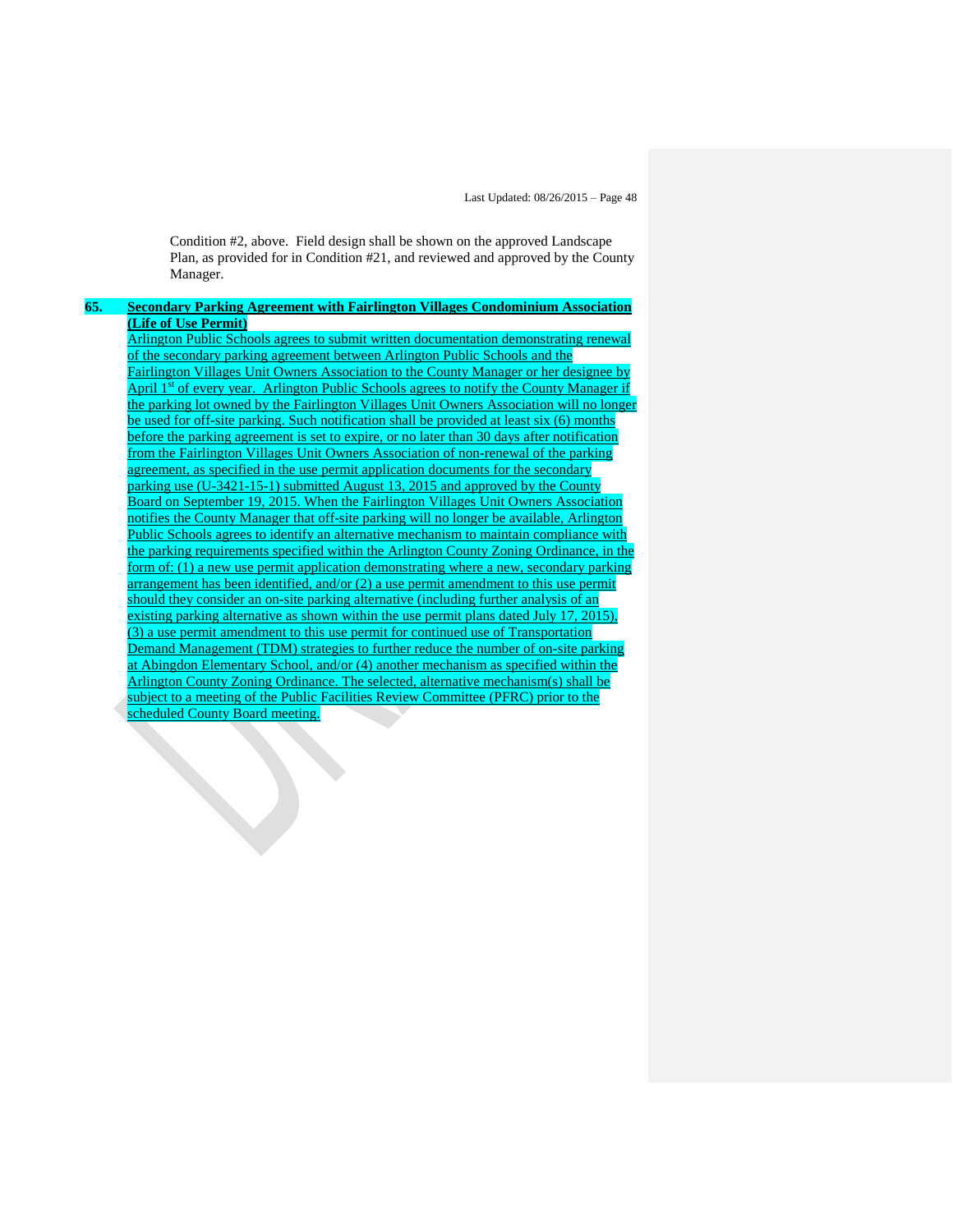Condition #2, above. Field design shall be shown on the approved Landscape Plan, as provided for in Condition #21, and reviewed and approved by the County Manager.

**65. Secondary Parking Agreement with Fairlington Villages Condominium Association (Life of Use Permit)**

Arlington Public Schools agrees to submit written documentation demonstrating renewal of the secondary parking agreement between Arlington Public Schools and the Fairlington Villages Unit Owners Association to the County Manager or her designee by April 1st of every year. Arlington Public Schools agrees to notify the County Manager if the parking lot owned by the Fairlington Villages Unit Owners Association will no longer be used for off-site parking. Such notification shall be provided at least six (6) months before the parking agreement is set to expire, or no later than 30 days after notification from the Fairlington Villages Unit Owners Association of non-renewal of the parking agreement, as specified in the use permit application documents for the secondary parking use (U-3421-15-1) submitted August 13, 2015 and approved by the County Board on September 19, 2015. When the Fairlington Villages Unit Owners Association notifies the County Manager that off-site parking will no longer be available, Arlington Public Schools agrees to identify an alternative mechanism to maintain compliance with the parking requirements specified within the Arlington County Zoning Ordinance, in the form of: (1) a new use permit application demonstrating where a new, secondary parking arrangement has been identified, and/or (2) a use permit amendment to this use permit should they consider an on-site parking alternative (including further analysis of an existing parking alternative as shown within the use permit plans dated July 17, 2015), (3) a use permit amendment to this use permit for continued use of Transportation Demand Management (TDM) strategies to further reduce the number of on-site parking at Abingdon Elementary School, and/or (4) another mechanism as specified within the Arlington County Zoning Ordinance. The selected, alternative mechanism(s) shall be subject to a meeting of the Public Facilities Review Committee (PFRC) prior to the scheduled County Board meeting.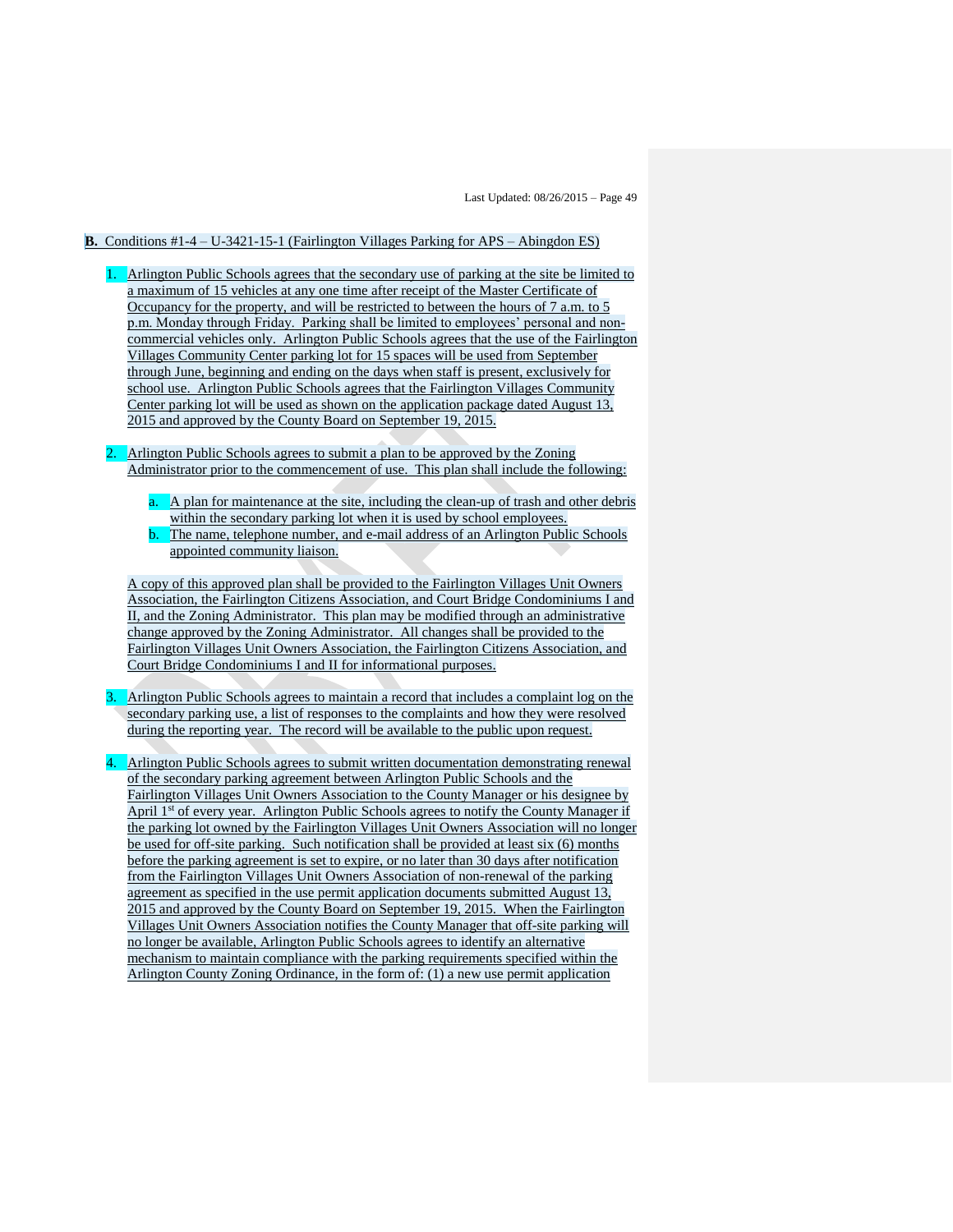**B.** Conditions #1-4 – U-3421-15-1 (Fairlington Villages Parking for APS – Abingdon ES)

1. Arlington Public Schools agrees that the secondary use of parking at the site be limited to a maximum of 15 vehicles at any one time after receipt of the Master Certificate of Occupancy for the property, and will be restricted to between the hours of 7 a.m. to 5 p.m. Monday through Friday. Parking shall be limited to employees' personal and non-commercial vehicles only. Arlington Public Schools agrees that the use of the Fairlington Villages Community Center parking lot for 15 spaces will be used from September through June, beginning and ending on the days when staff is present, exclusively for school use. Arlington Public Schools agrees that the Fairlington Villages Community Center parking lot will be used as shown on the application package dated August 13, 2015 and approved by the County Board on September 19, 2015.

2. Arlington Public Schools agrees to submit a plan to be approved by the Zoning Administrator prior to the commencement of use. This plan shall include the following:

   a. A plan for maintenance at the site, including the clean-up of trash and other debris within the secondary parking lot when it is used by school employees.
   b. The name, telephone number, and e-mail address of an Arlington Public Schools appointed community liaison.

   A copy of this approved plan shall be provided to the Fairlington Villages Unit Owners Association, the Fairlington Citizens Association, and Court Bridge Condominiums I and II, and the Zoning Administrator. This plan may be modified through an administrative change approved by the Zoning Administrator. All changes shall be provided to the Fairlington Villages Unit Owners Association, the Fairlington Citizens Association, and Court Bridge Condominiums I and II for informational purposes.

3. Arlington Public Schools agrees to maintain a record that includes a complaint log on the secondary parking use, a list of responses to the complaints and how they were resolved during the reporting year. The record will be available to the public upon request.

4. Arlington Public Schools agrees to submit written documentation demonstrating renewal of the secondary parking agreement between Arlington Public Schools and the Fairlington Villages Unit Owners Association to the County Manager or his designee by April 1st of every year. Arlington Public Schools agrees to notify the County Manager if the parking lot owned by the Fairlington Villages Unit Owners Association will no longer be used for off-site parking. Such notification shall be provided at least six (6) months before the parking agreement is set to expire, or no later than 30 days after notification from the Fairlington Villages Unit Owners Association of non-renewal of the parking agreement as specified in the use permit application documents submitted August 13, 2015 and approved by the County Board on September 19, 2015. When the Fairlington Villages Unit Owners Association notifies the County Manager that off-site parking will no longer be available, Arlington Public Schools agrees to identify an alternative mechanism to maintain compliance with the parking requirements specified within the Arlington County Zoning Ordinance, in the form of: (1) a new use permit application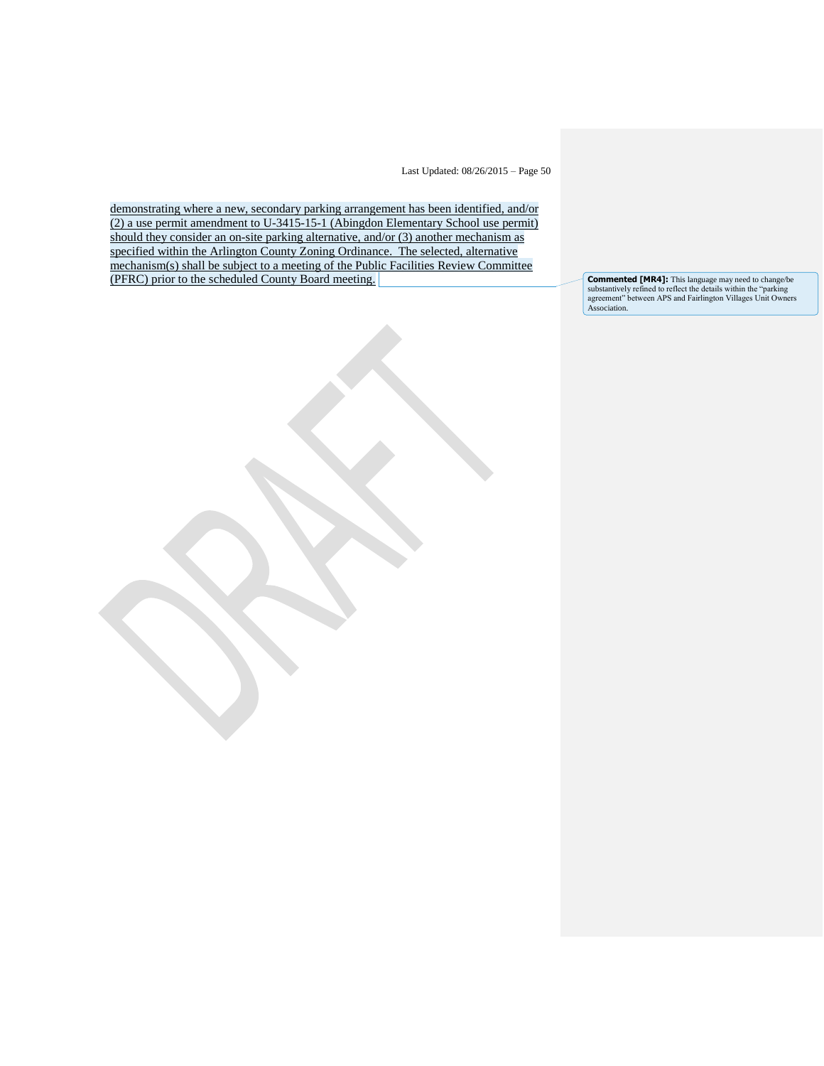demonstrating where a new, secondary parking arrangement has been identified, and/or (2) a use permit amendment to U-3415-15-1 (Abingdon Elementary School use permit) should they consider an on-site parking alternative, and/or (3) another mechanism as specified within the Arlington County Zoning Ordinance. The selected, alternative mechanism(s) shall be subject to a meeting of the Public Facilities Review Committee (PFRC) prior to the scheduled County Board meeting.

**Commented [MR4]:** This language may need to change/be substantively refined to reflect the details within the "parking agreement" between APS and Fairlington Villages Unit Owners Association.